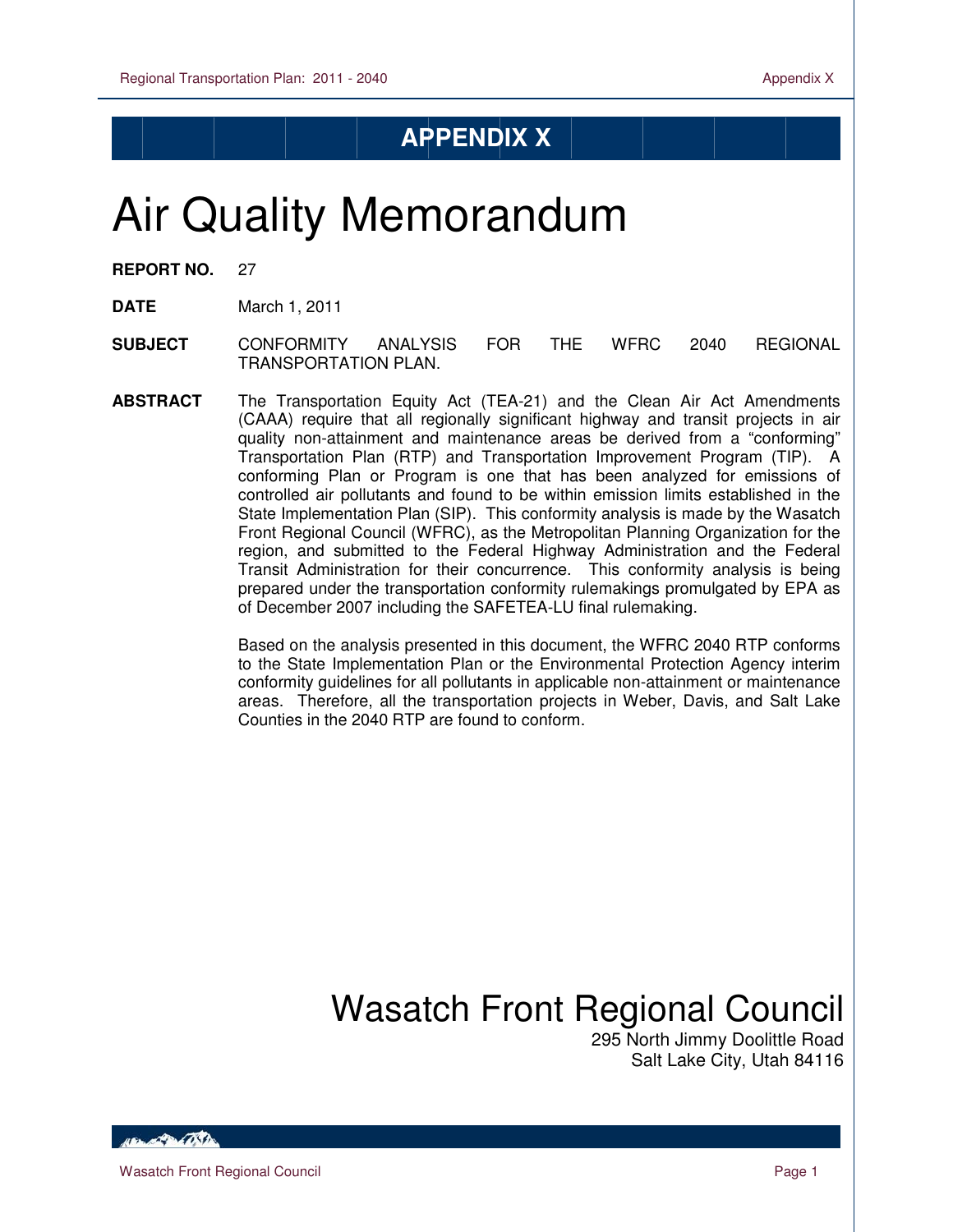# APPENDIX X

# Air Quality Memorandum

**REPORT NO.** 27

**DATE** March 1, 2011

**SUBJECT** CONFORMITY ANALYSIS FOR THE WFRC 2040 REGIONAL TRANSPORTATION PLAN.

**ABSTRACT** The Transportation Equity Act (TEA-21) and the Clean Air Act Amendments (CAAA) require that all regionally significant highway and transit projects in air quality non-attainment and maintenance areas be derived from a "conforming" Transportation Plan (RTP) and Transportation Improvement Program (TIP). A conforming Plan or Program is one that has been analyzed for emissions of controlled air pollutants and found to be within emission limits established in the State Implementation Plan (SIP). This conformity analysis is made by the Wasatch Front Regional Council (WFRC), as the Metropolitan Planning Organization for the region, and submitted to the Federal Highway Administration and the Federal Transit Administration for their concurrence. This conformity analysis is being prepared under the transportation conformity rulemakings promulgated by EPA as of December 2007 including the SAFETEA-LU final rulemaking.

Based on the analysis presented in this document, the WFRC 2040 RTP conforms to the State Implementation Plan or the Environmental Protection Agency interim conformity guidelines for all pollutants in applicable non-attainment or maintenance areas. Therefore, all the transportation projects in Weber, Davis, and Salt Lake Counties in the 2040 RTP are found to conform.

Wasatch Front Regional Council
295 North Jimmy Doolittle Road
Salt Lake City, Utah 84116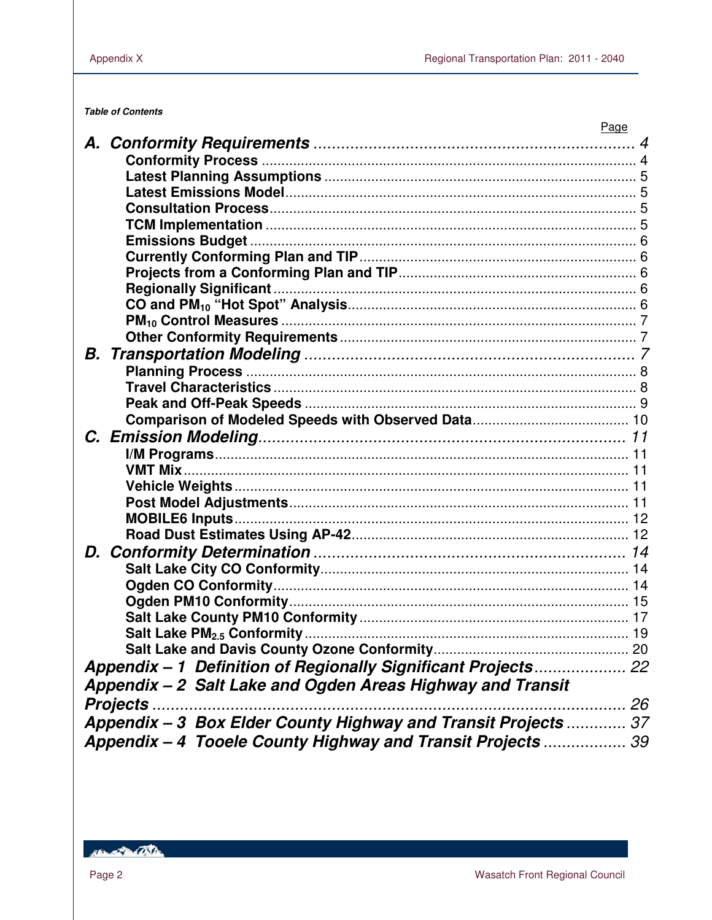***Table of Contents***

| | Page |
|---|---|
| ***A. Conformity Requirements*** | ***4*** |
| **Conformity Process** | 4 |
| **Latest Planning Assumptions** | 5 |
| **Latest Emissions Model** | 5 |
| **Consultation Process** | 5 |
| **TCM Implementation** | 5 |
| **Emissions Budget** | 6 |
| **Currently Conforming Plan and TIP** | 6 |
| **Projects from a Conforming Plan and TIP** | 6 |
| **Regionally Significant** | 6 |
| **CO and $PM_{10}$ "Hot Spot" Analysis** | 6 |
| **$PM_{10}$ Control Measures** | 7 |
| **Other Conformity Requirements** | 7 |
| ***B. Transportation Modeling*** | ***7*** |
| **Planning Process** | 8 |
| **Travel Characteristics** | 8 |
| **Peak and Off-Peak Speeds** | 9 |
| **Comparison of Modeled Speeds with Observed Data** | 10 |
| ***C. Emission Modeling*** | ***11*** |
| **I/M Programs** | 11 |
| **VMT Mix** | 11 |
| **Vehicle Weights** | 11 |
| **Post Model Adjustments** | 11 |
| **MOBILE6 Inputs** | 12 |
| **Road Dust Estimates Using AP-42** | 12 |
| ***D. Conformity Determination*** | ***14*** |
| **Salt Lake City CO Conformity** | 14 |
| **Ogden CO Conformity** | 14 |
| **Ogden PM10 Conformity** | 15 |
| **Salt Lake County PM10 Conformity** | 17 |
| **Salt Lake $PM_{2.5}$ Conformity** | 19 |
| **Salt Lake and Davis County Ozone Conformity** | 20 |
| ***Appendix – 1 Definition of Regionally Significant Projects*** | ***22*** |
| ***Appendix – 2 Salt Lake and Ogden Areas Highway and Transit Projects*** | ***26*** |
| ***Appendix – 3 Box Elder County Highway and Transit Projects*** | ***37*** |
| ***Appendix – 4 Tooele County Highway and Transit Projects*** | ***39*** |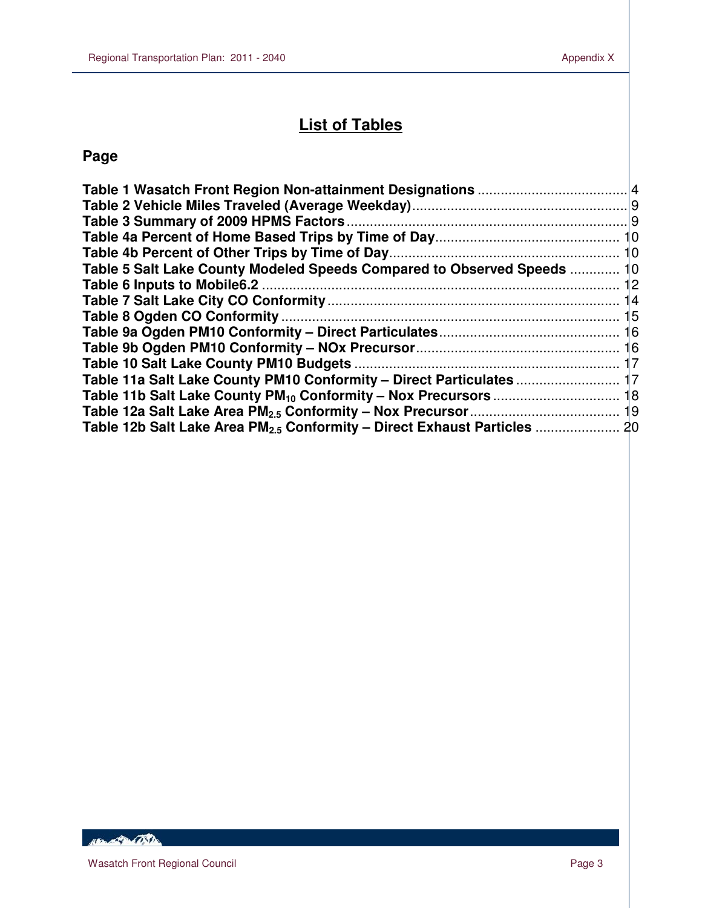# List of Tables

**Page**

**Table 1 Wasatch Front Region Non-attainment Designations** ....................................... 4
**Table 2 Vehicle Miles Traveled (Average Weekday)**........................................................ 9
**Table 3 Summary of 2009 HPMS Factors**......................................................................... 9
**Table 4a Percent of Home Based Trips by Time of Day**................................................ 10
**Table 4b Percent of Other Trips by Time of Day**............................................................ 10
**Table 5 Salt Lake County Modeled Speeds Compared to Observed Speeds** ............. 10
**Table 6 Inputs to Mobile6.2** .............................................................................................. 12
**Table 7 Salt Lake City CO Conformity**............................................................................ 14
**Table 8 Ogden CO Conformity**........................................................................................ 15
**Table 9a Ogden PM10 Conformity – Direct Particulates**............................................... 16
**Table 9b Ogden PM10 Conformity – NOx Precursor**.................................................... 16
**Table 10 Salt Lake County PM10 Budgets** .................................................................... 17
**Table 11a Salt Lake County PM10 Conformity – Direct Particulates** ........................... 17
**Table 11b Salt Lake County $PM_{10}$ Conformity – Nox Precursors** ................................. 18
**Table 12a Salt Lake Area $PM_{2.5}$ Conformity – Nox Precursor**....................................... 19
**Table 12b Salt Lake Area $PM_{2.5}$ Conformity – Direct Exhaust Particles** ...................... 20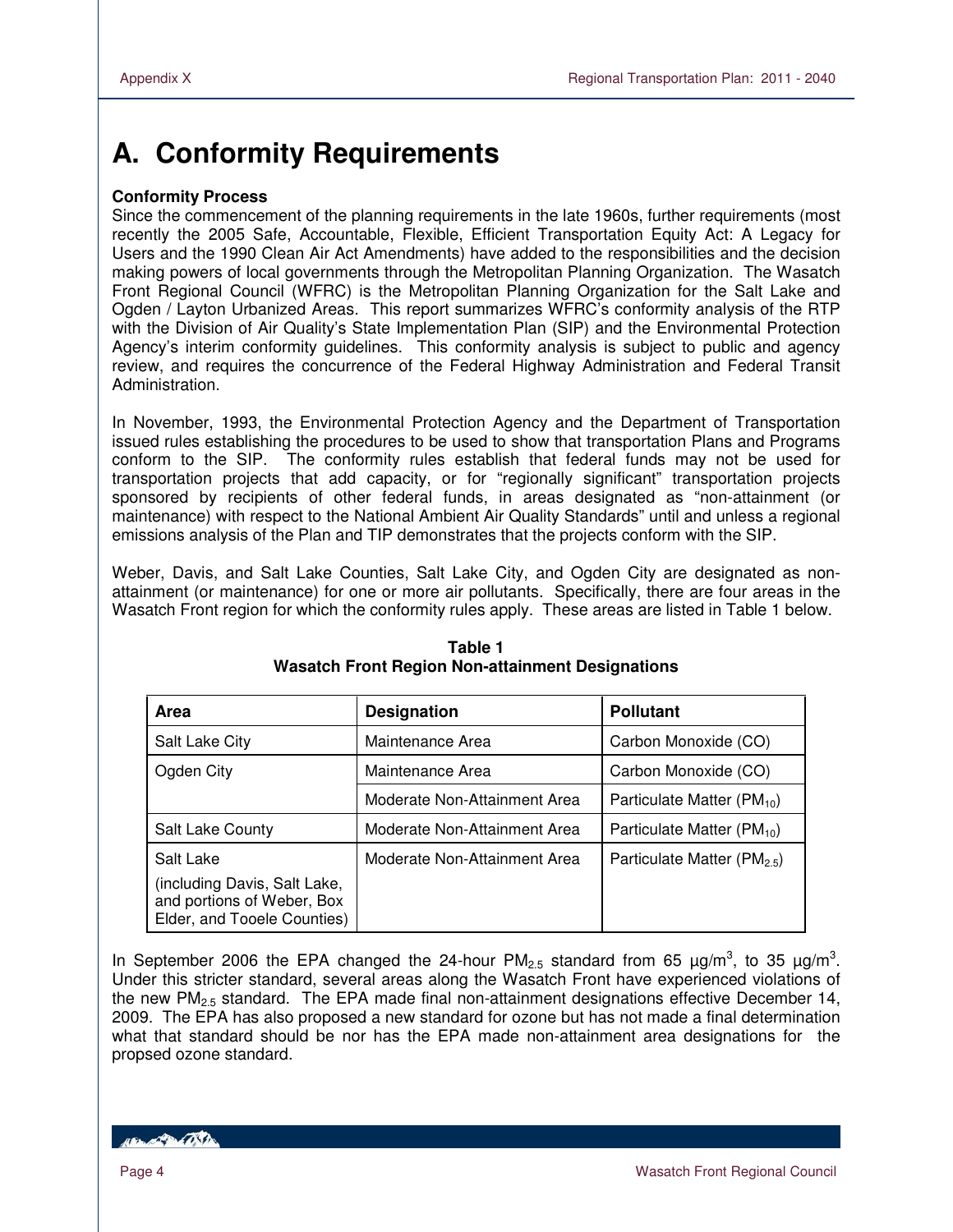# A. Conformity Requirements

**Conformity Process**

Since the commencement of the planning requirements in the late 1960s, further requirements (most recently the 2005 Safe, Accountable, Flexible, Efficient Transportation Equity Act: A Legacy for Users and the 1990 Clean Air Act Amendments) have added to the responsibilities and the decision making powers of local governments through the Metropolitan Planning Organization. The Wasatch Front Regional Council (WFRC) is the Metropolitan Planning Organization for the Salt Lake and Ogden / Layton Urbanized Areas. This report summarizes WFRC's conformity analysis of the RTP with the Division of Air Quality's State Implementation Plan (SIP) and the Environmental Protection Agency's interim conformity guidelines. This conformity analysis is subject to public and agency review, and requires the concurrence of the Federal Highway Administration and Federal Transit Administration.

In November, 1993, the Environmental Protection Agency and the Department of Transportation issued rules establishing the procedures to be used to show that transportation Plans and Programs conform to the SIP. The conformity rules establish that federal funds may not be used for transportation projects that add capacity, or for "regionally significant" transportation projects sponsored by recipients of other federal funds, in areas designated as "non-attainment (or maintenance) with respect to the National Ambient Air Quality Standards" until and unless a regional emissions analysis of the Plan and TIP demonstrates that the projects conform with the SIP.

Weber, Davis, and Salt Lake Counties, Salt Lake City, and Ogden City are designated as non-attainment (or maintenance) for one or more air pollutants. Specifically, there are four areas in the Wasatch Front region for which the conformity rules apply. These areas are listed in Table 1 below.

**Table 1**
**Wasatch Front Region Non-attainment Designations**

| Area | Designation | Pollutant |
|---|---|---|
| Salt Lake City | Maintenance Area | Carbon Monoxide (CO) |
| Ogden City | Maintenance Area | Carbon Monoxide (CO) |
| | Moderate Non-Attainment Area | Particulate Matter ($PM_{10}$) |
| Salt Lake County | Moderate Non-Attainment Area | Particulate Matter ($PM_{10}$) |
| Salt Lake (including Davis, Salt Lake, and portions of Weber, Box Elder, and Tooele Counties) | Moderate Non-Attainment Area | Particulate Matter ($PM_{2.5}$) |

In September 2006 the EPA changed the 24-hour $PM_{2.5}$ standard from 65 µg/m$^3$, to 35 µg/m$^3$. Under this stricter standard, several areas along the Wasatch Front have experienced violations of the new $PM_{2.5}$ standard. The EPA made final non-attainment designations effective December 14, 2009. The EPA has also proposed a new standard for ozone but has not made a final determination what that standard should be nor has the EPA made non-attainment area designations for the propsed ozone standard.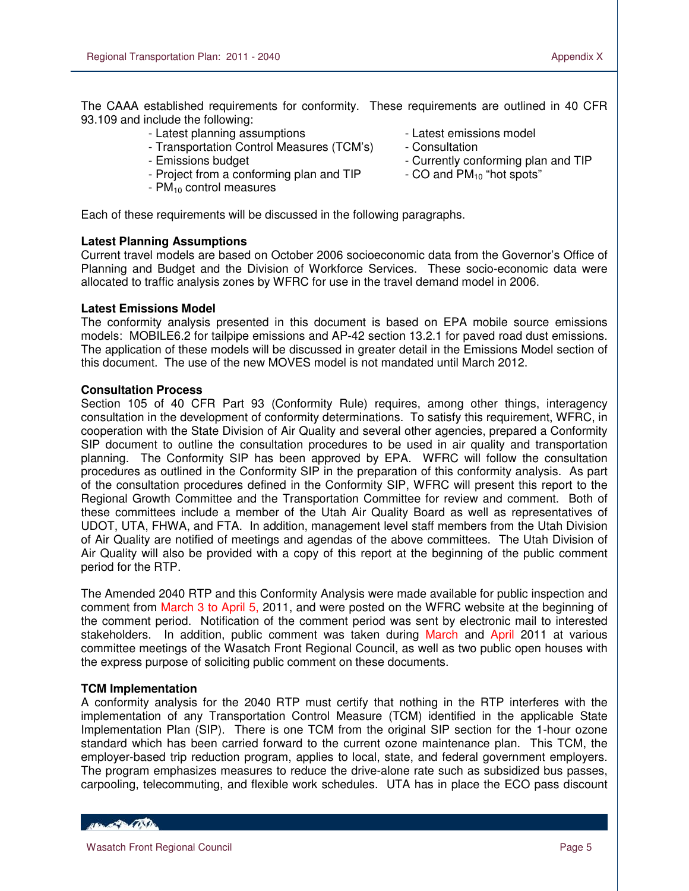The CAAA established requirements for conformity. These requirements are outlined in 40 CFR 93.109 and include the following:

- Latest planning assumptions
- Latest emissions model
- Transportation Control Measures (TCM's)
- Consultation
- Emissions budget
- Currently conforming plan and TIP
- Project from a conforming plan and TIP
- CO and $PM_{10}$ "hot spots"
- $PM_{10}$ control measures

Each of these requirements will be discussed in the following paragraphs.

**Latest Planning Assumptions**

Current travel models are based on October 2006 socioeconomic data from the Governor's Office of Planning and Budget and the Division of Workforce Services. These socio-economic data were allocated to traffic analysis zones by WFRC for use in the travel demand model in 2006.

**Latest Emissions Model**

The conformity analysis presented in this document is based on EPA mobile source emissions models: MOBILE6.2 for tailpipe emissions and AP-42 section 13.2.1 for paved road dust emissions. The application of these models will be discussed in greater detail in the Emissions Model section of this document. The use of the new MOVES model is not mandated until March 2012.

**Consultation Process**

Section 105 of 40 CFR Part 93 (Conformity Rule) requires, among other things, interagency consultation in the development of conformity determinations. To satisfy this requirement, WFRC, in cooperation with the State Division of Air Quality and several other agencies, prepared a Conformity SIP document to outline the consultation procedures to be used in air quality and transportation planning. The Conformity SIP has been approved by EPA. WFRC will follow the consultation procedures as outlined in the Conformity SIP in the preparation of this conformity analysis. As part of the consultation procedures defined in the Conformity SIP, WFRC will present this report to the Regional Growth Committee and the Transportation Committee for review and comment. Both of these committees include a member of the Utah Air Quality Board as well as representatives of UDOT, UTA, FHWA, and FTA. In addition, management level staff members from the Utah Division of Air Quality are notified of meetings and agendas of the above committees. The Utah Division of Air Quality will also be provided with a copy of this report at the beginning of the public comment period for the RTP.

The Amended 2040 RTP and this Conformity Analysis were made available for public inspection and comment from March 3 to April 5, 2011, and were posted on the WFRC website at the beginning of the comment period. Notification of the comment period was sent by electronic mail to interested stakeholders. In addition, public comment was taken during March and April 2011 at various committee meetings of the Wasatch Front Regional Council, as well as two public open houses with the express purpose of soliciting public comment on these documents.

**TCM Implementation**

A conformity analysis for the 2040 RTP must certify that nothing in the RTP interferes with the implementation of any Transportation Control Measure (TCM) identified in the applicable State Implementation Plan (SIP). There is one TCM from the original SIP section for the 1-hour ozone standard which has been carried forward to the current ozone maintenance plan. This TCM, the employer-based trip reduction program, applies to local, state, and federal government employers. The program emphasizes measures to reduce the drive-alone rate such as subsidized bus passes, carpooling, telecommuting, and flexible work schedules. UTA has in place the ECO pass discount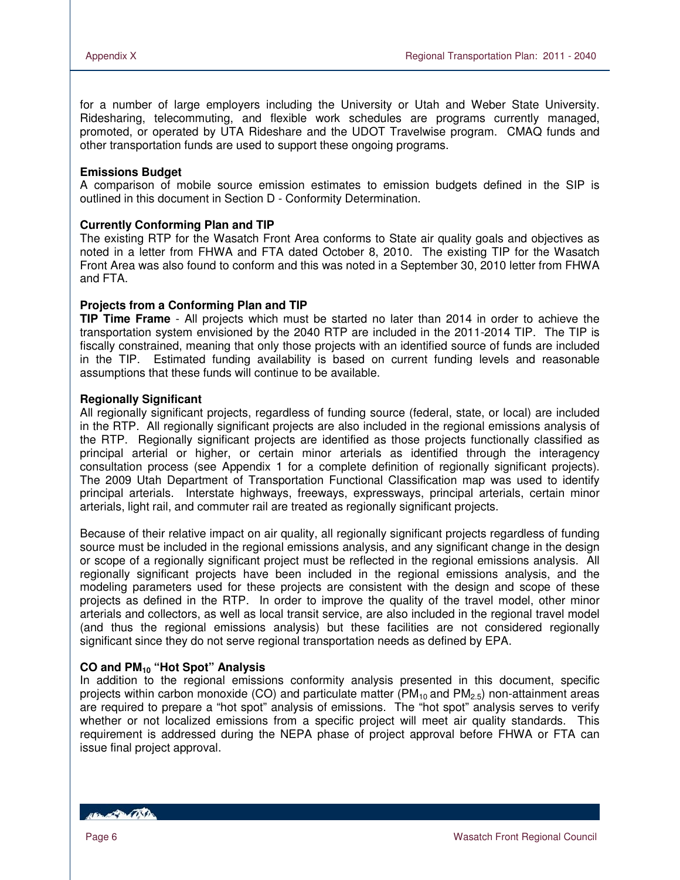for a number of large employers including the University or Utah and Weber State University. Ridesharing, telecommuting, and flexible work schedules are programs currently managed, promoted, or operated by UTA Rideshare and the UDOT Travelwise program. CMAQ funds and other transportation funds are used to support these ongoing programs.

**Emissions Budget**

A comparison of mobile source emission estimates to emission budgets defined in the SIP is outlined in this document in Section D - Conformity Determination.

**Currently Conforming Plan and TIP**

The existing RTP for the Wasatch Front Area conforms to State air quality goals and objectives as noted in a letter from FHWA and FTA dated October 8, 2010. The existing TIP for the Wasatch Front Area was also found to conform and this was noted in a September 30, 2010 letter from FHWA and FTA.

**Projects from a Conforming Plan and TIP**

**TIP Time Frame** - All projects which must be started no later than 2014 in order to achieve the transportation system envisioned by the 2040 RTP are included in the 2011-2014 TIP. The TIP is fiscally constrained, meaning that only those projects with an identified source of funds are included in the TIP. Estimated funding availability is based on current funding levels and reasonable assumptions that these funds will continue to be available.

**Regionally Significant**

All regionally significant projects, regardless of funding source (federal, state, or local) are included in the RTP. All regionally significant projects are also included in the regional emissions analysis of the RTP. Regionally significant projects are identified as those projects functionally classified as principal arterial or higher, or certain minor arterials as identified through the interagency consultation process (see Appendix 1 for a complete definition of regionally significant projects). The 2009 Utah Department of Transportation Functional Classification map was used to identify principal arterials. Interstate highways, freeways, expressways, principal arterials, certain minor arterials, light rail, and commuter rail are treated as regionally significant projects.

Because of their relative impact on air quality, all regionally significant projects regardless of funding source must be included in the regional emissions analysis, and any significant change in the design or scope of a regionally significant project must be reflected in the regional emissions analysis. All regionally significant projects have been included in the regional emissions analysis, and the modeling parameters used for these projects are consistent with the design and scope of these projects as defined in the RTP. In order to improve the quality of the travel model, other minor arterials and collectors, as well as local transit service, are also included in the regional travel model (and thus the regional emissions analysis) but these facilities are not considered regionally significant since they do not serve regional transportation needs as defined by EPA.

**CO and $PM_{10}$ "Hot Spot" Analysis**

In addition to the regional emissions conformity analysis presented in this document, specific projects within carbon monoxide (CO) and particulate matter ($PM_{10}$ and $PM_{2.5}$) non-attainment areas are required to prepare a "hot spot" analysis of emissions. The "hot spot" analysis serves to verify whether or not localized emissions from a specific project will meet air quality standards. This requirement is addressed during the NEPA phase of project approval before FHWA or FTA can issue final project approval.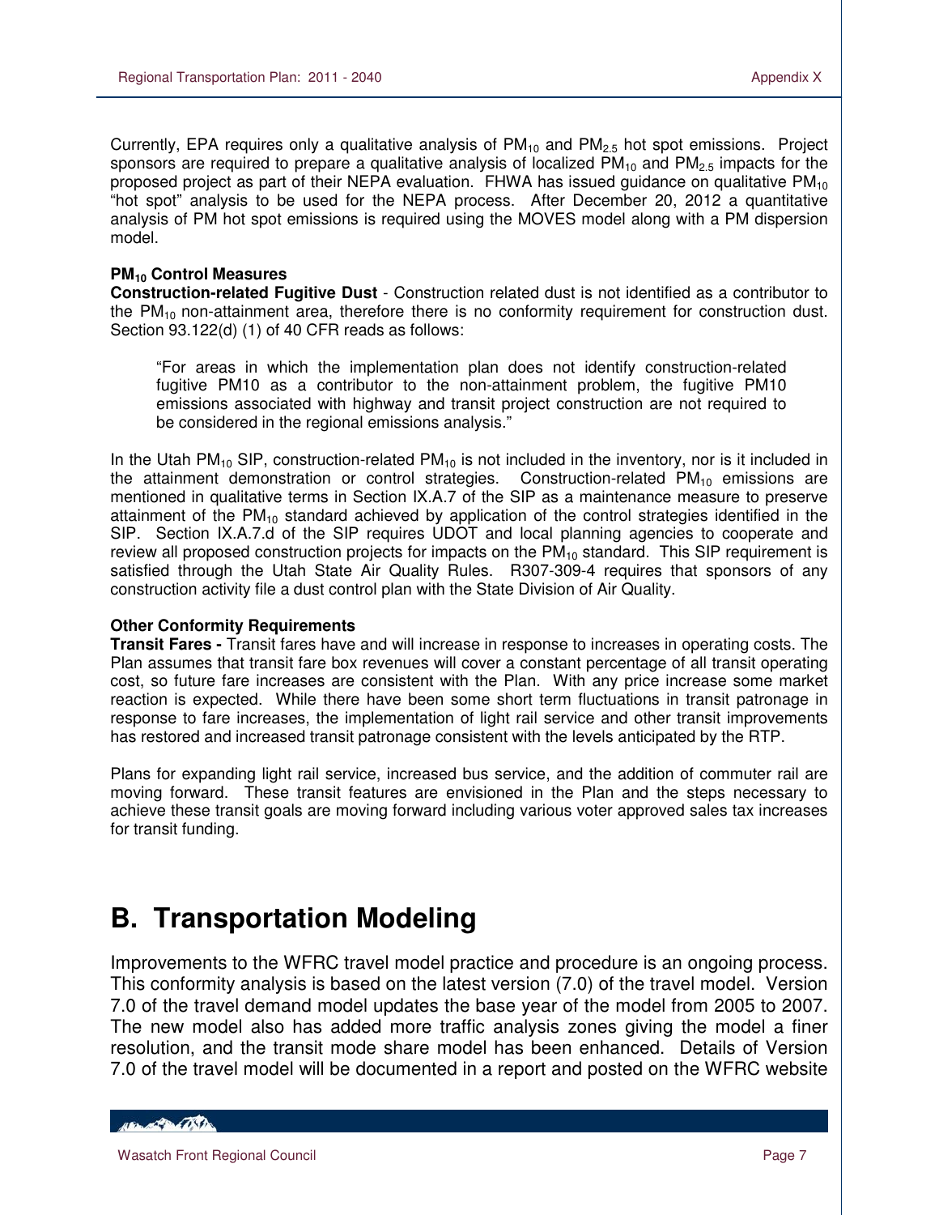Currently, EPA requires only a qualitative analysis of $PM_{10}$ and $PM_{2.5}$ hot spot emissions. Project sponsors are required to prepare a qualitative analysis of localized $PM_{10}$ and $PM_{2.5}$ impacts for the proposed project as part of their NEPA evaluation. FHWA has issued guidance on qualitative $PM_{10}$ "hot spot" analysis to be used for the NEPA process. After December 20, 2012 a quantitative analysis of PM hot spot emissions is required using the MOVES model along with a PM dispersion model.

**$PM_{10}$ Control Measures**

**Construction-related Fugitive Dust** - Construction related dust is not identified as a contributor to the $PM_{10}$ non-attainment area, therefore there is no conformity requirement for construction dust. Section 93.122(d) (1) of 40 CFR reads as follows:

> "For areas in which the implementation plan does not identify construction-related fugitive PM10 as a contributor to the non-attainment problem, the fugitive PM10 emissions associated with highway and transit project construction are not required to be considered in the regional emissions analysis."

In the Utah $PM_{10}$ SIP, construction-related $PM_{10}$ is not included in the inventory, nor is it included in the attainment demonstration or control strategies. Construction-related $PM_{10}$ emissions are mentioned in qualitative terms in Section IX.A.7 of the SIP as a maintenance measure to preserve attainment of the $PM_{10}$ standard achieved by application of the control strategies identified in the SIP. Section IX.A.7.d of the SIP requires UDOT and local planning agencies to cooperate and review all proposed construction projects for impacts on the $PM_{10}$ standard. This SIP requirement is satisfied through the Utah State Air Quality Rules. R307-309-4 requires that sponsors of any construction activity file a dust control plan with the State Division of Air Quality.

**Other Conformity Requirements**

**Transit Fares -** Transit fares have and will increase in response to increases in operating costs. The Plan assumes that transit fare box revenues will cover a constant percentage of all transit operating cost, so future fare increases are consistent with the Plan. With any price increase some market reaction is expected. While there have been some short term fluctuations in transit patronage in response to fare increases, the implementation of light rail service and other transit improvements has restored and increased transit patronage consistent with the levels anticipated by the RTP.

Plans for expanding light rail service, increased bus service, and the addition of commuter rail are moving forward. These transit features are envisioned in the Plan and the steps necessary to achieve these transit goals are moving forward including various voter approved sales tax increases for transit funding.

# B. Transportation Modeling

Improvements to the WFRC travel model practice and procedure is an ongoing process. This conformity analysis is based on the latest version (7.0) of the travel model. Version 7.0 of the travel demand model updates the base year of the model from 2005 to 2007. The new model also has added more traffic analysis zones giving the model a finer resolution, and the transit mode share model has been enhanced. Details of Version 7.0 of the travel model will be documented in a report and posted on the WFRC website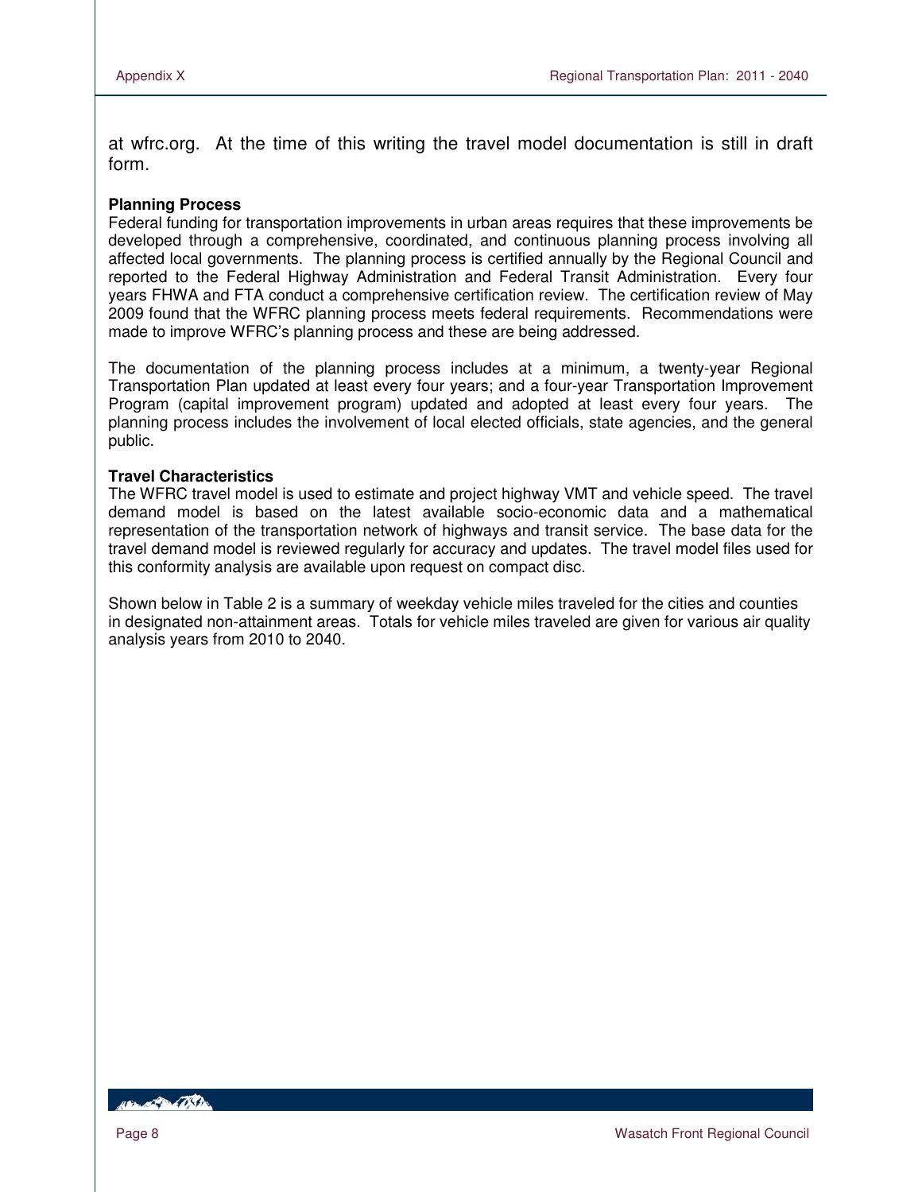at wfrc.org. At the time of this writing the travel model documentation is still in draft form.

**Planning Process**

Federal funding for transportation improvements in urban areas requires that these improvements be developed through a comprehensive, coordinated, and continuous planning process involving all affected local governments. The planning process is certified annually by the Regional Council and reported to the Federal Highway Administration and Federal Transit Administration. Every four years FHWA and FTA conduct a comprehensive certification review. The certification review of May 2009 found that the WFRC planning process meets federal requirements. Recommendations were made to improve WFRC's planning process and these are being addressed.

The documentation of the planning process includes at a minimum, a twenty-year Regional Transportation Plan updated at least every four years; and a four-year Transportation Improvement Program (capital improvement program) updated and adopted at least every four years. The planning process includes the involvement of local elected officials, state agencies, and the general public.

**Travel Characteristics**

The WFRC travel model is used to estimate and project highway VMT and vehicle speed. The travel demand model is based on the latest available socio-economic data and a mathematical representation of the transportation network of highways and transit service. The base data for the travel demand model is reviewed regularly for accuracy and updates. The travel model files used for this conformity analysis are available upon request on compact disc.

Shown below in Table 2 is a summary of weekday vehicle miles traveled for the cities and counties in designated non-attainment areas. Totals for vehicle miles traveled are given for various air quality analysis years from 2010 to 2040.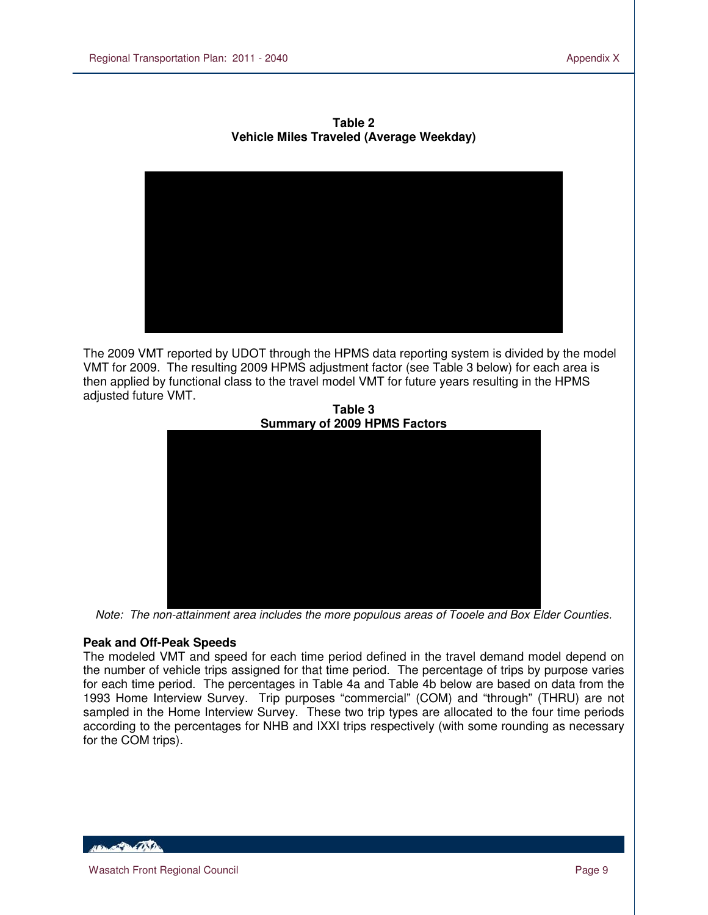**Table 2**
**Vehicle Miles Traveled (Average Weekday)**

The 2009 VMT reported by UDOT through the HPMS data reporting system is divided by the model VMT for 2009. The resulting 2009 HPMS adjustment factor (see Table 3 below) for each area is then applied by functional class to the travel model VMT for future years resulting in the HPMS adjusted future VMT.

**Table 3**
**Summary of 2009 HPMS Factors**

*Note: The non-attainment area includes the more populous areas of Tooele and Box Elder Counties.*

**Peak and Off-Peak Speeds**

The modeled VMT and speed for each time period defined in the travel demand model depend on the number of vehicle trips assigned for that time period. The percentage of trips by purpose varies for each time period. The percentages in Table 4a and Table 4b below are based on data from the 1993 Home Interview Survey. Trip purposes "commercial" (COM) and "through" (THRU) are not sampled in the Home Interview Survey. These two trip types are allocated to the four time periods according to the percentages for NHB and IXXI trips respectively (with some rounding as necessary for the COM trips).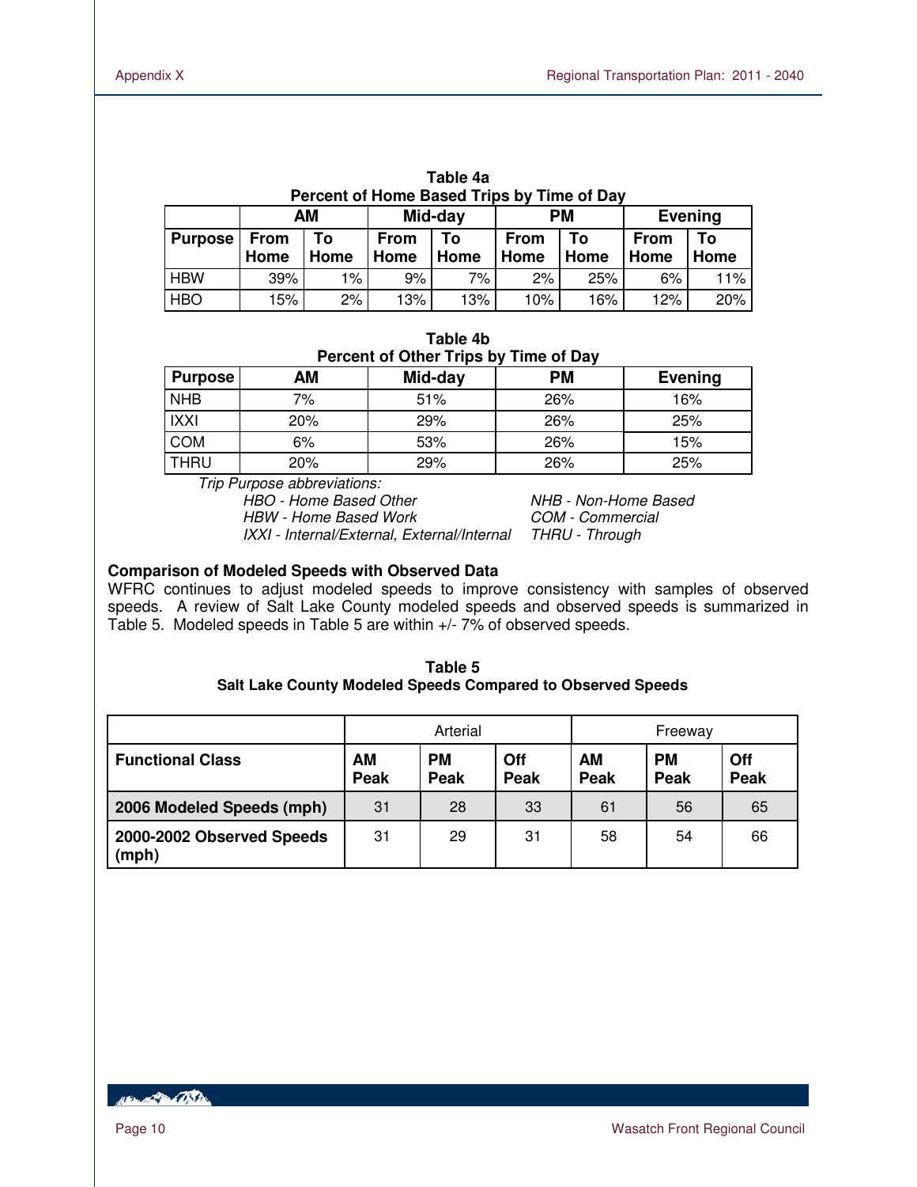**Table 4a**
**Percent of Home Based Trips by Time of Day**

| | AM | | Mid-day | | PM | | Evening | |
|---|---|---|---|---|---|---|---|---|
| **Purpose** | **From Home** | **To Home** | **From Home** | **To Home** | **From Home** | **To Home** | **From Home** | **To Home** |
| HBW | 39% | 1% | 9% | 7% | 2% | 25% | 6% | 11% |
| HBO | 15% | 2% | 13% | 13% | 10% | 16% | 12% | 20% |

**Table 4b**
**Percent of Other Trips by Time of Day**

| Purpose | AM | Mid-day | PM | Evening |
|---|---|---|---|---|
| NHB | 7% | 51% | 26% | 16% |
| IXXI | 20% | 29% | 26% | 25% |
| COM | 6% | 53% | 26% | 15% |
| THRU | 20% | 29% | 26% | 25% |

*Trip Purpose abbreviations:*

*HBO - Home Based Other*
*HBW - Home Based Work*
*IXXI - Internal/External, External/Internal*
*NHB - Non-Home Based*
*COM - Commercial*
*THRU - Through*

**Comparison of Modeled Speeds with Observed Data**

WFRC continues to adjust modeled speeds to improve consistency with samples of observed speeds. A review of Salt Lake County modeled speeds and observed speeds is summarized in Table 5. Modeled speeds in Table 5 are within +/- 7% of observed speeds.

**Table 5**
**Salt Lake County Modeled Speeds Compared to Observed Speeds**

| | Arterial | | | Freeway | | |
|---|---|---|---|---|---|---|
| **Functional Class** | **AM Peak** | **PM Peak** | **Off Peak** | **AM Peak** | **PM Peak** | **Off Peak** |
| **2006 Modeled Speeds (mph)** | 31 | 28 | 33 | 61 | 56 | 65 |
| **2000-2002 Observed Speeds (mph)** | 31 | 29 | 31 | 58 | 54 | 66 |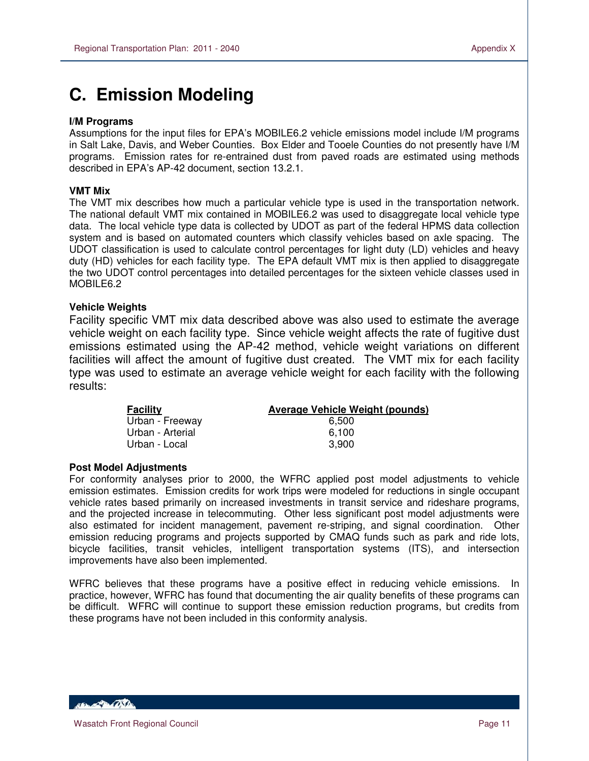# C. Emission Modeling

### I/M Programs

Assumptions for the input files for EPA's MOBILE6.2 vehicle emissions model include I/M programs in Salt Lake, Davis, and Weber Counties. Box Elder and Tooele Counties do not presently have I/M programs. Emission rates for re-entrained dust from paved roads are estimated using methods described in EPA's AP-42 document, section 13.2.1.

### VMT Mix

The VMT mix describes how much a particular vehicle type is used in the transportation network. The national default VMT mix contained in MOBILE6.2 was used to disaggregate local vehicle type data. The local vehicle type data is collected by UDOT as part of the federal HPMS data collection system and is based on automated counters which classify vehicles based on axle spacing. The UDOT classification is used to calculate control percentages for light duty (LD) vehicles and heavy duty (HD) vehicles for each facility type. The EPA default VMT mix is then applied to disaggregate the two UDOT control percentages into detailed percentages for the sixteen vehicle classes used in MOBILE6.2

### Vehicle Weights

Facility specific VMT mix data described above was also used to estimate the average vehicle weight on each facility type. Since vehicle weight affects the rate of fugitive dust emissions estimated using the AP-42 method, vehicle weight variations on different facilities will affect the amount of fugitive dust created. The VMT mix for each facility type was used to estimate an average vehicle weight for each facility with the following results:

| Facility | Average Vehicle Weight (pounds) |
|---|---|
| Urban - Freeway | 6,500 |
| Urban - Arterial | 6,100 |
| Urban - Local | 3,900 |

### Post Model Adjustments

For conformity analyses prior to 2000, the WFRC applied post model adjustments to vehicle emission estimates. Emission credits for work trips were modeled for reductions in single occupant vehicle rates based primarily on increased investments in transit service and rideshare programs, and the projected increase in telecommuting. Other less significant post model adjustments were also estimated for incident management, pavement re-striping, and signal coordination. Other emission reducing programs and projects supported by CMAQ funds such as park and ride lots, bicycle facilities, transit vehicles, intelligent transportation systems (ITS), and intersection improvements have also been implemented.

WFRC believes that these programs have a positive effect in reducing vehicle emissions. In practice, however, WFRC has found that documenting the air quality benefits of these programs can be difficult. WFRC will continue to support these emission reduction programs, but credits from these programs have not been included in this conformity analysis.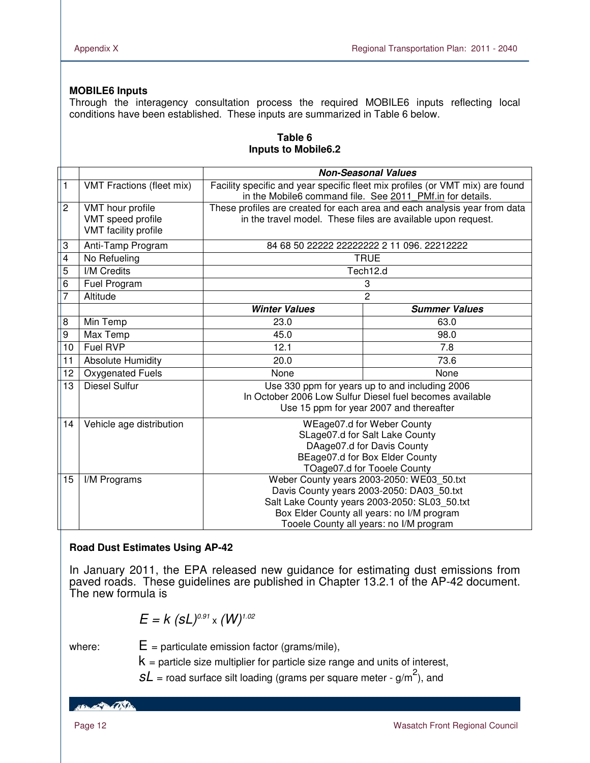**MOBILE6 Inputs**

Through the interagency consultation process the required MOBILE6 inputs reflecting local conditions have been established. These inputs are summarized in Table 6 below.

**Table 6**
**Inputs to Mobile6.2**

| | | ***Non-Seasonal Values*** | |
|---|---|---|---|
| 1 | VMT Fractions (fleet mix) | Facility specific and year specific fleet mix profiles (or VMT mix) are found in the Mobile6 command file. See 2011_PMf.in for details. | |
| 2 | VMT hour profile<br>VMT speed profile<br>VMT facility profile | These profiles are created for each area and each analysis year from data in the travel model. These files are available upon request. | |
| 3 | Anti-Tamp Program | 84 68 50 22222 22222222 2 11 096. 22212222 | |
| 4 | No Refueling | TRUE | |
| 5 | I/M Credits | Tech12.d | |
| 6 | Fuel Program | 3 | |
| 7 | Altitude | 2 | |
| | | ***Winter Values*** | ***Summer Values*** |
| 8 | Min Temp | 23.0 | 63.0 |
| 9 | Max Temp | 45.0 | 98.0 |
| 10 | Fuel RVP | 12.1 | 7.8 |
| 11 | Absolute Humidity | 20.0 | 73.6 |
| 12 | Oxygenated Fuels | None | None |
| 13 | Diesel Sulfur | Use 330 ppm for years up to and including 2006<br>In October 2006 Low Sulfur Diesel fuel becomes available<br>Use 15 ppm for year 2007 and thereafter | |
| 14 | Vehicle age distribution | WEage07.d for Weber County<br>SLage07.d for Salt Lake County<br>DAage07.d for Davis County<br>BEage07.d for Box Elder County<br>TOage07.d for Tooele County | |
| 15 | I/M Programs | Weber County years 2003-2050: WE03_50.txt<br>Davis County years 2003-2050: DA03_50.txt<br>Salt Lake County years 2003-2050: SL03_50.txt<br>Box Elder County all years: no I/M program<br>Tooele County all years: no I/M program | |

**Road Dust Estimates Using AP-42**

In January 2011, the EPA released new guidance for estimating dust emissions from paved roads. These guidelines are published in Chapter 13.2.1 of the AP-42 document. The new formula is

$$E = k\,(sL)^{0.91} \times (W)^{1.02}$$

where: $E$ = particulate emission factor (grams/mile),

$k$ = particle size multiplier for particle size range and units of interest,

$sL$ = road surface silt loading (grams per square meter - g/m$^2$), and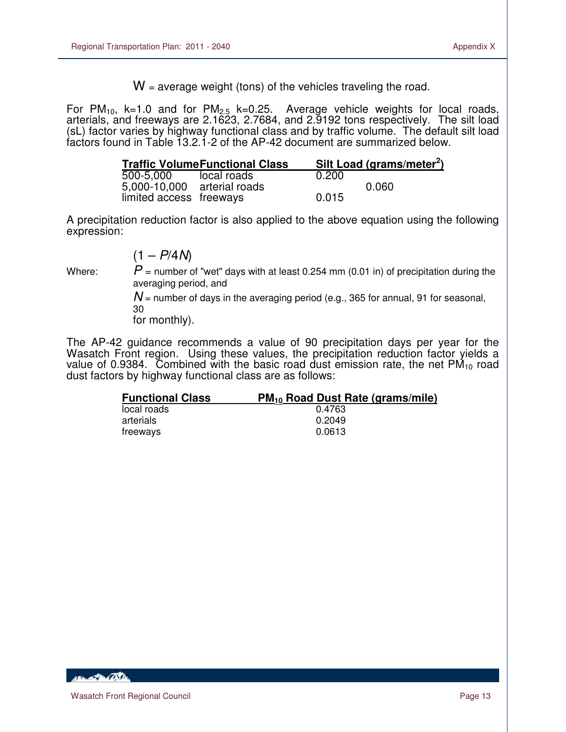$W$ = average weight (tons) of the vehicles traveling the road.

For $PM_{10}$, k=1.0 and for $PM_{2.5}$ k=0.25. Average vehicle weights for local roads, arterials, and freeways are 2.1623, 2.7684, and 2.9192 tons respectively. The silt load (sL) factor varies by highway functional class and by traffic volume. The default silt load factors found in Table 13.2.1-2 of the AP-42 document are summarized below.

| Traffic Volume | Functional Class | Silt Load (grams/meter$^2$) |
|---|---|---|
| 500-5,000 | local roads | 0.200 |
| 5,000-10,000 | arterial roads | 0.060 |
| limited access | freeways | 0.015 |

A precipitation reduction factor is also applied to the above equation using the following expression:

$$(1 - P/4N)$$

Where: $P$ = number of "wet" days with at least 0.254 mm (0.01 in) of precipitation during the averaging period, and

$N$ = number of days in the averaging period (e.g., 365 for annual, 91 for seasonal, 30 for monthly).

The AP-42 guidance recommends a value of 90 precipitation days per year for the Wasatch Front region. Using these values, the precipitation reduction factor yields a value of 0.9384. Combined with the basic road dust emission rate, the net $PM_{10}$ road dust factors by highway functional class are as follows:

| Functional Class | $PM_{10}$ Road Dust Rate (grams/mile) |
|---|---|
| local roads | 0.4763 |
| arterials | 0.2049 |
| freeways | 0.0613 |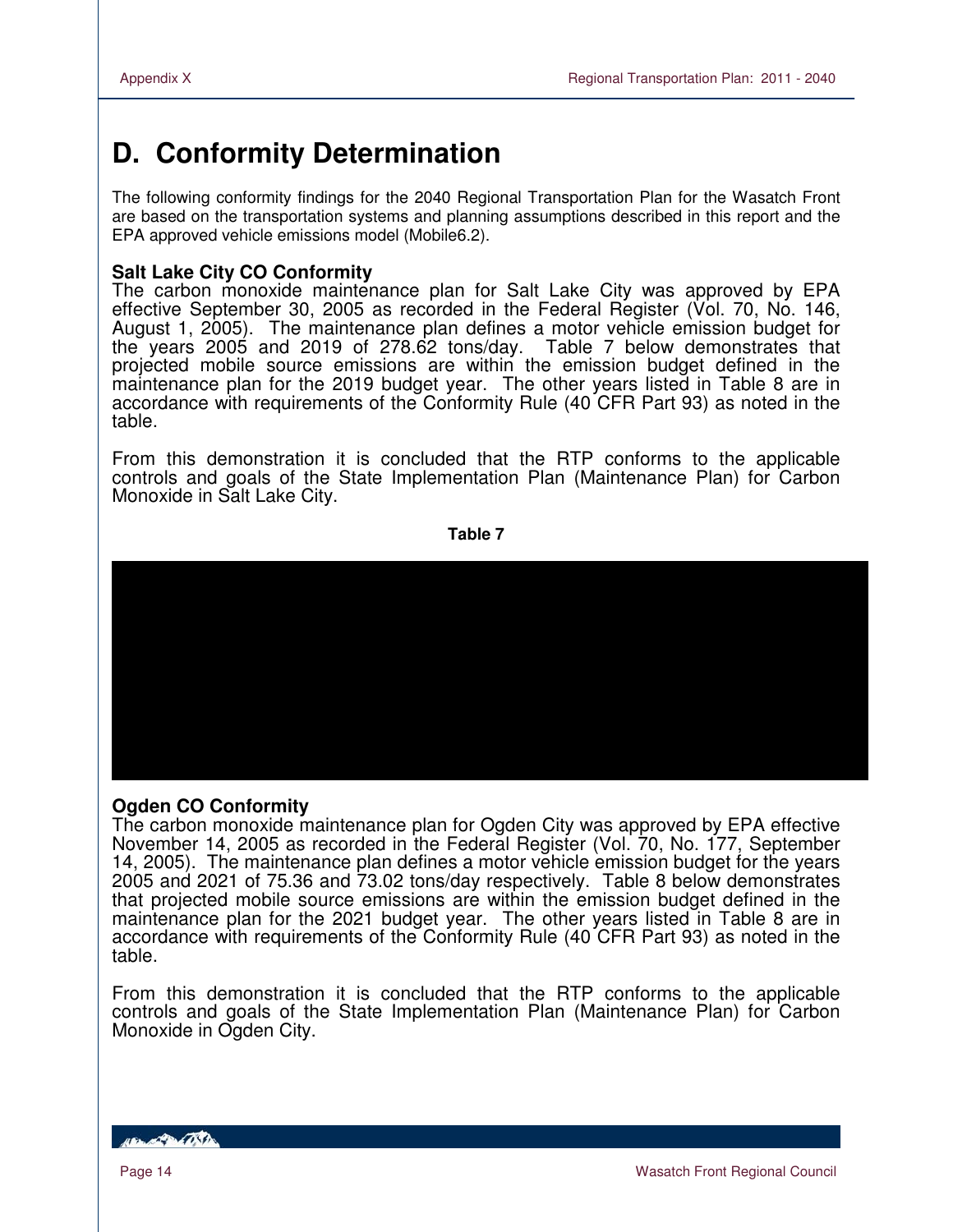# D. Conformity Determination

The following conformity findings for the 2040 Regional Transportation Plan for the Wasatch Front are based on the transportation systems and planning assumptions described in this report and the EPA approved vehicle emissions model (Mobile6.2).

**Salt Lake City CO Conformity**

The carbon monoxide maintenance plan for Salt Lake City was approved by EPA effective September 30, 2005 as recorded in the Federal Register (Vol. 70, No. 146, August 1, 2005). The maintenance plan defines a motor vehicle emission budget for the years 2005 and 2019 of 278.62 tons/day. Table 7 below demonstrates that projected mobile source emissions are within the emission budget defined in the maintenance plan for the 2019 budget year. The other years listed in Table 8 are in accordance with requirements of the Conformity Rule (40 CFR Part 93) as noted in the table.

From this demonstration it is concluded that the RTP conforms to the applicable controls and goals of the State Implementation Plan (Maintenance Plan) for Carbon Monoxide in Salt Lake City.

**Table 7**

**Ogden CO Conformity**

The carbon monoxide maintenance plan for Ogden City was approved by EPA effective November 14, 2005 as recorded in the Federal Register (Vol. 70, No. 177, September 14, 2005). The maintenance plan defines a motor vehicle emission budget for the years 2005 and 2021 of 75.36 and 73.02 tons/day respectively. Table 8 below demonstrates that projected mobile source emissions are within the emission budget defined in the maintenance plan for the 2021 budget year. The other years listed in Table 8 are in accordance with requirements of the Conformity Rule (40 CFR Part 93) as noted in the table.

From this demonstration it is concluded that the RTP conforms to the applicable controls and goals of the State Implementation Plan (Maintenance Plan) for Carbon Monoxide in Ogden City.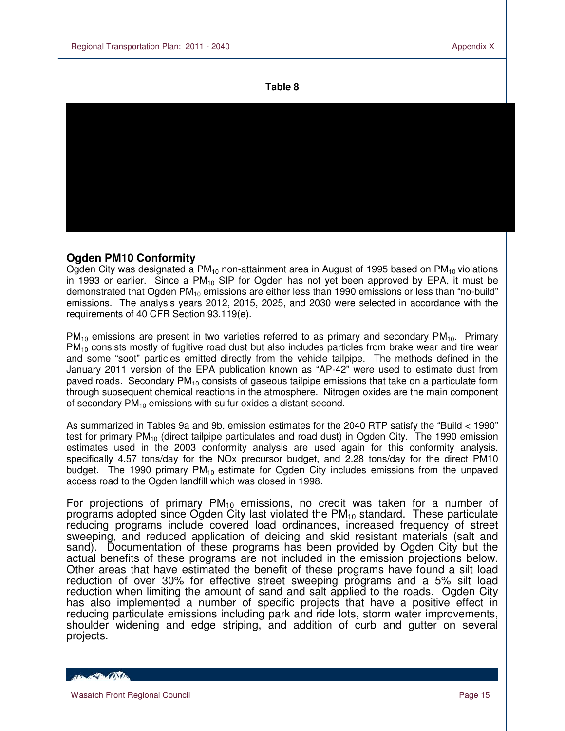**Table 8**

## Ogden PM10 Conformity

Ogden City was designated a $PM_{10}$ non-attainment area in August of 1995 based on $PM_{10}$ violations in 1993 or earlier. Since a $PM_{10}$ SIP for Ogden has not yet been approved by EPA, it must be demonstrated that Ogden $PM_{10}$ emissions are either less than 1990 emissions or less than "no-build" emissions. The analysis years 2012, 2015, 2025, and 2030 were selected in accordance with the requirements of 40 CFR Section 93.119(e).

$PM_{10}$ emissions are present in two varieties referred to as primary and secondary $PM_{10}$. Primary $PM_{10}$ consists mostly of fugitive road dust but also includes particles from brake wear and tire wear and some "soot" particles emitted directly from the vehicle tailpipe. The methods defined in the January 2011 version of the EPA publication known as "AP-42" were used to estimate dust from paved roads. Secondary $PM_{10}$ consists of gaseous tailpipe emissions that take on a particulate form through subsequent chemical reactions in the atmosphere. Nitrogen oxides are the main component of secondary $PM_{10}$ emissions with sulfur oxides a distant second.

As summarized in Tables 9a and 9b, emission estimates for the 2040 RTP satisfy the "Build < 1990" test for primary $PM_{10}$ (direct tailpipe particulates and road dust) in Ogden City. The 1990 emission estimates used in the 2003 conformity analysis are used again for this conformity analysis, specifically 4.57 tons/day for the NOx precursor budget, and 2.28 tons/day for the direct PM10 budget. The 1990 primary $PM_{10}$ estimate for Ogden City includes emissions from the unpaved access road to the Ogden landfill which was closed in 1998.

For projections of primary $PM_{10}$ emissions, no credit was taken for a number of programs adopted since Ogden City last violated the $PM_{10}$ standard. These particulate reducing programs include covered load ordinances, increased frequency of street sweeping, and reduced application of deicing and skid resistant materials (salt and sand). Documentation of these programs has been provided by Ogden City but the actual benefits of these programs are not included in the emission projections below. Other areas that have estimated the benefit of these programs have found a silt load reduction of over 30% for effective street sweeping programs and a 5% silt load reduction when limiting the amount of sand and salt applied to the roads. Ogden City has also implemented a number of specific projects that have a positive effect in reducing particulate emissions including park and ride lots, storm water improvements, shoulder widening and edge striping, and addition of curb and gutter on several projects.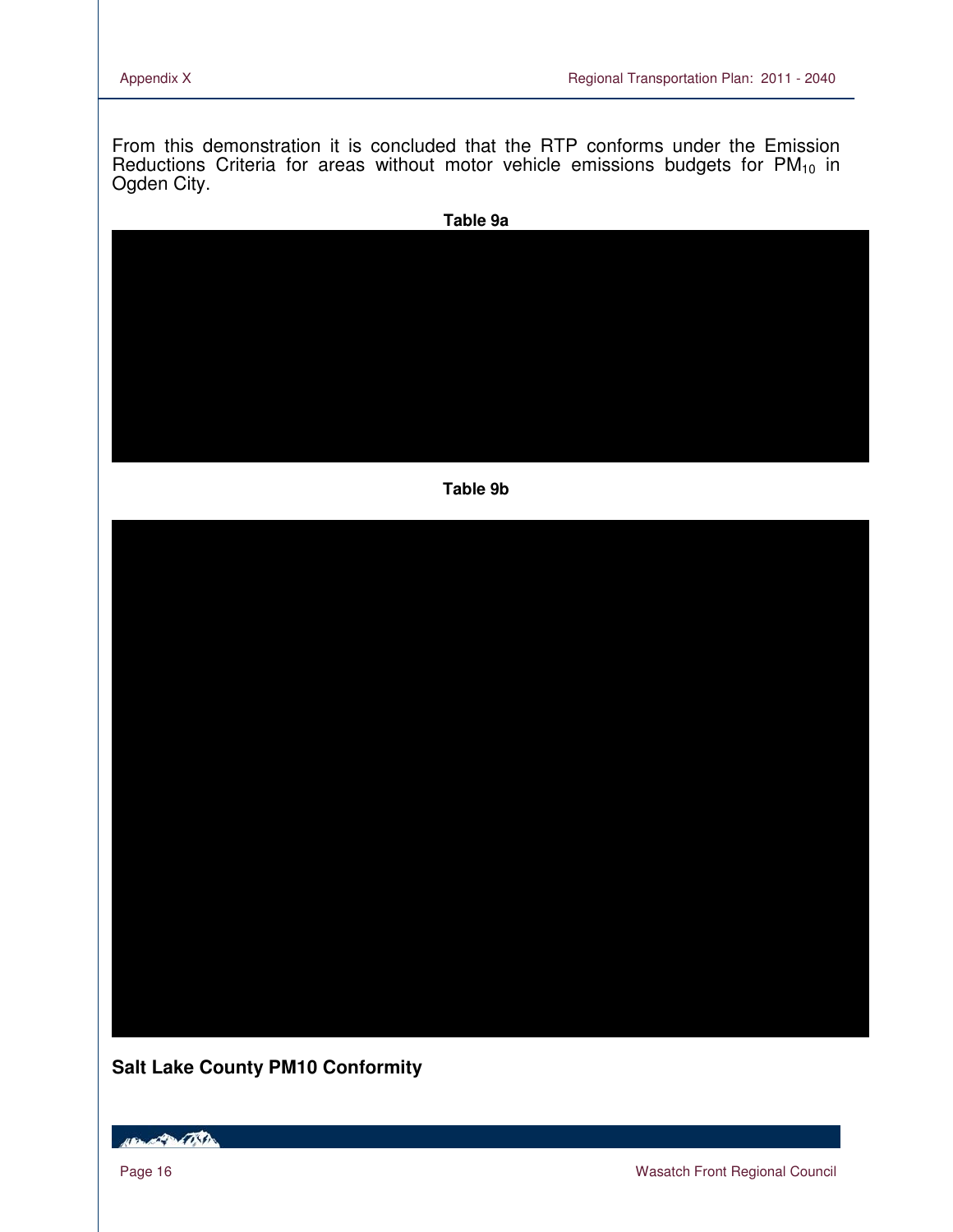From this demonstration it is concluded that the RTP conforms under the Emission Reductions Criteria for areas without motor vehicle emissions budgets for $PM_{10}$ in Ogden City.

**Table 9a**

**Table 9b**

**Salt Lake County PM10 Conformity**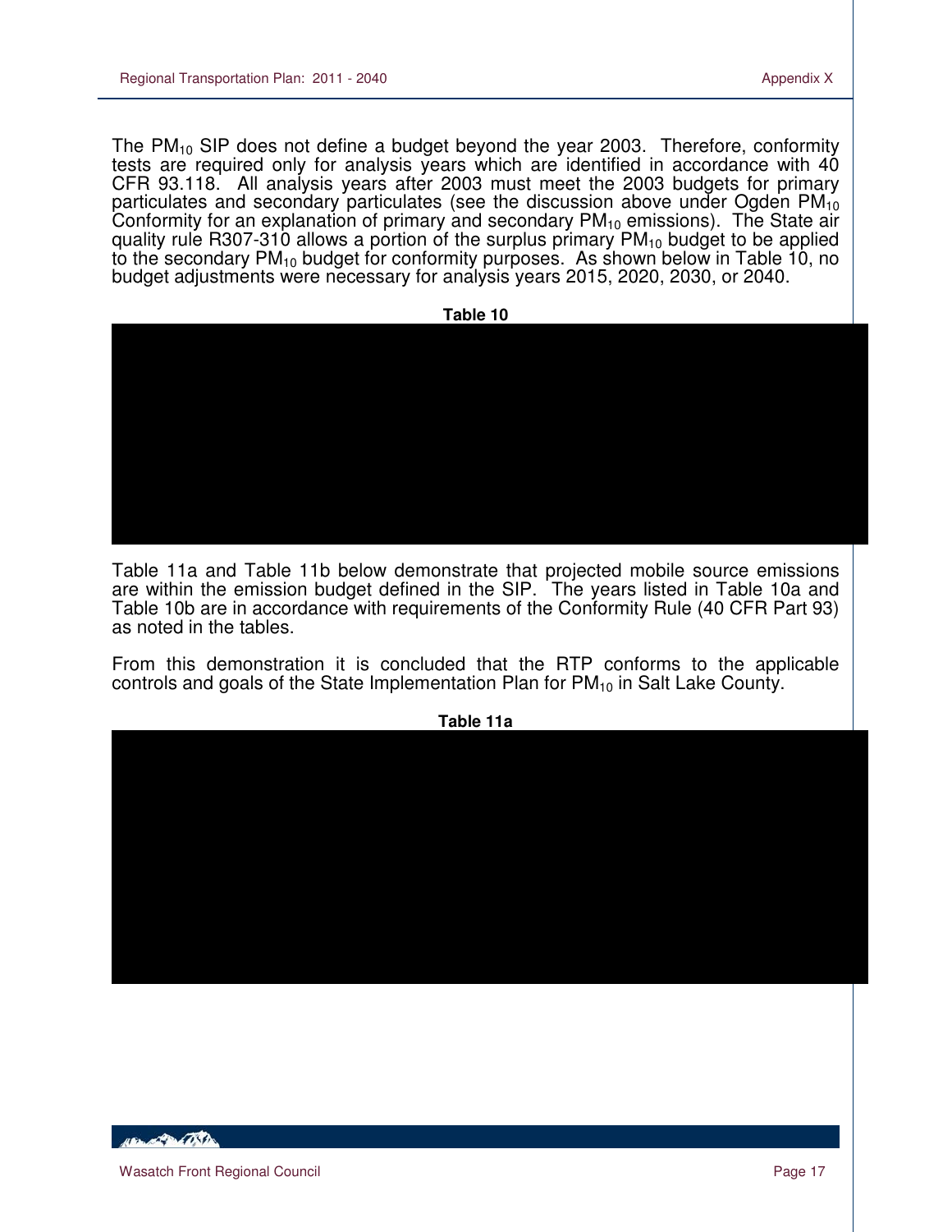The $PM_{10}$ SIP does not define a budget beyond the year 2003. Therefore, conformity tests are required only for analysis years which are identified in accordance with 40 CFR 93.118. All analysis years after 2003 must meet the 2003 budgets for primary particulates and secondary particulates (see the discussion above under Ogden $PM_{10}$ Conformity for an explanation of primary and secondary $PM_{10}$ emissions). The State air quality rule R307-310 allows a portion of the surplus primary $PM_{10}$ budget to be applied to the secondary $PM_{10}$ budget for conformity purposes. As shown below in Table 10, no budget adjustments were necessary for analysis years 2015, 2020, 2030, or 2040.

**Table 10**

Table 11a and Table 11b below demonstrate that projected mobile source emissions are within the emission budget defined in the SIP. The years listed in Table 10a and Table 10b are in accordance with requirements of the Conformity Rule (40 CFR Part 93) as noted in the tables.

From this demonstration it is concluded that the RTP conforms to the applicable controls and goals of the State Implementation Plan for $PM_{10}$ in Salt Lake County.

**Table 11a**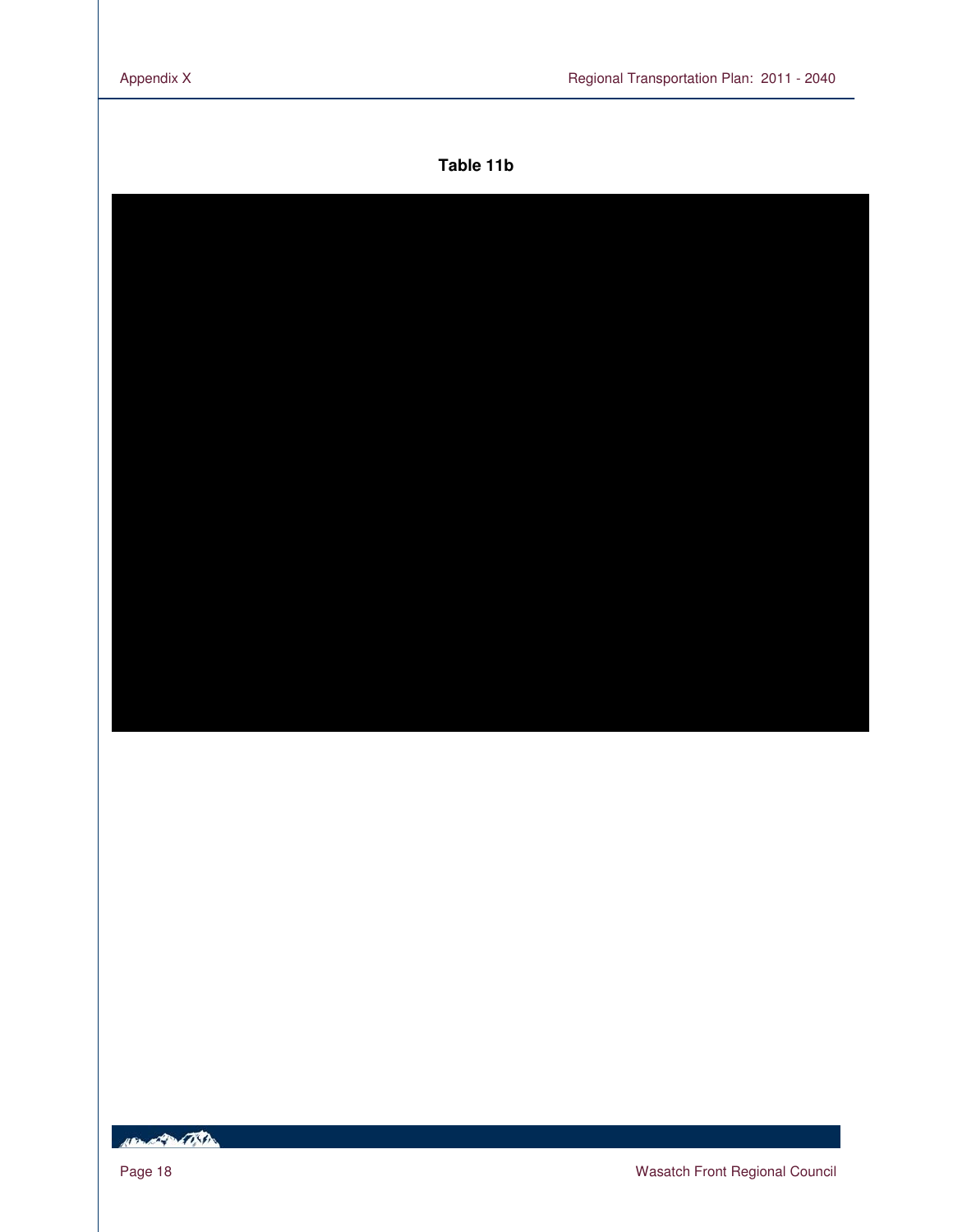**Table 11b**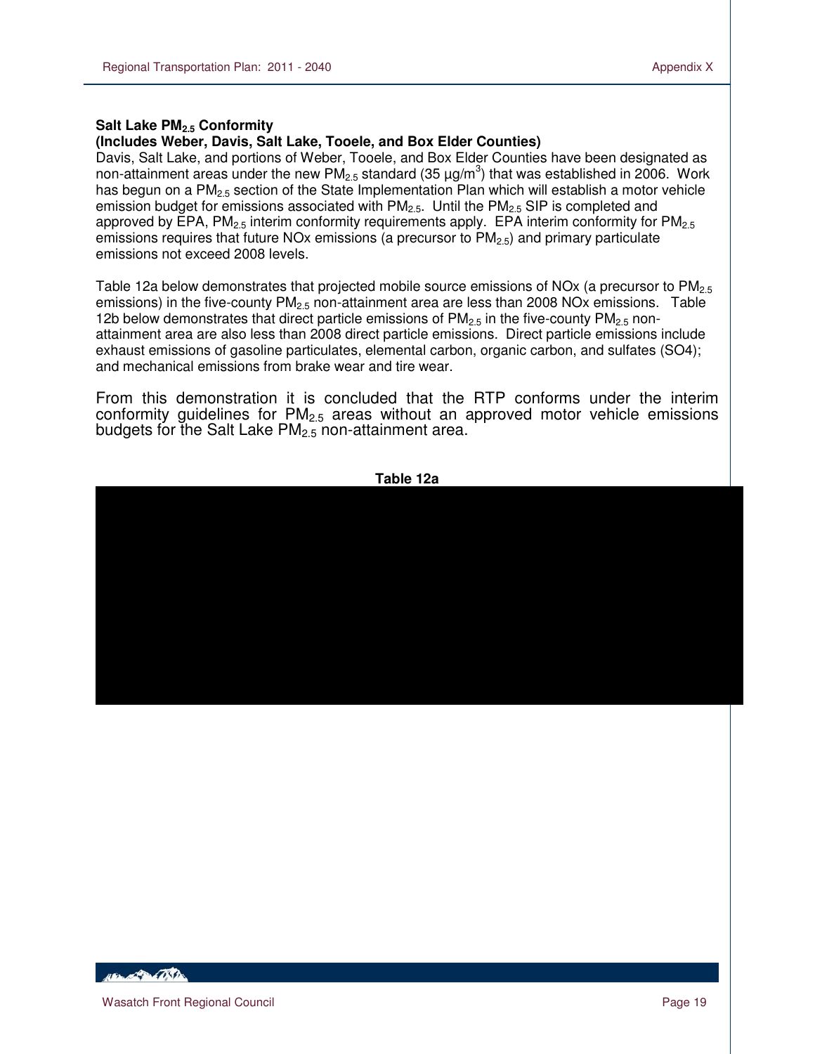**Salt Lake $PM_{2.5}$ Conformity**
**(Includes Weber, Davis, Salt Lake, Tooele, and Box Elder Counties)**

Davis, Salt Lake, and portions of Weber, Tooele, and Box Elder Counties have been designated as non-attainment areas under the new $PM_{2.5}$ standard (35 µg/$m^3$) that was established in 2006. Work has begun on a $PM_{2.5}$ section of the State Implementation Plan which will establish a motor vehicle emission budget for emissions associated with $PM_{2.5}$. Until the $PM_{2.5}$ SIP is completed and approved by EPA, $PM_{2.5}$ interim conformity requirements apply. EPA interim conformity for $PM_{2.5}$ emissions requires that future NOx emissions (a precursor to $PM_{2.5}$) and primary particulate emissions not exceed 2008 levels.

Table 12a below demonstrates that projected mobile source emissions of NOx (a precursor to $PM_{2.5}$ emissions) in the five-county $PM_{2.5}$ non-attainment area are less than 2008 NOx emissions. Table 12b below demonstrates that direct particle emissions of $PM_{2.5}$ in the five-county $PM_{2.5}$ non-attainment area are also less than 2008 direct particle emissions. Direct particle emissions include exhaust emissions of gasoline particulates, elemental carbon, organic carbon, and sulfates (SO4); and mechanical emissions from brake wear and tire wear.

From this demonstration it is concluded that the RTP conforms under the interim conformity guidelines for $PM_{2.5}$ areas without an approved motor vehicle emissions budgets for the Salt Lake $PM_{2.5}$ non-attainment area.

**Table 12a**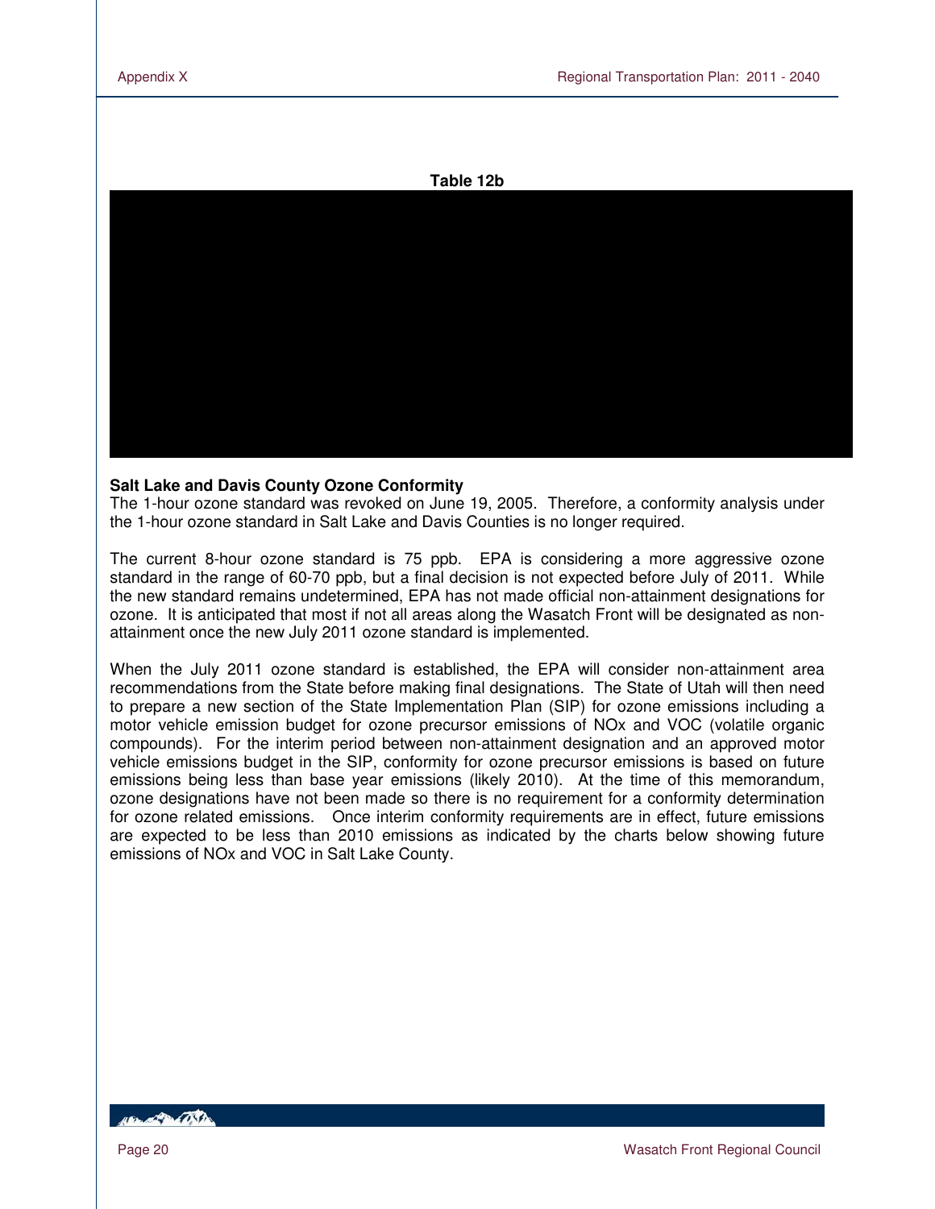**Table 12b**

## Salt Lake and Davis County Ozone Conformity

The 1-hour ozone standard was revoked on June 19, 2005. Therefore, a conformity analysis under the 1-hour ozone standard in Salt Lake and Davis Counties is no longer required.

The current 8-hour ozone standard is 75 ppb. EPA is considering a more aggressive ozone standard in the range of 60-70 ppb, but a final decision is not expected before July of 2011. While the new standard remains undetermined, EPA has not made official non-attainment designations for ozone. It is anticipated that most if not all areas along the Wasatch Front will be designated as non-attainment once the new July 2011 ozone standard is implemented.

When the July 2011 ozone standard is established, the EPA will consider non-attainment area recommendations from the State before making final designations. The State of Utah will then need to prepare a new section of the State Implementation Plan (SIP) for ozone emissions including a motor vehicle emission budget for ozone precursor emissions of NOx and VOC (volatile organic compounds). For the interim period between non-attainment designation and an approved motor vehicle emissions budget in the SIP, conformity for ozone precursor emissions is based on future emissions being less than base year emissions (likely 2010). At the time of this memorandum, ozone designations have not been made so there is no requirement for a conformity determination for ozone related emissions. Once interim conformity requirements are in effect, future emissions are expected to be less than 2010 emissions as indicated by the charts below showing future emissions of NOx and VOC in Salt Lake County.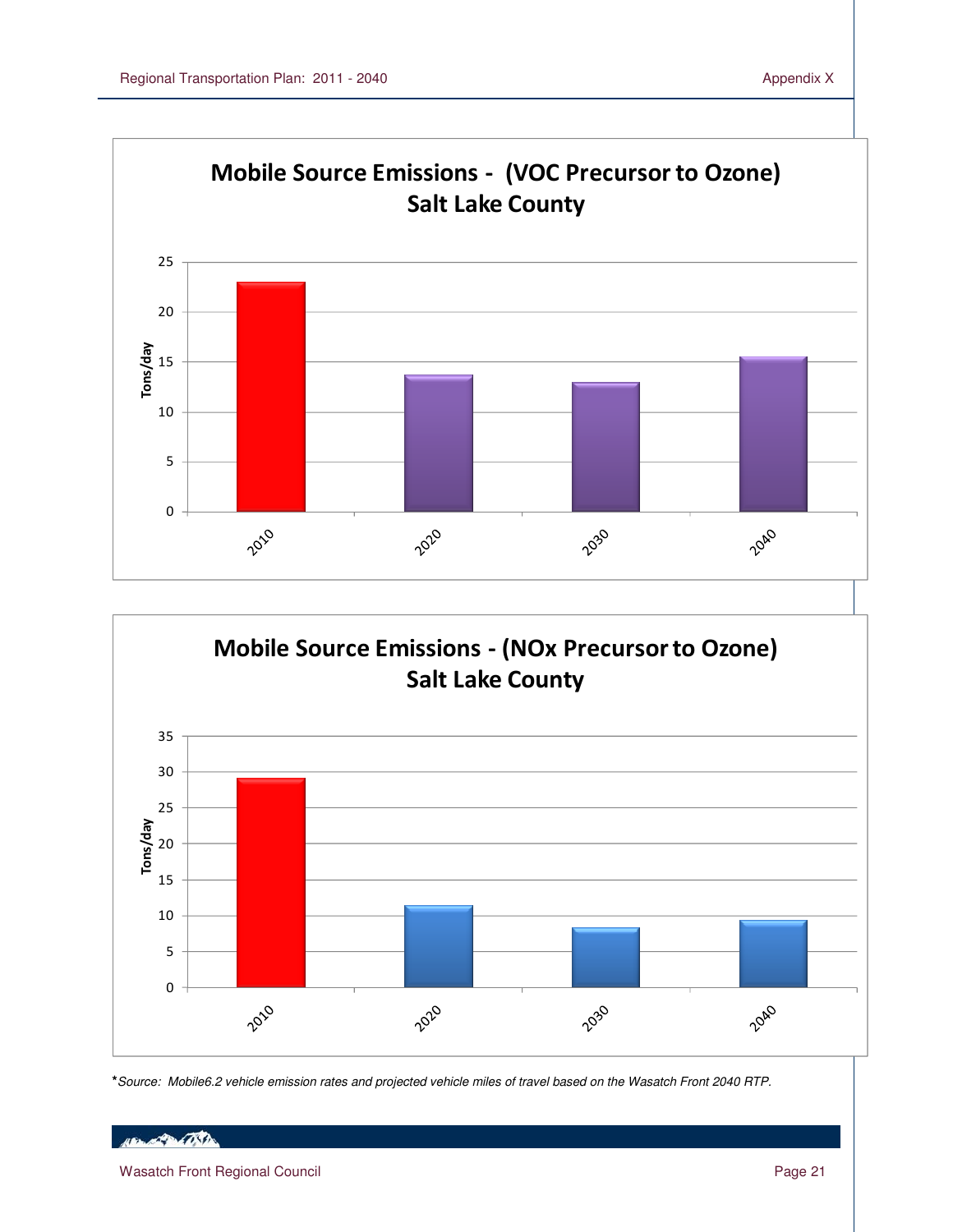**Mobile Source Emissions - (VOC Precursor to Ozone)**
**Salt Lake County**

**Mobile Source Emissions - (NOx Precursor to Ozone)**
**Salt Lake County**

**Source: Mobile6.2 vehicle emission rates and projected vehicle miles of travel based on the Wasatch Front 2040 RTP.*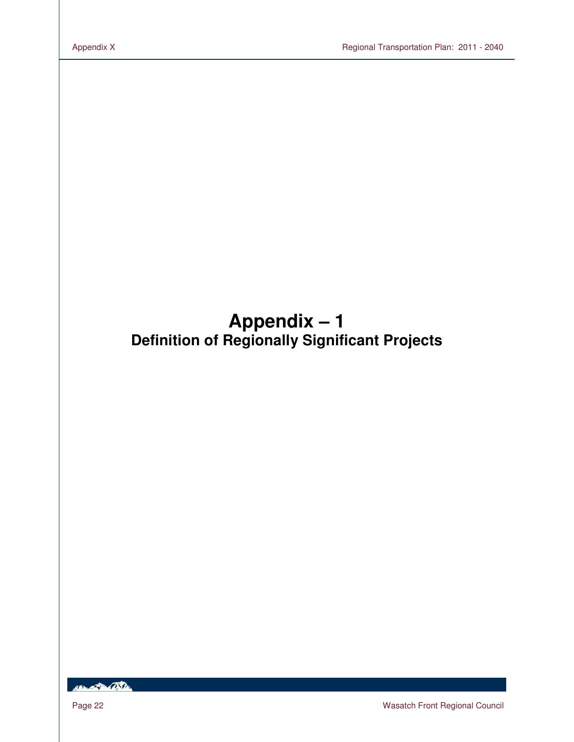# Appendix – 1

## Definition of Regionally Significant Projects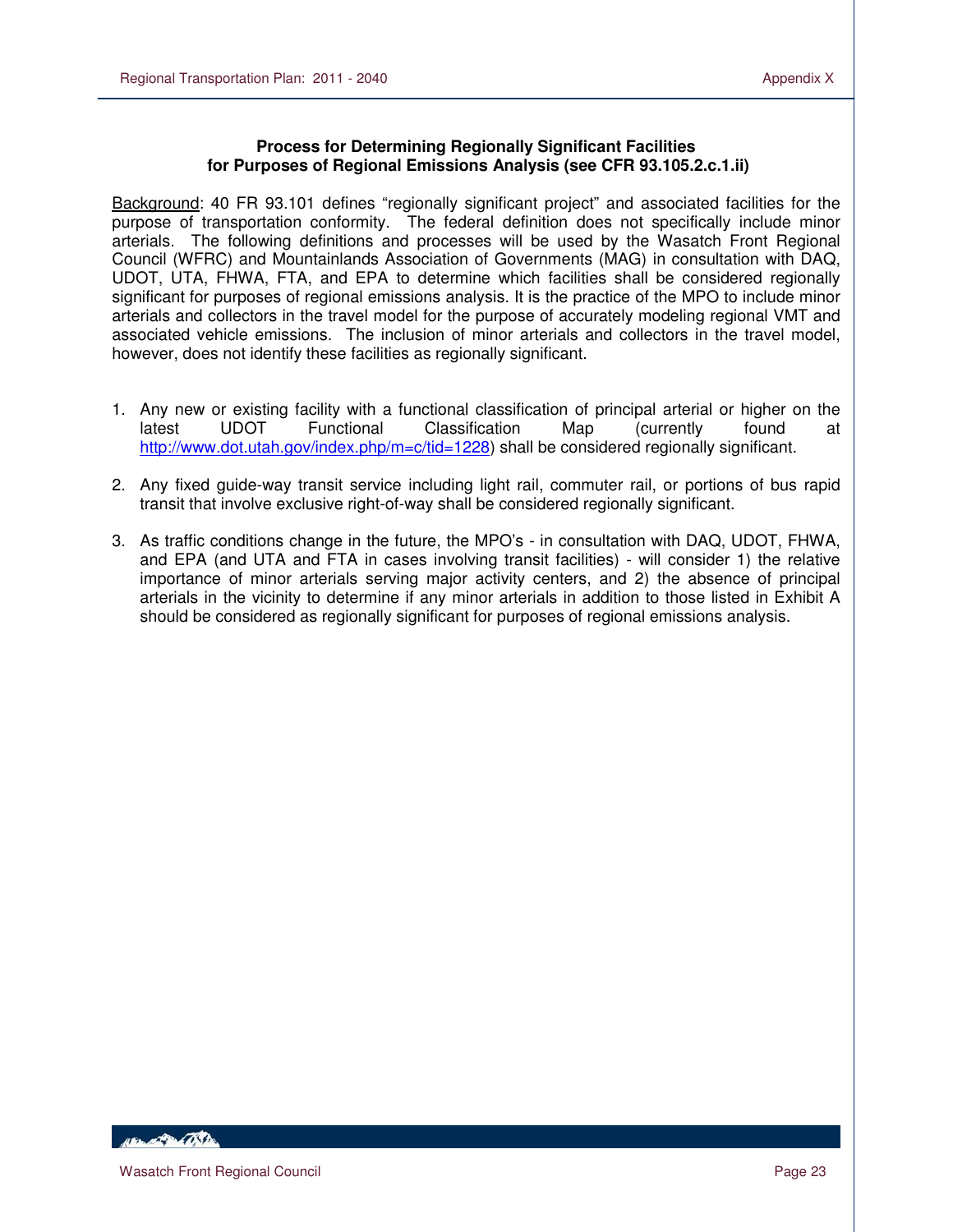## Process for Determining Regionally Significant Facilities for Purposes of Regional Emissions Analysis (see CFR 93.105.2.c.1.ii)

Background: 40 FR 93.101 defines "regionally significant project" and associated facilities for the purpose of transportation conformity. The federal definition does not specifically include minor arterials. The following definitions and processes will be used by the Wasatch Front Regional Council (WFRC) and Mountainlands Association of Governments (MAG) in consultation with DAQ, UDOT, UTA, FHWA, FTA, and EPA to determine which facilities shall be considered regionally significant for purposes of regional emissions analysis. It is the practice of the MPO to include minor arterials and collectors in the travel model for the purpose of accurately modeling regional VMT and associated vehicle emissions. The inclusion of minor arterials and collectors in the travel model, however, does not identify these facilities as regionally significant.

1. Any new or existing facility with a functional classification of principal arterial or higher on the latest UDOT Functional Classification Map (currently found at http://www.dot.utah.gov/index.php/m=c/tid=1228) shall be considered regionally significant.

2. Any fixed guide-way transit service including light rail, commuter rail, or portions of bus rapid transit that involve exclusive right-of-way shall be considered regionally significant.

3. As traffic conditions change in the future, the MPO's - in consultation with DAQ, UDOT, FHWA, and EPA (and UTA and FTA in cases involving transit facilities) - will consider 1) the relative importance of minor arterials serving major activity centers, and 2) the absence of principal arterials in the vicinity to determine if any minor arterials in addition to those listed in Exhibit A should be considered as regionally significant for purposes of regional emissions analysis.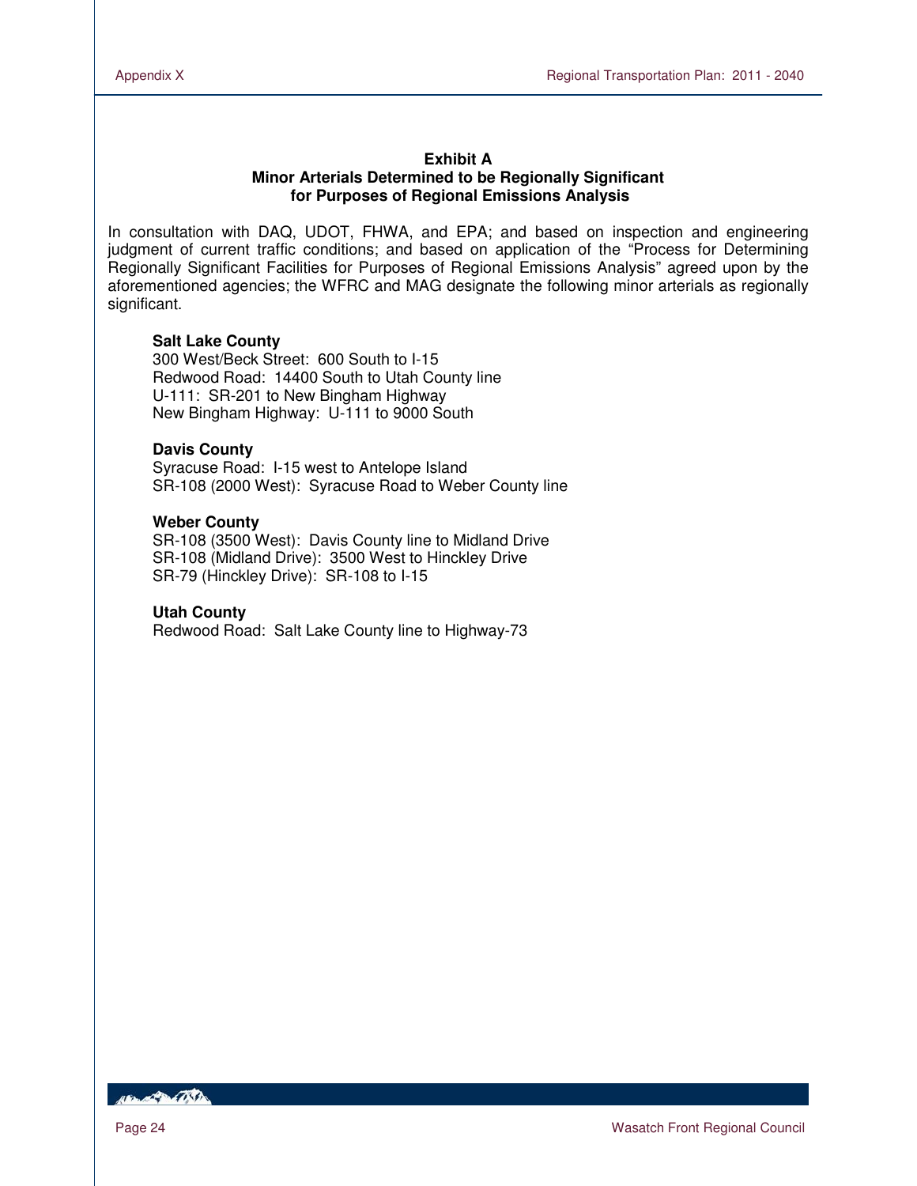## Exhibit A
## Minor Arterials Determined to be Regionally Significant for Purposes of Regional Emissions Analysis

In consultation with DAQ, UDOT, FHWA, and EPA; and based on inspection and engineering judgment of current traffic conditions; and based on application of the "Process for Determining Regionally Significant Facilities for Purposes of Regional Emissions Analysis" agreed upon by the aforementioned agencies; the WFRC and MAG designate the following minor arterials as regionally significant.

**Salt Lake County**
300 West/Beck Street: 600 South to I-15
Redwood Road: 14400 South to Utah County line
U-111: SR-201 to New Bingham Highway
New Bingham Highway: U-111 to 9000 South

**Davis County**
Syracuse Road: I-15 west to Antelope Island
SR-108 (2000 West): Syracuse Road to Weber County line

**Weber County**
SR-108 (3500 West): Davis County line to Midland Drive
SR-108 (Midland Drive): 3500 West to Hinckley Drive
SR-79 (Hinckley Drive): SR-108 to I-15

**Utah County**
Redwood Road: Salt Lake County line to Highway-73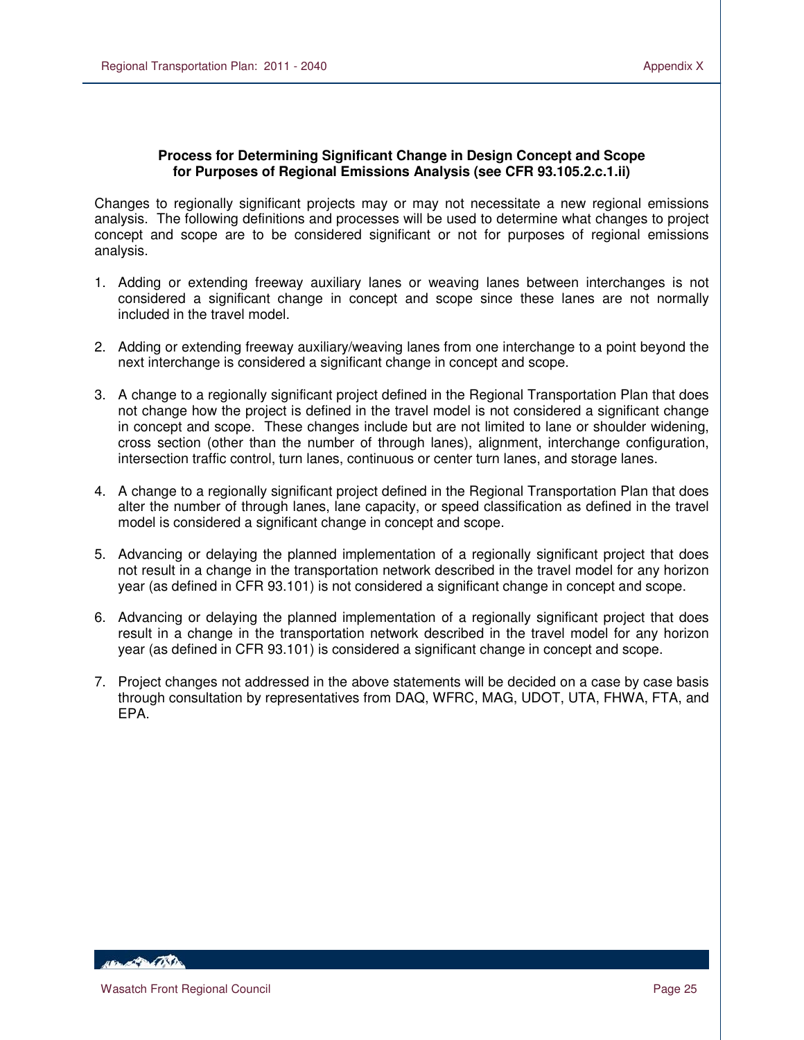## Process for Determining Significant Change in Design Concept and Scope for Purposes of Regional Emissions Analysis (see CFR 93.105.2.c.1.ii)

Changes to regionally significant projects may or may not necessitate a new regional emissions analysis. The following definitions and processes will be used to determine what changes to project concept and scope are to be considered significant or not for purposes of regional emissions analysis.

1. Adding or extending freeway auxiliary lanes or weaving lanes between interchanges is not considered a significant change in concept and scope since these lanes are not normally included in the travel model.

2. Adding or extending freeway auxiliary/weaving lanes from one interchange to a point beyond the next interchange is considered a significant change in concept and scope.

3. A change to a regionally significant project defined in the Regional Transportation Plan that does not change how the project is defined in the travel model is not considered a significant change in concept and scope. These changes include but are not limited to lane or shoulder widening, cross section (other than the number of through lanes), alignment, interchange configuration, intersection traffic control, turn lanes, continuous or center turn lanes, and storage lanes.

4. A change to a regionally significant project defined in the Regional Transportation Plan that does alter the number of through lanes, lane capacity, or speed classification as defined in the travel model is considered a significant change in concept and scope.

5. Advancing or delaying the planned implementation of a regionally significant project that does not result in a change in the transportation network described in the travel model for any horizon year (as defined in CFR 93.101) is not considered a significant change in concept and scope.

6. Advancing or delaying the planned implementation of a regionally significant project that does result in a change in the transportation network described in the travel model for any horizon year (as defined in CFR 93.101) is considered a significant change in concept and scope.

7. Project changes not addressed in the above statements will be decided on a case by case basis through consultation by representatives from DAQ, WFRC, MAG, UDOT, UTA, FHWA, FTA, and EPA.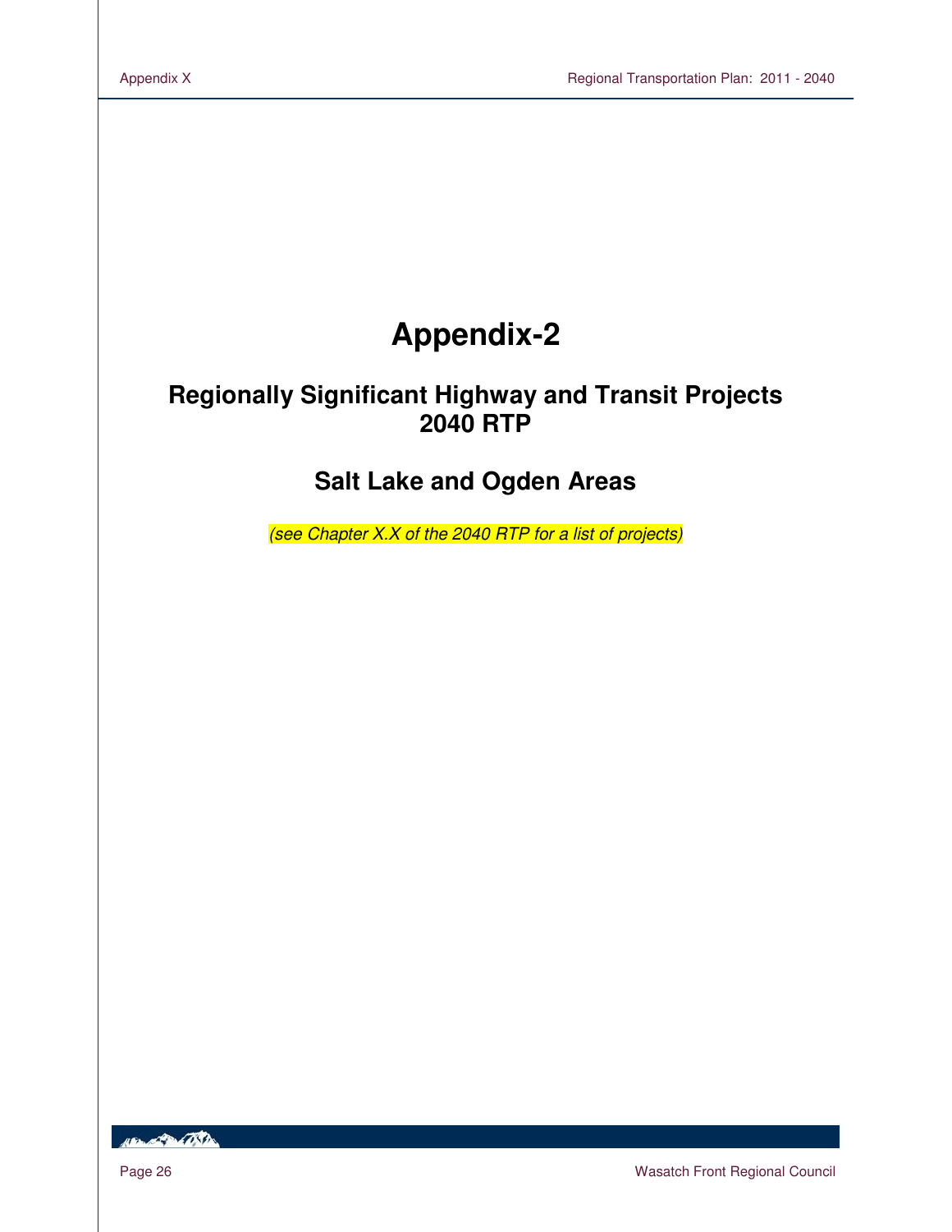# Appendix-2

## Regionally Significant Highway and Transit Projects 2040 RTP

## Salt Lake and Ogden Areas

*(see Chapter X.X of the 2040 RTP for a list of projects)*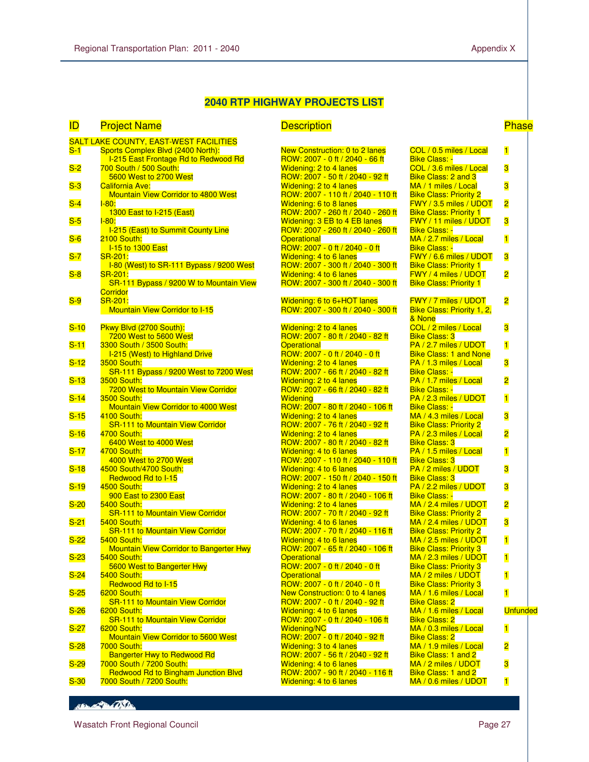## 2040 RTP HIGHWAY PROJECTS LIST

| ID | Project Name | Description | | Phase |
|---|---|---|---|---|
| SALT LAKE COUNTY, EAST-WEST FACILITIES | | | | |
| S-1 | Sports Complex Blvd (2400 North): I-215 East Frontage Rd to Redwood Rd | New Construction: 0 to 2 lanes<br>ROW: 2007 - 0 ft / 2040 - 66 ft | COL / 0.5 miles / Local<br>Bike Class: - | 1 |
| S-2 | 700 South / 500 South: 5600 West to 2700 West | Widening: 2 to 4 lanes<br>ROW: 2007 - 50 ft / 2040 - 92 ft | COL / 3.6 miles / Local<br>Bike Class: 2 and 3 | 3 |
| S-3 | California Ave: Mountain View Corridor to 4800 West | Widening: 2 to 4 lanes<br>ROW: 2007 - 110 ft / 2040 - 110 ft | MA / 1 miles / Local<br>Bike Class: Priority 2 | 3 |
| S-4 | I-80: 1300 East to I-215 (East) | Widening: 6 to 8 lanes<br>ROW: 2007 - 260 ft / 2040 - 260 ft | FWY / 3.5 miles / UDOT<br>Bike Class: Priority 1 | 2 |
| S-5 | I-80: I-215 (East) to Summit County Line | Widening: 3 EB to 4 EB lanes<br>ROW: 2007 - 260 ft / 2040 - 260 ft | FWY / 11 miles / UDOT<br>Bike Class: - | 3 |
| S-6 | 2100 South: I-15 to 1300 East | Operational<br>ROW: 2007 - 0 ft / 2040 - 0 ft | MA / 2.7 miles / Local<br>Bike Class: - | 1 |
| S-7 | SR-201: I-80 (West) to SR-111 Bypass / 9200 West | Widening: 4 to 6 lanes<br>ROW: 2007 - 300 ft / 2040 - 300 ft | FWY / 6.6 miles / UDOT<br>Bike Class: Priority 1 | 3 |
| S-8 | SR-201: SR-111 Bypass / 9200 W to Mountain View Corridor | Widening: 4 to 6 lanes<br>ROW: 2007 - 300 ft / 2040 - 300 ft | FWY / 4 miles / UDOT<br>Bike Class: Priority 1 | 2 |
| S-9 | SR-201: Mountain View Corridor to I-15 | Widening: 6 to 6+HOT lanes<br>ROW: 2007 - 300 ft / 2040 - 300 ft | FWY / 7 miles / UDOT<br>Bike Class: Priority 1, 2, & None | 2 |
| S-10 | Pkwy Blvd (2700 South): 7200 West to 5600 West | Widening: 2 to 4 lanes<br>ROW: 2007 - 80 ft / 2040 - 82 ft | COL / 2 miles / Local<br>Bike Class: 3 | 3 |
| S-11 | 3300 South / 3500 South: I-215 (West) to Highland Drive | Operational<br>ROW: 2007 - 0 ft / 2040 - 0 ft | PA / 2.7 miles / UDOT<br>Bike Class: 1 and None | 1 |
| S-12 | 3500 South: SR-111 Bypass / 9200 West to 7200 West | Widening: 2 to 4 lanes<br>ROW: 2007 - 66 ft / 2040 - 82 ft | PA / 1.3 miles / Local<br>Bike Class: - | 3 |
| S-13 | 3500 South: 7200 West to Mountain View Corridor | Widening: 2 to 4 lanes<br>ROW: 2007 - 66 ft / 2040 - 82 ft | PA / 1.7 miles / Local<br>Bike Class: - | 2 |
| S-14 | 3500 South: Mountain View Corridor to 4000 West | Widening<br>ROW: 2007 - 80 ft / 2040 - 106 ft | PA / 2.3 miles / UDOT<br>Bike Class: - | 1 |
| S-15 | 4100 South: SR-111 to Mountain View Corridor | Widening: 2 to 4 lanes<br>ROW: 2007 - 76 ft / 2040 - 92 ft | MA / 4.3 miles / Local<br>Bike Class: Priority 2 | 3 |
| S-16 | 4700 South: 6400 West to 4000 West | Widening: 2 to 4 lanes<br>ROW: 2007 - 80 ft / 2040 - 82 ft | PA / 2.3 miles / Local<br>Bike Class: 3 | 2 |
| S-17 | 4700 South: 4000 West to 2700 West | Widening: 4 to 6 lanes<br>ROW: 2007 - 110 ft / 2040 - 110 ft | PA / 1.5 miles / Local<br>Bike Class: 3 | 1 |
| S-18 | 4500 South/4700 South: Redwood Rd to I-15 | Widening: 4 to 6 lanes<br>ROW: 2007 - 150 ft / 2040 - 150 ft | PA / 2 miles / UDOT<br>Bike Class: 3 | 3 |
| S-19 | 4500 South: 900 East to 2300 East | Widening: 2 to 4 lanes<br>ROW: 2007 - 80 ft / 2040 - 106 ft | PA / 2.2 miles / UDOT<br>Bike Class: - | 3 |
| S-20 | 5400 South: SR-111 to Mountain View Corridor | Widening: 2 to 4 lanes<br>ROW: 2007 - 70 ft / 2040 - 92 ft | MA / 2.4 miles / UDOT<br>Bike Class: Priority 2 | 2 |
| S-21 | 5400 South: SR-111 to Mountain View Corridor | Widening: 4 to 6 lanes<br>ROW: 2007 - 70 ft / 2040 - 116 ft | MA / 2.4 miles / UDOT<br>Bike Class: Priority 2 | 3 |
| S-22 | 5400 South: Mountain View Corridor to Bangerter Hwy | Widening: 4 to 6 lanes<br>ROW: 2007 - 65 ft / 2040 - 106 ft | MA / 2.5 miles / UDOT<br>Bike Class: Priority 3 | 1 |
| S-23 | 5400 South: 5600 West to Bangerter Hwy | Operational<br>ROW: 2007 - 0 ft / 2040 - 0 ft | MA / 2.3 miles / UDOT<br>Bike Class: Priority 3 | 1 |
| S-24 | 5400 South: Redwood Rd to I-15 | Operational<br>ROW: 2007 - 0 ft / 2040 - 0 ft | MA / 2 miles / UDOT<br>Bike Class: Priority 3 | 1 |
| S-25 | 6200 South: SR-111 to Mountain View Corridor | New Construction: 0 to 4 lanes<br>ROW: 2007 - 0 ft / 2040 - 92 ft | MA / 1.6 miles / Local<br>Bike Class: 2 | 1 |
| S-26 | 6200 South: SR-111 to Mountain View Corridor | Widening: 4 to 6 lanes<br>ROW: 2007 - 0 ft / 2040 - 106 ft | MA / 1.6 miles / Local<br>Bike Class: 2 | Unfunded |
| S-27 | 6200 South: Mountain View Corridor to 5600 West | Widening/NC<br>ROW: 2007 - 0 ft / 2040 - 92 ft | MA / 0.3 miles / Local<br>Bike Class: 2 | 1 |
| S-28 | 7000 South: Bangerter Hwy to Redwood Rd | Widening: 3 to 4 lanes<br>ROW: 2007 - 56 ft / 2040 - 92 ft | MA / 1.9 miles / Local<br>Bike Class: 1 and 2 | 2 |
| S-29 | 7000 South / 7200 South: Redwood Rd to Bingham Junction Blvd | Widening: 4 to 6 lanes<br>ROW: 2007 - 90 ft / 2040 - 116 ft | MA / 2 miles / UDOT<br>Bike Class: 1 and 2 | 3 |
| S-30 | 7000 South / 7200 South: | Widening: 4 to 6 lanes | MA / 0.6 miles / UDOT | 1 |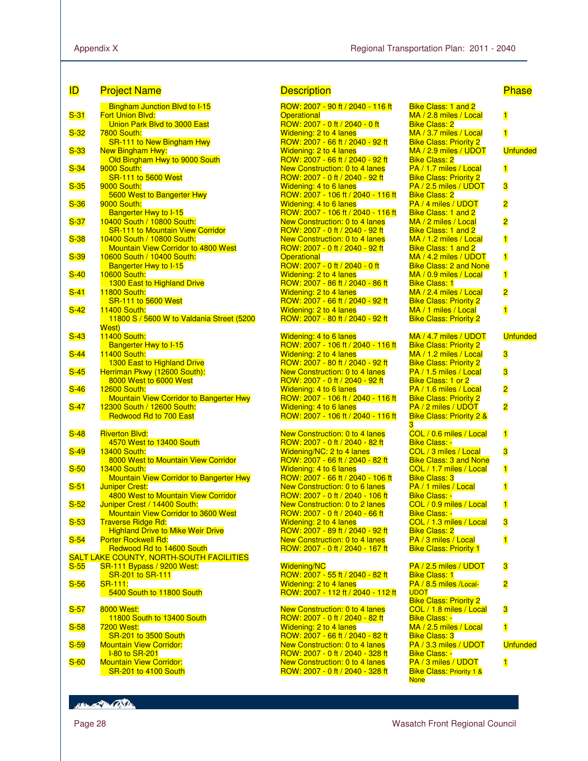| ID | Project Name | Description | | Phase |
|---|---|---|---|---|
| | Bingham Junction Blvd to I-15 | ROW: 2007 - 90 ft / 2040 - 116 ft | Bike Class: 1 and 2 | |
| S-31 | Fort Union Blvd: Union Park Blvd to 3000 East | Operational<br>ROW: 2007 - 0 ft / 2040 - 0 ft | MA / 2.8 miles / Local<br>Bike Class: 2 | 1 |
| S-32 | 7800 South: SR-111 to New Bingham Hwy | Widening: 2 to 4 lanes<br>ROW: 2007 - 66 ft / 2040 - 92 ft | MA / 3.7 miles / Local<br>Bike Class: Priority 2 | 1 |
| S-33 | New Bingham Hwy: Old Bingham Hwy to 9000 South | Widening: 2 to 4 lanes<br>ROW: 2007 - 66 ft / 2040 - 92 ft | MA / 2.9 miles / UDOT<br>Bike Class: 2 | Unfunded |
| S-34 | 9000 South: SR-111 to 5600 West | New Construction: 0 to 4 lanes<br>ROW: 2007 - 0 ft / 2040 - 92 ft | PA / 1.7 miles / Local<br>Bike Class: Priority 2 | 1 |
| S-35 | 9000 South: 5600 West to Bangerter Hwy | Widening: 4 to 6 lanes<br>ROW: 2007 - 106 ft / 2040 - 116 ft | PA / 2.5 miles / UDOT<br>Bike Class: 2 | 3 |
| S-36 | 9000 South: Bangerter Hwy to I-15 | Widening: 4 to 6 lanes<br>ROW: 2007 - 106 ft / 2040 - 116 ft | PA / 4 miles / UDOT<br>Bike Class: 1 and 2 | 2 |
| S-37 | 10400 South / 10800 South: SR-111 to Mountain View Corridor | New Construction: 0 to 4 lanes<br>ROW: 2007 - 0 ft / 2040 - 92 ft | MA / 2 miles / Local<br>Bike Class: 1 and 2 | 2 |
| S-38 | 10400 South / 10800 South: Mountain View Corridor to 4800 West | New Construction: 0 to 4 lanes<br>ROW: 2007 - 0 ft / 2040 - 92 ft | MA / 1.2 miles / Local<br>Bike Class: 1 and 2 | 1 |
| S-39 | 10600 South / 10400 South: Bangerter Hwy to I-15 | Operational<br>ROW: 2007 - 0 ft / 2040 - 0 ft | MA / 4.2 miles / UDOT<br>Bike Class: 2 and None | 1 |
| S-40 | 10600 South: 1300 East to Highland Drive | Widening: 2 to 4 lanes<br>ROW: 2007 - 86 ft / 2040 - 86 ft | MA / 0.9 miles / Local<br>Bike Class: 1 | 1 |
| S-41 | 11800 South: SR-111 to 5600 West | Widening: 2 to 4 lanes<br>ROW: 2007 - 66 ft / 2040 - 92 ft | MA / 2.4 miles / Local<br>Bike Class: Priority 2 | 2 |
| S-42 | 11400 South: 11800 S / 5600 W to Valdania Street (5200 West) | Widening: 2 to 4 lanes<br>ROW: 2007 - 80 ft / 2040 - 92 ft | MA / 1 miles / Local<br>Bike Class: Priority 2 | 1 |
| S-43 | 11400 South: Bangerter Hwy to I-15 | Widening: 4 to 6 lanes<br>ROW: 2007 - 106 ft / 2040 - 116 ft | MA / 4.7 miles / UDOT<br>Bike Class: Priority 2 | Unfunded |
| S-44 | 11400 South: 1300 East to Highland Drive | Widening: 2 to 4 lanes<br>ROW: 2007 - 80 ft / 2040 - 92 ft | MA / 1.2 miles / Local<br>Bike Class: Priority 2 | 3 |
| S-45 | Herriman Pkwy (12600 South): 8000 West to 6000 West | New Construction: 0 to 4 lanes<br>ROW: 2007 - 0 ft / 2040 - 92 ft | PA / 1.5 miles / Local<br>Bike Class: 1 or 2 | 3 |
| S-46 | 12600 South: Mountain View Corridor to Bangerter Hwy | Widening: 4 to 6 lanes<br>ROW: 2007 - 106 ft / 2040 - 116 ft | PA / 1.6 miles / Local<br>Bike Class: Priority 2 | 2 |
| S-47 | 12300 South / 12600 South: Redwood Rd to 700 East | Widening: 4 to 6 lanes<br>ROW: 2007 - 106 ft / 2040 - 116 ft | PA / 2 miles / UDOT<br>Bike Class: Priority 2 & 3 | 2 |
| S-48 | Riverton Blvd: 4570 West to 13400 South | New Construction: 0 to 4 lanes<br>ROW: 2007 - 0 ft / 2040 - 82 ft | COL / 0.6 miles / Local<br>Bike Class: - | 1 |
| S-49 | 13400 South: 8000 West to Mountain View Corridor | Widening/NC: 2 to 4 lanes<br>ROW: 2007 - 66 ft / 2040 - 82 ft | COL / 3 miles / Local<br>Bike Class: 3 and None | 3 |
| S-50 | 13400 South: Mountain View Corridor to Bangerter Hwy | Widening: 4 to 6 lanes<br>ROW: 2007 - 66 ft / 2040 - 106 ft | COL / 1.7 miles / Local<br>Bike Class: 3 | 1 |
| S-51 | Juniper Crest: 4800 West to Mountain View Corridor | New Construction: 0 to 6 lanes<br>ROW: 2007 - 0 ft / 2040 - 106 ft | PA / 1 miles / Local<br>Bike Class: - | 1 |
| S-52 | Juniper Crest / 14400 South: Mountain View Corridor to 3600 West | New Construction: 0 to 2 lanes<br>ROW: 2007 - 0 ft / 2040 - 66 ft | COL / 0.9 miles / Local<br>Bike Class: - | 1 |
| S-53 | Traverse Ridge Rd: Highland Drive to Mike Weir Drive | Widening: 2 to 4 lanes<br>ROW: 2007 - 89 ft / 2040 - 92 ft | COL / 1.3 miles / Local<br>Bike Class: 2 | 3 |
| S-54 | Porter Rockwell Rd: Redwood Rd to 14600 South | New Construction: 0 to 4 lanes<br>ROW: 2007 - 0 ft / 2040 - 167 ft | PA / 3 miles / Local<br>Bike Class: Priority 1 | 1 |
| SALT LAKE COUNTY, NORTH-SOUTH FACILITIES | | | | |
| S-55 | SR-111 Bypass / 9200 West: SR-201 to SR-111 | Widening/NC<br>ROW: 2007 - 55 ft / 2040 - 82 ft | PA / 2.5 miles / UDOT<br>Bike Class: 1 | 3 |
| S-56 | SR-111: 5400 South to 11800 South | Widening: 2 to 4 lanes<br>ROW: 2007 - 112 ft / 2040 - 112 ft | PA / 8.5 miles /Local-UDOT<br>Bike Class: Priority 2 | 2 |
| S-57 | 8000 West: 11800 South to 13400 South | New Construction: 0 to 4 lanes<br>ROW: 2007 - 0 ft / 2040 - 82 ft | COL / 1.8 miles / Local<br>Bike Class: - | 3 |
| S-58 | 7200 West: SR-201 to 3500 South | Widening: 2 to 4 lanes<br>ROW: 2007 - 66 ft / 2040 - 82 ft | MA / 2.5 miles / Local<br>Bike Class: 3 | 1 |
| S-59 | Mountain View Corridor: I-80 to SR-201 | New Construction: 0 to 4 lanes<br>ROW: 2007 - 0 ft / 2040 - 328 ft | PA / 3.3 miles / UDOT<br>Bike Class: - | Unfunded |
| S-60 | Mountain View Corridor: SR-201 to 4100 South | New Construction: 0 to 4 lanes<br>ROW: 2007 - 0 ft / 2040 - 328 ft | PA / 3 miles / UDOT<br>Bike Class: Priority 1 & None | 1 |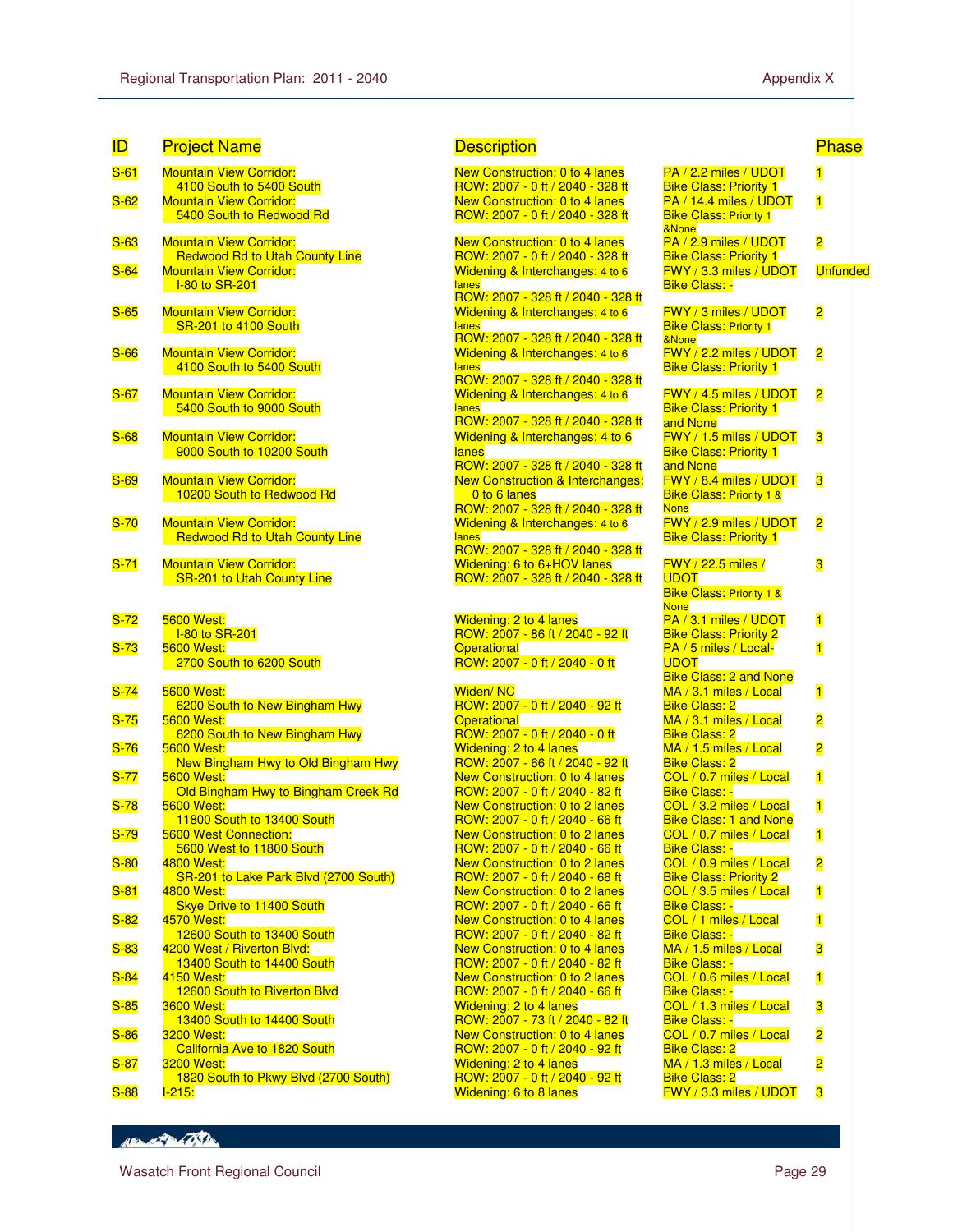| ID | Project Name | Description | | Phase |
|---|---|---|---|---|
| S-61 | Mountain View Corridor: 4100 South to 5400 South | New Construction: 0 to 4 lanes ROW: 2007 - 0 ft / 2040 - 328 ft | PA / 2.2 miles / UDOT Bike Class: Priority 1 | 1 |
| S-62 | Mountain View Corridor: 5400 South to Redwood Rd | New Construction: 0 to 4 lanes ROW: 2007 - 0 ft / 2040 - 328 ft | PA / 14.4 miles / UDOT Bike Class: Priority 1 &None | 1 |
| S-63 | Mountain View Corridor: Redwood Rd to Utah County Line | New Construction: 0 to 4 lanes ROW: 2007 - 0 ft / 2040 - 328 ft | PA / 2.9 miles / UDOT Bike Class: Priority 1 | 2 |
| S-64 | Mountain View Corridor: I-80 to SR-201 | Widening & Interchanges: 4 to 6 lanes ROW: 2007 - 328 ft / 2040 - 328 ft | FWY / 3.3 miles / UDOT Bike Class: - | Unfunded |
| S-65 | Mountain View Corridor: SR-201 to 4100 South | Widening & Interchanges: 4 to 6 lanes ROW: 2007 - 328 ft / 2040 - 328 ft | FWY / 3 miles / UDOT Bike Class: Priority 1 &None | 2 |
| S-66 | Mountain View Corridor: 4100 South to 5400 South | Widening & Interchanges: 4 to 6 lanes ROW: 2007 - 328 ft / 2040 - 328 ft | FWY / 2.2 miles / UDOT Bike Class: Priority 1 | 2 |
| S-67 | Mountain View Corridor: 5400 South to 9000 South | Widening & Interchanges: 4 to 6 lanes ROW: 2007 - 328 ft / 2040 - 328 ft | FWY / 4.5 miles / UDOT Bike Class: Priority 1 and None | 2 |
| S-68 | Mountain View Corridor: 9000 South to 10200 South | Widening & Interchanges: 4 to 6 lanes ROW: 2007 - 328 ft / 2040 - 328 ft | FWY / 1.5 miles / UDOT Bike Class: Priority 1 and None | 3 |
| S-69 | Mountain View Corridor: 10200 South to Redwood Rd | New Construction & Interchanges: 0 to 6 lanes ROW: 2007 - 328 ft / 2040 - 328 ft | FWY / 8.4 miles / UDOT Bike Class: Priority 1 & None | 3 |
| S-70 | Mountain View Corridor: Redwood Rd to Utah County Line | Widening & Interchanges: 4 to 6 lanes ROW: 2007 - 328 ft / 2040 - 328 ft | FWY / 2.9 miles / UDOT Bike Class: Priority 1 | 2 |
| S-71 | Mountain View Corridor: SR-201 to Utah County Line | Widening: 6 to 6+HOV lanes ROW: 2007 - 328 ft / 2040 - 328 ft | FWY / 22.5 miles / UDOT Bike Class: Priority 1 & None | 3 |
| S-72 | 5600 West: I-80 to SR-201 | Widening: 2 to 4 lanes ROW: 2007 - 86 ft / 2040 - 92 ft | PA / 3.1 miles / UDOT Bike Class: Priority 2 | 1 |
| S-73 | 5600 West: 2700 South to 6200 South | Operational ROW: 2007 - 0 ft / 2040 - 0 ft | PA / 5 miles / Local-UDOT Bike Class: 2 and None | 1 |
| S-74 | 5600 West: 6200 South to New Bingham Hwy | Widen/ NC ROW: 2007 - 0 ft / 2040 - 92 ft | MA / 3.1 miles / Local Bike Class: 2 | 1 |
| S-75 | 5600 West: 6200 South to New Bingham Hwy | Operational ROW: 2007 - 0 ft / 2040 - 0 ft | MA / 3.1 miles / Local Bike Class: 2 | 2 |
| S-76 | 5600 West: New Bingham Hwy to Old Bingham Hwy | Widening: 2 to 4 lanes ROW: 2007 - 66 ft / 2040 - 92 ft | MA / 1.5 miles / Local Bike Class: 2 | 2 |
| S-77 | 5600 West: Old Bingham Hwy to Bingham Creek Rd | New Construction: 0 to 4 lanes ROW: 2007 - 0 ft / 2040 - 82 ft | COL / 0.7 miles / Local Bike Class: - | 1 |
| S-78 | 5600 West: 11800 South to 13400 South | New Construction: 0 to 2 lanes ROW: 2007 - 0 ft / 2040 - 66 ft | COL / 3.2 miles / Local Bike Class: 1 and None | 1 |
| S-79 | 5600 West Connection: 5600 West to 11800 South | New Construction: 0 to 2 lanes ROW: 2007 - 0 ft / 2040 - 66 ft | COL / 0.7 miles / Local Bike Class: - | 1 |
| S-80 | 4800 West: SR-201 to Lake Park Blvd (2700 South) | New Construction: 0 to 2 lanes ROW: 2007 - 0 ft / 2040 - 68 ft | COL / 0.9 miles / Local Bike Class: Priority 2 | 2 |
| S-81 | 4800 West: Skye Drive to 11400 South | New Construction: 0 to 2 lanes ROW: 2007 - 0 ft / 2040 - 66 ft | COL / 3.5 miles / Local Bike Class: - | 1 |
| S-82 | 4570 West: 12600 South to 13400 South | New Construction: 0 to 4 lanes ROW: 2007 - 0 ft / 2040 - 82 ft | COL / 1 miles / Local Bike Class: - | 1 |
| S-83 | 4200 West / Riverton Blvd: 13400 South to 14400 South | New Construction: 0 to 4 lanes ROW: 2007 - 0 ft / 2040 - 82 ft | MA / 1.5 miles / Local Bike Class: - | 3 |
| S-84 | 4150 West: 12600 South to Riverton Blvd | New Construction: 0 to 2 lanes ROW: 2007 - 0 ft / 2040 - 66 ft | COL / 0.6 miles / Local Bike Class: - | 1 |
| S-85 | 3600 West: 13400 South to 14400 South | Widening: 2 to 4 lanes ROW: 2007 - 73 ft / 2040 - 82 ft | COL / 1.3 miles / Local Bike Class: - | 3 |
| S-86 | 3200 West: California Ave to 1820 South | New Construction: 0 to 4 lanes ROW: 2007 - 0 ft / 2040 - 92 ft | COL / 0.7 miles / Local Bike Class: 2 | 2 |
| S-87 | 3200 West: 1820 South to Pkwy Blvd (2700 South) | Widening: 2 to 4 lanes ROW: 2007 - 0 ft / 2040 - 92 ft | MA / 1.3 miles / Local Bike Class: 2 | 2 |
| S-88 | I-215: | Widening: 6 to 8 lanes | FWY / 3.3 miles / UDOT | 3 |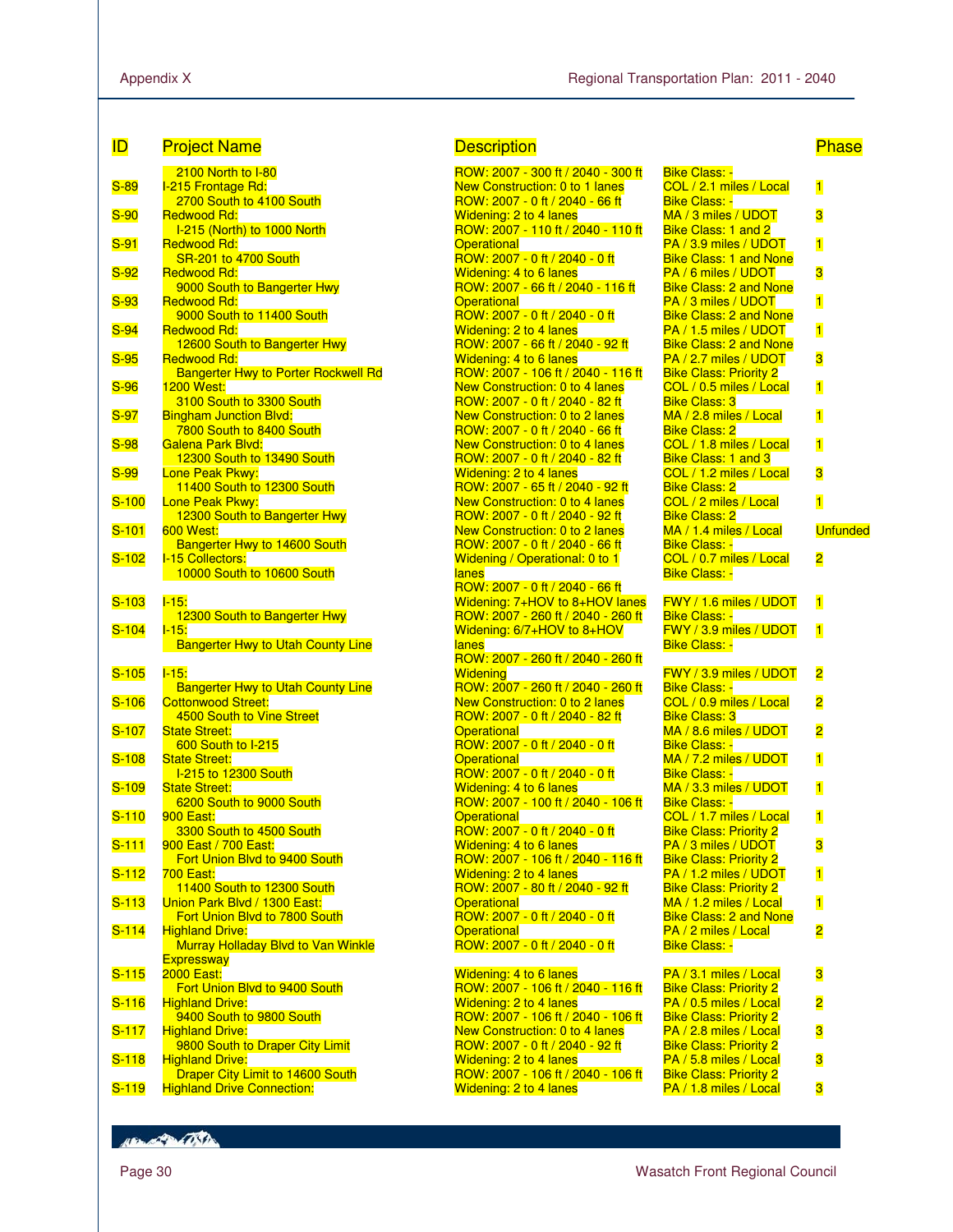| ID | Project Name | Description | | Phase |
|---|---|---|---|---|
| | 2100 North to I-80 | ROW: 2007 - 300 ft / 2040 - 300 ft | Bike Class: - | |
| S-89 | I-215 Frontage Rd: 2700 South to 4100 South | New Construction: 0 to 1 lanes ROW: 2007 - 0 ft / 2040 - 66 ft | COL / 2.1 miles / Local Bike Class: - | 1 |
| S-90 | Redwood Rd: I-215 (North) to 1000 North | Widening: 2 to 4 lanes ROW: 2007 - 110 ft / 2040 - 110 ft | MA / 3 miles / UDOT Bike Class: 1 and 2 | 3 |
| S-91 | Redwood Rd: SR-201 to 4700 South | Operational ROW: 2007 - 0 ft / 2040 - 0 ft | PA / 3.9 miles / UDOT Bike Class: 1 and None | 1 |
| S-92 | Redwood Rd: 9000 South to Bangerter Hwy | Widening: 4 to 6 lanes ROW: 2007 - 66 ft / 2040 - 116 ft | PA / 6 miles / UDOT Bike Class: 2 and None | 3 |
| S-93 | Redwood Rd: 9000 South to 11400 South | Operational ROW: 2007 - 0 ft / 2040 - 0 ft | PA / 3 miles / UDOT Bike Class: 2 and None | 1 |
| S-94 | Redwood Rd: 12600 South to Bangerter Hwy | Widening: 2 to 4 lanes ROW: 2007 - 66 ft / 2040 - 92 ft | PA / 1.5 miles / UDOT Bike Class: 2 and None | 1 |
| S-95 | Redwood Rd: Bangerter Hwy to Porter Rockwell Rd | Widening: 4 to 6 lanes ROW: 2007 - 106 ft / 2040 - 116 ft | PA / 2.7 miles / UDOT Bike Class: Priority 2 | 3 |
| S-96 | 1200 West: 3100 South to 3300 South | New Construction: 0 to 4 lanes ROW: 2007 - 0 ft / 2040 - 82 ft | COL / 0.5 miles / Local Bike Class: 3 | 1 |
| S-97 | Bingham Junction Blvd: 7800 South to 8400 South | New Construction: 0 to 2 lanes ROW: 2007 - 0 ft / 2040 - 66 ft | MA / 2.8 miles / Local Bike Class: 2 | 1 |
| S-98 | Galena Park Blvd: 12300 South to 13490 South | New Construction: 0 to 4 lanes ROW: 2007 - 0 ft / 2040 - 82 ft | COL / 1.8 miles / Local Bike Class: 1 and 3 | 1 |
| S-99 | Lone Peak Pkwy: 11400 South to 12300 South | Widening: 2 to 4 lanes ROW: 2007 - 65 ft / 2040 - 92 ft | COL / 1.2 miles / Local Bike Class: 2 | 3 |
| S-100 | Lone Peak Pkwy: 12300 South to Bangerter Hwy | New Construction: 0 to 4 lanes ROW: 2007 - 0 ft / 2040 - 92 ft | COL / 2 miles / Local Bike Class: 2 | 1 |
| S-101 | 600 West: Bangerter Hwy to 14600 South | New Construction: 0 to 2 lanes ROW: 2007 - 0 ft / 2040 - 66 ft | MA / 1.4 miles / Local Bike Class: - | Unfunded |
| S-102 | I-15 Collectors: 10000 South to 10600 South | Widening / Operational: 0 to 1 lanes ROW: 2007 - 0 ft / 2040 - 66 ft | COL / 0.7 miles / Local Bike Class: - | 2 |
| S-103 | I-15: 12300 South to Bangerter Hwy | Widening: 7+HOV to 8+HOV lanes ROW: 2007 - 260 ft / 2040 - 260 ft | FWY / 1.6 miles / UDOT Bike Class: - | 1 |
| S-104 | I-15: Bangerter Hwy to Utah County Line | Widening: 6/7+HOV to 8+HOV lanes ROW: 2007 - 260 ft / 2040 - 260 ft | FWY / 3.9 miles / UDOT Bike Class: - | 1 |
| S-105 | I-15: Bangerter Hwy to Utah County Line | Widening ROW: 2007 - 260 ft / 2040 - 260 ft | FWY / 3.9 miles / UDOT Bike Class: - | 2 |
| S-106 | Cottonwood Street: 4500 South to Vine Street | New Construction: 0 to 2 lanes ROW: 2007 - 0 ft / 2040 - 82 ft | COL / 0.9 miles / Local Bike Class: 3 | 2 |
| S-107 | State Street: 600 South to I-215 | Operational ROW: 2007 - 0 ft / 2040 - 0 ft | MA / 8.6 miles / UDOT Bike Class: - | 2 |
| S-108 | State Street: I-215 to 12300 South | Operational ROW: 2007 - 0 ft / 2040 - 0 ft | MA / 7.2 miles / UDOT Bike Class: - | 1 |
| S-109 | State Street: 6200 South to 9000 South | Widening: 4 to 6 lanes ROW: 2007 - 100 ft / 2040 - 106 ft | MA / 3.3 miles / UDOT Bike Class: - | 1 |
| S-110 | 900 East: 3300 South to 4500 South | Operational ROW: 2007 - 0 ft / 2040 - 0 ft | COL / 1.7 miles / Local Bike Class: Priority 2 | 1 |
| S-111 | 900 East / 700 East: Fort Union Blvd to 9400 South | Widening: 4 to 6 lanes ROW: 2007 - 106 ft / 2040 - 116 ft | PA / 3 miles / UDOT Bike Class: Priority 2 | 3 |
| S-112 | 700 East: 11400 South to 12300 South | Widening: 2 to 4 lanes ROW: 2007 - 80 ft / 2040 - 92 ft | PA / 1.2 miles / UDOT Bike Class: Priority 2 | 1 |
| S-113 | Union Park Blvd / 1300 East: Fort Union Blvd to 7800 South | Operational ROW: 2007 - 0 ft / 2040 - 0 ft | MA / 1.2 miles / Local Bike Class: 2 and None | 1 |
| S-114 | Highland Drive: Murray Holladay Blvd to Van Winkle Expressway | Operational ROW: 2007 - 0 ft / 2040 - 0 ft | PA / 2 miles / Local Bike Class: - | 2 |
| S-115 | 2000 East: Fort Union Blvd to 9400 South | Widening: 4 to 6 lanes ROW: 2007 - 106 ft / 2040 - 116 ft | PA / 3.1 miles / Local Bike Class: Priority 2 | 3 |
| S-116 | Highland Drive: 9400 South to 9800 South | Widening: 2 to 4 lanes ROW: 2007 - 106 ft / 2040 - 106 ft | PA / 0.5 miles / Local Bike Class: Priority 2 | 2 |
| S-117 | Highland Drive: 9800 South to Draper City Limit | New Construction: 0 to 4 lanes ROW: 2007 - 0 ft / 2040 - 92 ft | PA / 2.8 miles / Local Bike Class: Priority 2 | 3 |
| S-118 | Highland Drive: Draper City Limit to 14600 South | Widening: 2 to 4 lanes ROW: 2007 - 106 ft / 2040 - 106 ft | PA / 5.8 miles / Local Bike Class: Priority 2 | 3 |
| S-119 | Highland Drive Connection: | Widening: 2 to 4 lanes | PA / 1.8 miles / Local | 3 |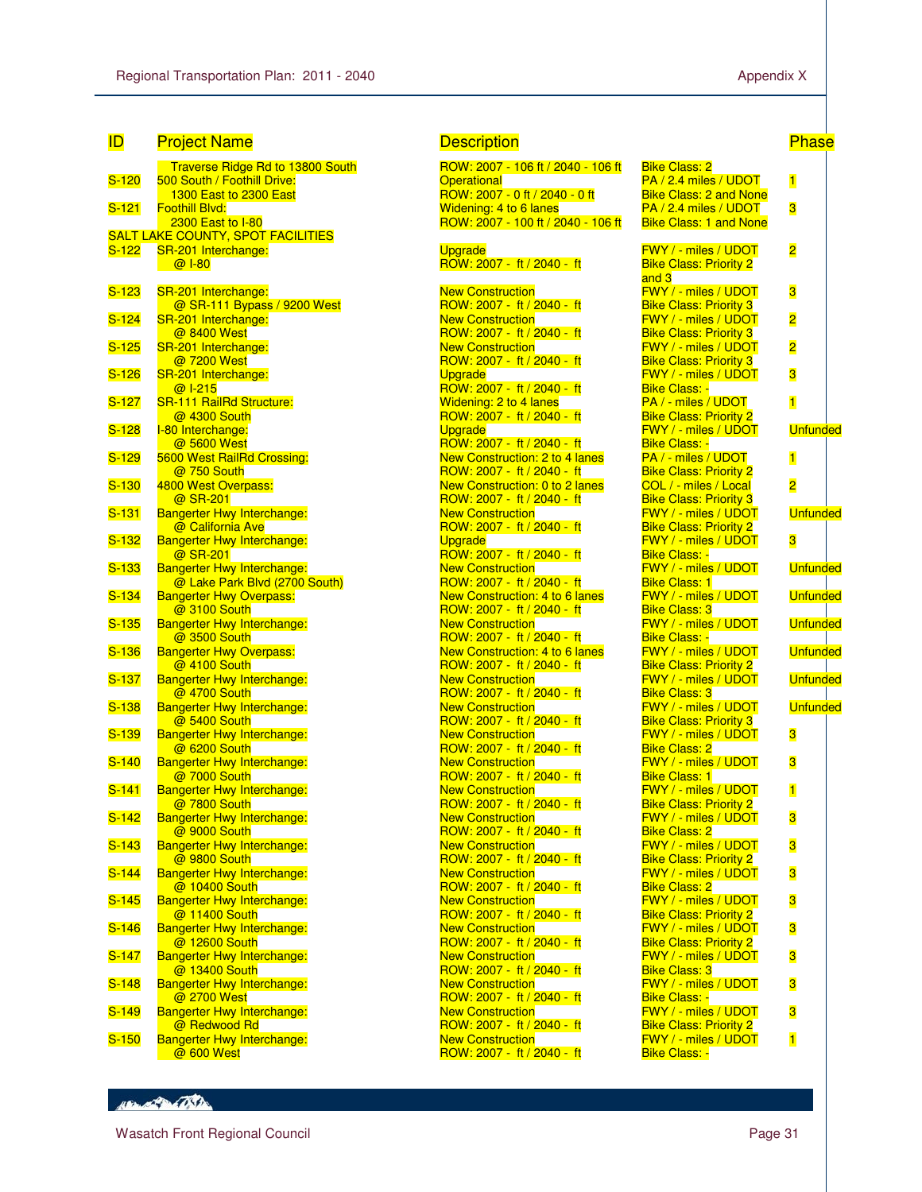| ID | Project Name | Description | | Phase |
|---|---|---|---|---|
| | Traverse Ridge Rd to 13800 South | ROW: 2007 - 106 ft / 2040 - 106 ft | Bike Class: 2 | |
| S-120 | 500 South / Foothill Drive: 1300 East to 2300 East | Operational<br>ROW: 2007 - 0 ft / 2040 - 0 ft | PA / 2.4 miles / UDOT<br>Bike Class: 2 and None | 1 |
| S-121 | Foothill Blvd: 2300 East to I-80 | Widening: 4 to 6 lanes<br>ROW: 2007 - 100 ft / 2040 - 106 ft | PA / 2.4 miles / UDOT<br>Bike Class: 1 and None | 3 |
| SALT LAKE COUNTY, SPOT FACILITIES | | | | |
| S-122 | SR-201 Interchange: @ I-80 | Upgrade<br>ROW: 2007 - ft / 2040 - ft | FWY / - miles / UDOT<br>Bike Class: Priority 2 and 3 | 2 |
| S-123 | SR-201 Interchange: @ SR-111 Bypass / 9200 West | New Construction<br>ROW: 2007 - ft / 2040 - ft | FWY / - miles / UDOT<br>Bike Class: Priority 3 | 3 |
| S-124 | SR-201 Interchange: @ 8400 West | New Construction<br>ROW: 2007 - ft / 2040 - ft | FWY / - miles / UDOT<br>Bike Class: Priority 3 | 2 |
| S-125 | SR-201 Interchange: @ 7200 West | New Construction<br>ROW: 2007 - ft / 2040 - ft | FWY / - miles / UDOT<br>Bike Class: Priority 3 | 2 |
| S-126 | SR-201 Interchange: @ I-215 | Upgrade<br>ROW: 2007 - ft / 2040 - ft | FWY / - miles / UDOT<br>Bike Class: - | 3 |
| S-127 | SR-111 RailRd Structure: @ 4300 South | Widening: 2 to 4 lanes<br>ROW: 2007 - ft / 2040 - ft | PA / - miles / UDOT<br>Bike Class: Priority 2 | 1 |
| S-128 | I-80 Interchange: @ 5600 West | Upgrade<br>ROW: 2007 - ft / 2040 - ft | FWY / - miles / UDOT<br>Bike Class: - | Unfunded |
| S-129 | 5600 West RailRd Crossing: @ 750 South | New Construction: 2 to 4 lanes<br>ROW: 2007 - ft / 2040 - ft | PA / - miles / UDOT<br>Bike Class: Priority 2 | 1 |
| S-130 | 4800 West Overpass: @ SR-201 | New Construction: 0 to 2 lanes<br>ROW: 2007 - ft / 2040 - ft | COL / - miles / Local<br>Bike Class: Priority 3 | 2 |
| S-131 | Bangerter Hwy Interchange: @ California Ave | New Construction<br>ROW: 2007 - ft / 2040 - ft | FWY / - miles / UDOT<br>Bike Class: Priority 2 | Unfunded |
| S-132 | Bangerter Hwy Interchange: @ SR-201 | Upgrade<br>ROW: 2007 - ft / 2040 - ft | FWY / - miles / UDOT<br>Bike Class: - | 3 |
| S-133 | Bangerter Hwy Interchange: @ Lake Park Blvd (2700 South) | New Construction<br>ROW: 2007 - ft / 2040 - ft | FWY / - miles / UDOT<br>Bike Class: 1 | Unfunded |
| S-134 | Bangerter Hwy Overpass: @ 3100 South | New Construction: 4 to 6 lanes<br>ROW: 2007 - ft / 2040 - ft | FWY / - miles / UDOT<br>Bike Class: 3 | Unfunded |
| S-135 | Bangerter Hwy Interchange: @ 3500 South | New Construction<br>ROW: 2007 - ft / 2040 - ft | FWY / - miles / UDOT<br>Bike Class: - | Unfunded |
| S-136 | Bangerter Hwy Overpass: @ 4100 South | New Construction: 4 to 6 lanes<br>ROW: 2007 - ft / 2040 - ft | FWY / - miles / UDOT<br>Bike Class: Priority 2 | Unfunded |
| S-137 | Bangerter Hwy Interchange: @ 4700 South | New Construction<br>ROW: 2007 - ft / 2040 - ft | FWY / - miles / UDOT<br>Bike Class: 3 | Unfunded |
| S-138 | Bangerter Hwy Interchange: @ 5400 South | New Construction<br>ROW: 2007 - ft / 2040 - ft | FWY / - miles / UDOT<br>Bike Class: Priority 3 | Unfunded |
| S-139 | Bangerter Hwy Interchange: @ 6200 South | New Construction<br>ROW: 2007 - ft / 2040 - ft | FWY / - miles / UDOT<br>Bike Class: 2 | 3 |
| S-140 | Bangerter Hwy Interchange: @ 7000 South | New Construction<br>ROW: 2007 - ft / 2040 - ft | FWY / - miles / UDOT<br>Bike Class: 1 | 3 |
| S-141 | Bangerter Hwy Interchange: @ 7800 South | New Construction<br>ROW: 2007 - ft / 2040 - ft | FWY / - miles / UDOT<br>Bike Class: Priority 2 | 1 |
| S-142 | Bangerter Hwy Interchange: @ 9000 South | New Construction<br>ROW: 2007 - ft / 2040 - ft | FWY / - miles / UDOT<br>Bike Class: 2 | 3 |
| S-143 | Bangerter Hwy Interchange: @ 9800 South | New Construction<br>ROW: 2007 - ft / 2040 - ft | FWY / - miles / UDOT<br>Bike Class: Priority 2 | 3 |
| S-144 | Bangerter Hwy Interchange: @ 10400 South | New Construction<br>ROW: 2007 - ft / 2040 - ft | FWY / - miles / UDOT<br>Bike Class: 2 | 3 |
| S-145 | Bangerter Hwy Interchange: @ 11400 South | New Construction<br>ROW: 2007 - ft / 2040 - ft | FWY / - miles / UDOT<br>Bike Class: Priority 2 | 3 |
| S-146 | Bangerter Hwy Interchange: @ 12600 South | New Construction<br>ROW: 2007 - ft / 2040 - ft | FWY / - miles / UDOT<br>Bike Class: Priority 2 | 3 |
| S-147 | Bangerter Hwy Interchange: @ 13400 South | New Construction<br>ROW: 2007 - ft / 2040 - ft | FWY / - miles / UDOT<br>Bike Class: 3 | 3 |
| S-148 | Bangerter Hwy Interchange: @ 2700 West | New Construction<br>ROW: 2007 - ft / 2040 - ft | FWY / - miles / UDOT<br>Bike Class: - | 3 |
| S-149 | Bangerter Hwy Interchange: @ Redwood Rd | New Construction<br>ROW: 2007 - ft / 2040 - ft | FWY / - miles / UDOT<br>Bike Class: Priority 2 | 3 |
| S-150 | Bangerter Hwy Interchange: @ 600 West | New Construction<br>ROW: 2007 - ft / 2040 - ft | FWY / - miles / UDOT<br>Bike Class: - | 1 |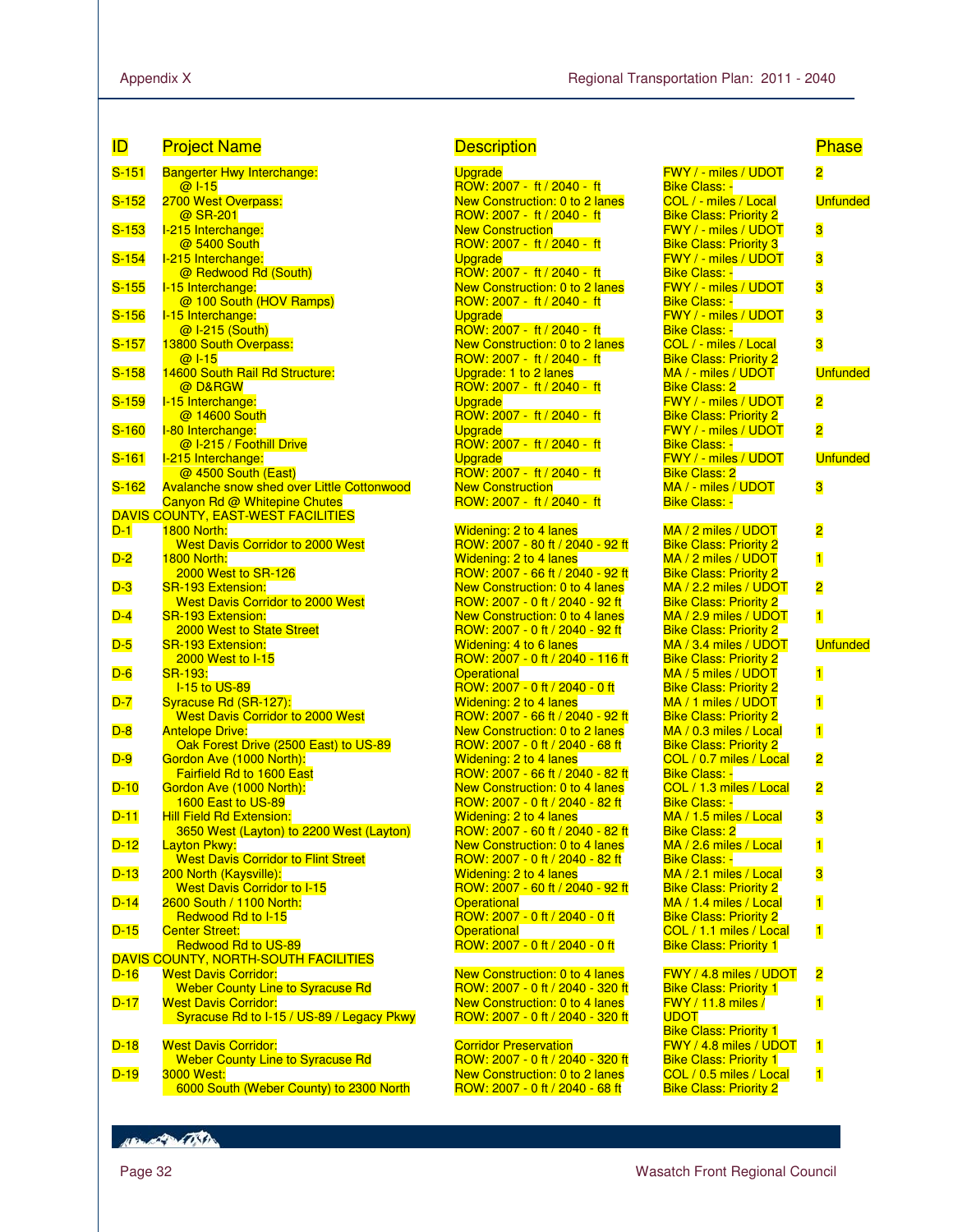| ID | Project Name | Description | | Phase |
|---|---|---|---|---|
| S-151 | Bangerter Hwy Interchange: @ I-15 | Upgrade<br>ROW: 2007 - ft / 2040 - ft | FWY / - miles / UDOT<br>Bike Class: - | 2 |
| S-152 | 2700 West Overpass: @ SR-201 | New Construction: 0 to 2 lanes<br>ROW: 2007 - ft / 2040 - ft | COL / - miles / Local<br>Bike Class: Priority 2 | Unfunded |
| S-153 | I-215 Interchange: @ 5400 South | New Construction<br>ROW: 2007 - ft / 2040 - ft | FWY / - miles / UDOT<br>Bike Class: Priority 3 | 3 |
| S-154 | I-215 Interchange: @ Redwood Rd (South) | Upgrade<br>ROW: 2007 - ft / 2040 - ft | FWY / - miles / UDOT<br>Bike Class: - | 3 |
| S-155 | I-15 Interchange: @ 100 South (HOV Ramps) | New Construction: 0 to 2 lanes<br>ROW: 2007 - ft / 2040 - ft | FWY / - miles / UDOT<br>Bike Class: - | 3 |
| S-156 | I-15 Interchange: @ I-215 (South) | Upgrade<br>ROW: 2007 - ft / 2040 - ft | FWY / - miles / UDOT<br>Bike Class: - | 3 |
| S-157 | 13800 South Overpass: @ I-15 | New Construction: 0 to 2 lanes<br>ROW: 2007 - ft / 2040 - ft | COL / - miles / Local<br>Bike Class: Priority 2 | 3 |
| S-158 | 14600 South Rail Rd Structure: @ D&RGW | Upgrade: 1 to 2 lanes<br>ROW: 2007 - ft / 2040 - ft | MA / - miles / UDOT<br>Bike Class: 2 | Unfunded |
| S-159 | I-15 Interchange: @ 14600 South | Upgrade<br>ROW: 2007 - ft / 2040 - ft | FWY / - miles / UDOT<br>Bike Class: Priority 2 | 2 |
| S-160 | I-80 Interchange: @ I-215 / Foothill Drive | Upgrade<br>ROW: 2007 - ft / 2040 - ft | FWY / - miles / UDOT<br>Bike Class: - | 2 |
| S-161 | I-215 Interchange: @ 4500 South (East) | Upgrade<br>ROW: 2007 - ft / 2040 - ft | FWY / - miles / UDOT<br>Bike Class: 2 | Unfunded |
| S-162 | Avalanche snow shed over Little Cottonwood Canyon Rd @ Whitepine Chutes | New Construction<br>ROW: 2007 - ft / 2040 - ft | MA / - miles / UDOT<br>Bike Class: - | 3 |
| **DAVIS COUNTY, EAST-WEST FACILITIES** | | | | |
| D-1 | 1800 North: West Davis Corridor to 2000 West | Widening: 2 to 4 lanes<br>ROW: 2007 - 80 ft / 2040 - 92 ft | MA / 2 miles / UDOT<br>Bike Class: Priority 2 | 2 |
| D-2 | 1800 North: 2000 West to SR-126 | Widening: 2 to 4 lanes<br>ROW: 2007 - 66 ft / 2040 - 92 ft | MA / 2 miles / UDOT<br>Bike Class: Priority 2 | 1 |
| D-3 | SR-193 Extension: West Davis Corridor to 2000 West | New Construction: 0 to 4 lanes<br>ROW: 2007 - 0 ft / 2040 - 92 ft | MA / 2.2 miles / UDOT<br>Bike Class: Priority 2 | 2 |
| D-4 | SR-193 Extension: 2000 West to State Street | New Construction: 0 to 4 lanes<br>ROW: 2007 - 0 ft / 2040 - 92 ft | MA / 2.9 miles / UDOT<br>Bike Class: Priority 2 | 1 |
| D-5 | SR-193 Extension: 2000 West to I-15 | Widening: 4 to 6 lanes<br>ROW: 2007 - 0 ft / 2040 - 116 ft | MA / 3.4 miles / UDOT<br>Bike Class: Priority 2 | Unfunded |
| D-6 | SR-193: I-15 to US-89 | Operational<br>ROW: 2007 - 0 ft / 2040 - 0 ft | MA / 5 miles / UDOT<br>Bike Class: Priority 2 | 1 |
| D-7 | Syracuse Rd (SR-127): West Davis Corridor to 2000 West | Widening: 2 to 4 lanes<br>ROW: 2007 - 66 ft / 2040 - 92 ft | MA / 1 miles / UDOT<br>Bike Class: Priority 2 | 1 |
| D-8 | Antelope Drive: Oak Forest Drive (2500 East) to US-89 | New Construction: 0 to 2 lanes<br>ROW: 2007 - 0 ft / 2040 - 68 ft | MA / 0.3 miles / Local<br>Bike Class: Priority 2 | 1 |
| D-9 | Gordon Ave (1000 North): Fairfield Rd to 1600 East | Widening: 2 to 4 lanes<br>ROW: 2007 - 66 ft / 2040 - 82 ft | COL / 0.7 miles / Local<br>Bike Class: - | 2 |
| D-10 | Gordon Ave (1000 North): 1600 East to US-89 | New Construction: 0 to 4 lanes<br>ROW: 2007 - 0 ft / 2040 - 82 ft | COL / 1.3 miles / Local<br>Bike Class: - | 2 |
| D-11 | Hill Field Rd Extension: 3650 West (Layton) to 2200 West (Layton) | Widening: 2 to 4 lanes<br>ROW: 2007 - 60 ft / 2040 - 82 ft | MA / 1.5 miles / Local<br>Bike Class: 2 | 3 |
| D-12 | Layton Pkwy: West Davis Corridor to Flint Street | New Construction: 0 to 4 lanes<br>ROW: 2007 - 0 ft / 2040 - 82 ft | MA / 2.6 miles / Local<br>Bike Class: - | 1 |
| D-13 | 200 North (Kaysville): West Davis Corridor to I-15 | Widening: 2 to 4 lanes<br>ROW: 2007 - 60 ft / 2040 - 92 ft | MA / 2.1 miles / Local<br>Bike Class: Priority 2 | 3 |
| D-14 | 2600 South / 1100 North: Redwood Rd to I-15 | Operational<br>ROW: 2007 - 0 ft / 2040 - 0 ft | MA / 1.4 miles / Local<br>Bike Class: Priority 2 | 1 |
| D-15 | Center Street: Redwood Rd to US-89 | Operational<br>ROW: 2007 - 0 ft / 2040 - 0 ft | COL / 1.1 miles / Local<br>Bike Class: Priority 1 | 1 |
| **DAVIS COUNTY, NORTH-SOUTH FACILITIES** | | | | |
| D-16 | West Davis Corridor: Weber County Line to Syracuse Rd | New Construction: 0 to 4 lanes<br>ROW: 2007 - 0 ft / 2040 - 320 ft | FWY / 4.8 miles / UDOT<br>Bike Class: Priority 1 | 2 |
| D-17 | West Davis Corridor: Syracuse Rd to I-15 / US-89 / Legacy Pkwy | New Construction: 0 to 4 lanes<br>ROW: 2007 - 0 ft / 2040 - 320 ft | FWY / 11.8 miles / UDOT<br>Bike Class: Priority 1 | 1 |
| D-18 | West Davis Corridor: Weber County Line to Syracuse Rd | Corridor Preservation<br>ROW: 2007 - 0 ft / 2040 - 320 ft | FWY / 4.8 miles / UDOT<br>Bike Class: Priority 1 | 1 |
| D-19 | 3000 West: 6000 South (Weber County) to 2300 North | New Construction: 0 to 2 lanes<br>ROW: 2007 - 0 ft / 2040 - 68 ft | COL / 0.5 miles / Local<br>Bike Class: Priority 2 | 1 |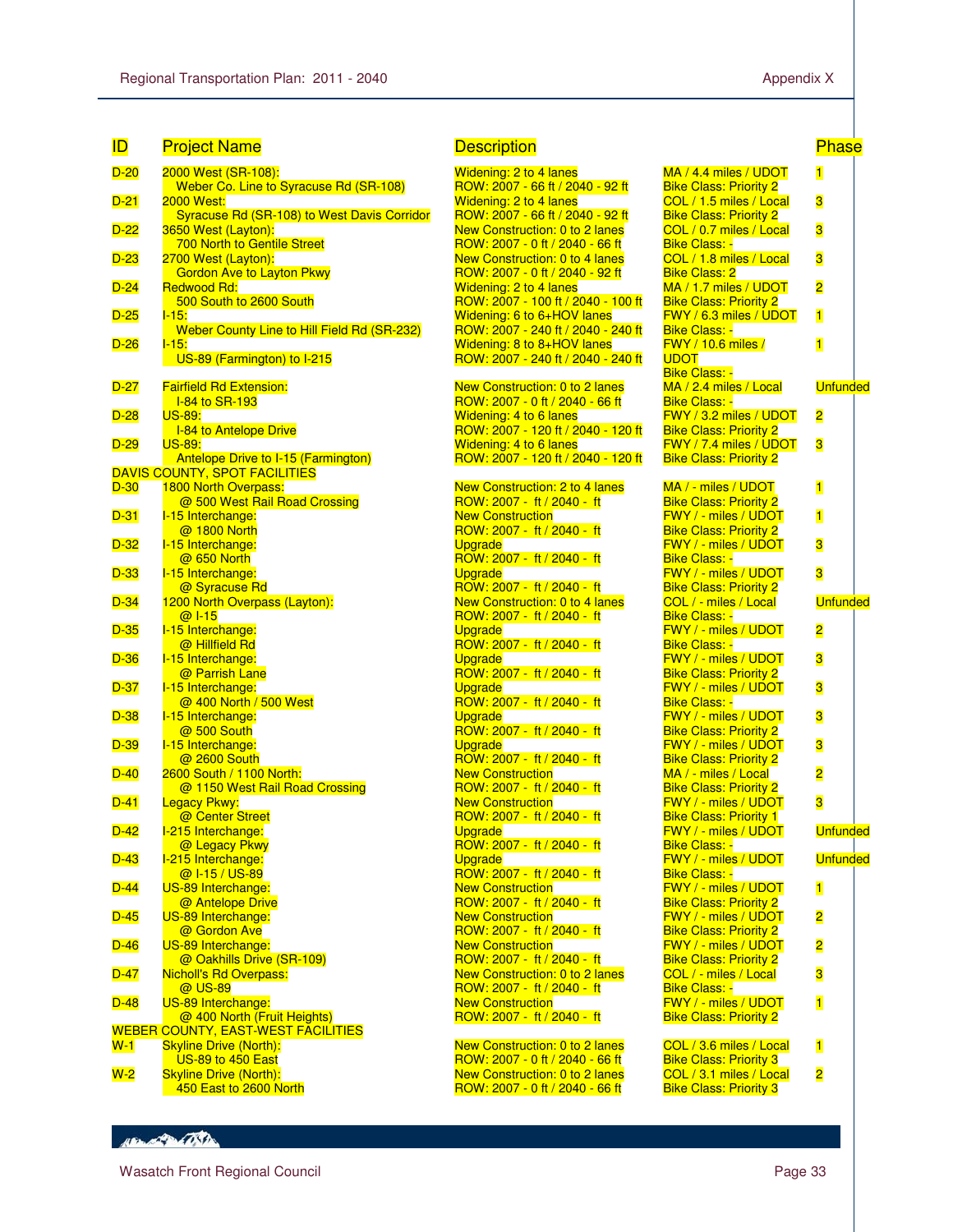| ID | Project Name | Description | | Phase |
|---|---|---|---|---|
| D-20 | 2000 West (SR-108): Weber Co. Line to Syracuse Rd (SR-108) | Widening: 2 to 4 lanes<br>ROW: 2007 - 66 ft / 2040 - 92 ft | MA / 4.4 miles / UDOT<br>Bike Class: Priority 2 | 1 |
| D-21 | 2000 West: Syracuse Rd (SR-108) to West Davis Corridor | Widening: 2 to 4 lanes<br>ROW: 2007 - 66 ft / 2040 - 92 ft | COL / 1.5 miles / Local<br>Bike Class: Priority 2 | 3 |
| D-22 | 3650 West (Layton): 700 North to Gentile Street | New Construction: 0 to 2 lanes<br>ROW: 2007 - 0 ft / 2040 - 66 ft | COL / 0.7 miles / Local<br>Bike Class: - | 3 |
| D-23 | 2700 West (Layton): Gordon Ave to Layton Pkwy | New Construction: 0 to 4 lanes<br>ROW: 2007 - 0 ft / 2040 - 92 ft | COL / 1.8 miles / Local<br>Bike Class: 2 | 3 |
| D-24 | Redwood Rd: 500 South to 2600 South | Widening: 2 to 4 lanes<br>ROW: 2007 - 100 ft / 2040 - 100 ft | MA / 1.7 miles / UDOT<br>Bike Class: Priority 2 | 2 |
| D-25 | I-15: Weber County Line to Hill Field Rd (SR-232) | Widening: 6 to 6+HOV lanes<br>ROW: 2007 - 240 ft / 2040 - 240 ft | FWY / 6.3 miles / UDOT<br>Bike Class: - | 1 |
| D-26 | I-15: US-89 (Farmington) to I-215 | Widening: 8 to 8+HOV lanes<br>ROW: 2007 - 240 ft / 2040 - 240 ft | FWY / 10.6 miles / UDOT<br>Bike Class: - | 1 |
| D-27 | Fairfield Rd Extension: I-84 to SR-193 | New Construction: 0 to 2 lanes<br>ROW: 2007 - 0 ft / 2040 - 66 ft | MA / 2.4 miles / Local<br>Bike Class: - | Unfunded |
| D-28 | US-89: I-84 to Antelope Drive | Widening: 4 to 6 lanes<br>ROW: 2007 - 120 ft / 2040 - 120 ft | FWY / 3.2 miles / UDOT<br>Bike Class: Priority 2 | 2 |
| D-29 | US-89: Antelope Drive to I-15 (Farmington) | Widening: 4 to 6 lanes<br>ROW: 2007 - 120 ft / 2040 - 120 ft | FWY / 7.4 miles / UDOT<br>Bike Class: Priority 2 | 3 |
| DAVIS COUNTY, SPOT FACILITIES | | | | |
| D-30 | 1800 North Overpass: @ 500 West Rail Road Crossing | New Construction: 2 to 4 lanes<br>ROW: 2007 - ft / 2040 - ft | MA / - miles / UDOT<br>Bike Class: Priority 2 | 1 |
| D-31 | I-15 Interchange: @ 1800 North | New Construction<br>ROW: 2007 - ft / 2040 - ft | FWY / - miles / UDOT<br>Bike Class: Priority 2 | 1 |
| D-32 | I-15 Interchange: @ 650 North | Upgrade<br>ROW: 2007 - ft / 2040 - ft | FWY / - miles / UDOT<br>Bike Class: - | 3 |
| D-33 | I-15 Interchange: @ Syracuse Rd | Upgrade<br>ROW: 2007 - ft / 2040 - ft | FWY / - miles / UDOT<br>Bike Class: Priority 2 | 3 |
| D-34 | 1200 North Overpass (Layton): @ I-15 | New Construction: 0 to 4 lanes<br>ROW: 2007 - ft / 2040 - ft | COL / - miles / Local<br>Bike Class: - | Unfunded |
| D-35 | I-15 Interchange: @ Hillfield Rd | Upgrade<br>ROW: 2007 - ft / 2040 - ft | FWY / - miles / UDOT<br>Bike Class: - | 2 |
| D-36 | I-15 Interchange: @ Parrish Lane | Upgrade<br>ROW: 2007 - ft / 2040 - ft | FWY / - miles / UDOT<br>Bike Class: Priority 2 | 3 |
| D-37 | I-15 Interchange: @ 400 North / 500 West | Upgrade<br>ROW: 2007 - ft / 2040 - ft | FWY / - miles / UDOT<br>Bike Class: - | 3 |
| D-38 | I-15 Interchange: @ 500 South | Upgrade<br>ROW: 2007 - ft / 2040 - ft | FWY / - miles / UDOT<br>Bike Class: Priority 2 | 3 |
| D-39 | I-15 Interchange: @ 2600 South | Upgrade<br>ROW: 2007 - ft / 2040 - ft | FWY / - miles / UDOT<br>Bike Class: Priority 2 | 3 |
| D-40 | 2600 South / 1100 North: @ 1150 West Rail Road Crossing | New Construction<br>ROW: 2007 - ft / 2040 - ft | MA / - miles / Local<br>Bike Class: Priority 2 | 2 |
| D-41 | Legacy Pkwy: @ Center Street | New Construction<br>ROW: 2007 - ft / 2040 - ft | FWY / - miles / UDOT<br>Bike Class: Priority 1 | 3 |
| D-42 | I-215 Interchange: @ Legacy Pkwy | Upgrade<br>ROW: 2007 - ft / 2040 - ft | FWY / - miles / UDOT<br>Bike Class: - | Unfunded |
| D-43 | I-215 Interchange: @ I-15 / US-89 | Upgrade<br>ROW: 2007 - ft / 2040 - ft | FWY / - miles / UDOT<br>Bike Class: - | Unfunded |
| D-44 | US-89 Interchange: @ Antelope Drive | New Construction<br>ROW: 2007 - ft / 2040 - ft | FWY / - miles / UDOT<br>Bike Class: Priority 2 | 1 |
| D-45 | US-89 Interchange: @ Gordon Ave | New Construction<br>ROW: 2007 - ft / 2040 - ft | FWY / - miles / UDOT<br>Bike Class: Priority 2 | 2 |
| D-46 | US-89 Interchange: @ Oakhills Drive (SR-109) | New Construction<br>ROW: 2007 - ft / 2040 - ft | FWY / - miles / UDOT<br>Bike Class: Priority 2 | 2 |
| D-47 | Nicholl's Rd Overpass: @ US-89 | New Construction: 0 to 2 lanes<br>ROW: 2007 - ft / 2040 - ft | COL / - miles / Local<br>Bike Class: - | 3 |
| D-48 | US-89 Interchange: @ 400 North (Fruit Heights) | New Construction<br>ROW: 2007 - ft / 2040 - ft | FWY / - miles / UDOT<br>Bike Class: Priority 2 | 1 |
| WEBER COUNTY, EAST-WEST FACILITIES | | | | |
| W-1 | Skyline Drive (North): US-89 to 450 East | New Construction: 0 to 2 lanes<br>ROW: 2007 - 0 ft / 2040 - 66 ft | COL / 3.6 miles / Local<br>Bike Class: Priority 3 | 1 |
| W-2 | Skyline Drive (North): 450 East to 2600 North | New Construction: 0 to 2 lanes<br>ROW: 2007 - 0 ft / 2040 - 66 ft | COL / 3.1 miles / Local<br>Bike Class: Priority 3 | 2 |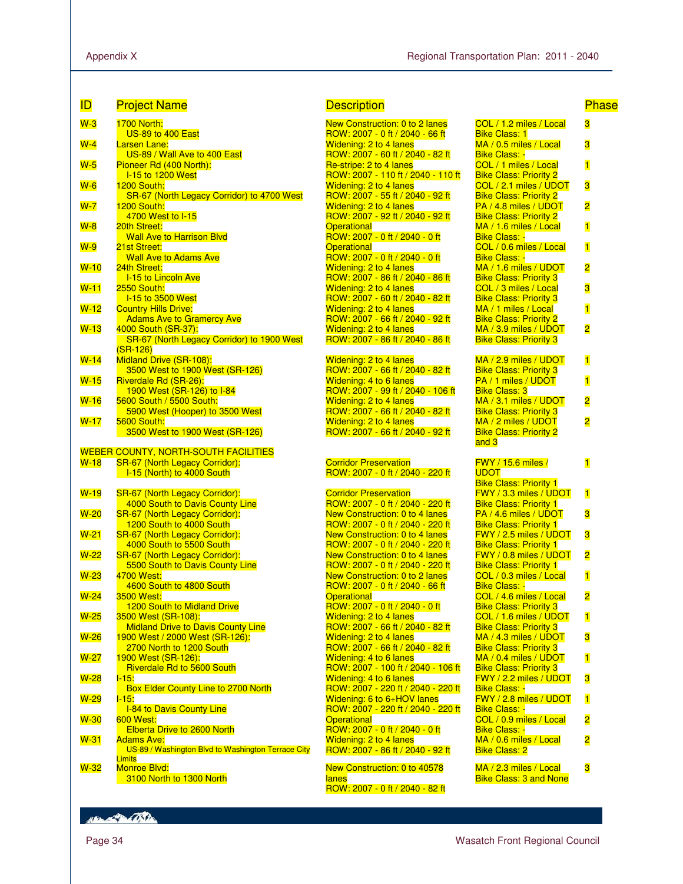| ID | Project Name | Description | | Phase |
|---|---|---|---|---|
| W-3 | 1700 North: US-89 to 400 East | New Construction: 0 to 2 lanes ROW: 2007 - 0 ft / 2040 - 66 ft | COL / 1.2 miles / Local Bike Class: 1 | 3 |
| W-4 | Larsen Lane: US-89 / Wall Ave to 400 East | Widening: 2 to 4 lanes ROW: 2007 - 60 ft / 2040 - 82 ft | MA / 0.5 miles / Local Bike Class: - | 3 |
| W-5 | Pioneer Rd (400 North): I-15 to 1200 West | Re-stripe: 2 to 4 lanes ROW: 2007 - 110 ft / 2040 - 110 ft | COL / 1 miles / Local Bike Class: Priority 2 | 1 |
| W-6 | 1200 South: SR-67 (North Legacy Corridor) to 4700 West | Widening: 2 to 4 lanes ROW: 2007 - 55 ft / 2040 - 92 ft | COL / 2.1 miles / UDOT Bike Class: Priority 2 | 3 |
| W-7 | 1200 South: 4700 West to I-15 | Widening: 2 to 4 lanes ROW: 2007 - 92 ft / 2040 - 92 ft | PA / 4.8 miles / UDOT Bike Class: Priority 2 | 2 |
| W-8 | 20th Street: Wall Ave to Harrison Blvd | Operational ROW: 2007 - 0 ft / 2040 - 0 ft | MA / 1.6 miles / Local Bike Class: - | 1 |
| W-9 | 21st Street: Wall Ave to Adams Ave | Operational ROW: 2007 - 0 ft / 2040 - 0 ft | COL / 0.6 miles / Local Bike Class: - | 1 |
| W-10 | 24th Street: I-15 to Lincoln Ave | Widening: 2 to 4 lanes ROW: 2007 - 86 ft / 2040 - 86 ft | MA / 1.6 miles / UDOT Bike Class: Priority 3 | 2 |
| W-11 | 2550 South: I-15 to 3500 West | Widening: 2 to 4 lanes ROW: 2007 - 60 ft / 2040 - 82 ft | COL / 3 miles / Local Bike Class: Priority 3 | 3 |
| W-12 | Country Hills Drive: Adams Ave to Gramercy Ave | Widening: 2 to 4 lanes ROW: 2007 - 66 ft / 2040 - 92 ft | MA / 1 miles / Local Bike Class: Priority 2 | 1 |
| W-13 | 4000 South (SR-37): SR-67 (North Legacy Corridor) to 1900 West (SR-126) | Widening: 2 to 4 lanes ROW: 2007 - 86 ft / 2040 - 86 ft | MA / 3.9 miles / UDOT Bike Class: Priority 3 | 2 |
| W-14 | Midland Drive (SR-108): 3500 West to 1900 West (SR-126) | Widening: 2 to 4 lanes ROW: 2007 - 66 ft / 2040 - 82 ft | MA / 2.9 miles / UDOT Bike Class: Priority 3 | 1 |
| W-15 | Riverdale Rd (SR-26): 1900 West (SR-126) to I-84 | Widening: 4 to 6 lanes ROW: 2007 - 99 ft / 2040 - 106 ft | PA / 1 miles / UDOT Bike Class: 3 | 1 |
| W-16 | 5600 South / 5500 South: 5900 West (Hooper) to 3500 West | Widening: 2 to 4 lanes ROW: 2007 - 66 ft / 2040 - 82 ft | MA / 3.1 miles / UDOT Bike Class: Priority 3 | 2 |
| W-17 | 5600 South: 3500 West to 1900 West (SR-126) | Widening: 2 to 4 lanes ROW: 2007 - 66 ft / 2040 - 92 ft | MA / 2 miles / UDOT Bike Class: Priority 2 and 3 | 2 |
| | **WEBER COUNTY, NORTH-SOUTH FACILITIES** | | | |
| W-18 | SR-67 (North Legacy Corridor): I-15 (North) to 4000 South | Corridor Preservation ROW: 2007 - 0 ft / 2040 - 220 ft | FWY / 15.6 miles / UDOT Bike Class: Priority 1 | 1 |
| W-19 | SR-67 (North Legacy Corridor): 4000 South to Davis County Line | Corridor Preservation ROW: 2007 - 0 ft / 2040 - 220 ft | FWY / 3.3 miles / UDOT Bike Class: Priority 1 | 1 |
| W-20 | SR-67 (North Legacy Corridor): 1200 South to 4000 South | New Construction: 0 to 4 lanes ROW: 2007 - 0 ft / 2040 - 220 ft | PA / 4.6 miles / UDOT Bike Class: Priority 1 | 3 |
| W-21 | SR-67 (North Legacy Corridor): 4000 South to 5500 South | New Construction: 0 to 4 lanes ROW: 2007 - 0 ft / 2040 - 220 ft | FWY / 2.5 miles / UDOT Bike Class: Priority 1 | 3 |
| W-22 | SR-67 (North Legacy Corridor): 5500 South to Davis County Line | New Construction: 0 to 4 lanes ROW: 2007 - 0 ft / 2040 - 220 ft | FWY / 0.8 miles / UDOT Bike Class: Priority 1 | 2 |
| W-23 | 4700 West: 4600 South to 4800 South | New Construction: 0 to 2 lanes ROW: 2007 - 0 ft / 2040 - 66 ft | COL / 0.3 miles / Local Bike Class: - | 1 |
| W-24 | 3500 West: 1200 South to Midland Drive | Operational ROW: 2007 - 0 ft / 2040 - 0 ft | COL / 4.6 miles / Local Bike Class: Priority 3 | 2 |
| W-25 | 3500 West (SR-108): Midland Drive to Davis County Line | Widening: 2 to 4 lanes ROW: 2007 - 66 ft / 2040 - 82 ft | COL / 1.6 miles / UDOT Bike Class: Priority 3 | 1 |
| W-26 | 1900 West / 2000 West (SR-126): 2700 North to 1200 South | Widening: 2 to 4 lanes ROW: 2007 - 66 ft / 2040 - 82 ft | MA / 4.3 miles / UDOT Bike Class: Priority 3 | 3 |
| W-27 | 1900 West (SR-126): Riverdale Rd to 5600 South | Widening: 4 to 6 lanes ROW: 2007 - 100 ft / 2040 - 106 ft | MA / 0.4 miles / UDOT Bike Class: Priority 3 | 1 |
| W-28 | I-15: Box Elder County Line to 2700 North | Widening: 4 to 6 lanes ROW: 2007 - 220 ft / 2040 - 220 ft | FWY / 2.2 miles / UDOT Bike Class: - | 3 |
| W-29 | I-15: I-84 to Davis County Line | Widening: 6 to 6+HOV lanes ROW: 2007 - 220 ft / 2040 - 220 ft | FWY / 2.8 miles / UDOT Bike Class: - | 1 |
| W-30 | 600 West: Elberta Drive to 2600 North | Operational ROW: 2007 - 0 ft / 2040 - 0 ft | COL / 0.9 miles / Local Bike Class: - | 2 |
| W-31 | Adams Ave: US-89 / Washington Blvd to Washington Terrace City Limits | Widening: 2 to 4 lanes ROW: 2007 - 86 ft / 2040 - 92 ft | MA / 0.6 miles / Local Bike Class: 2 | 2 |
| W-32 | Monroe Blvd: 3100 North to 1300 North | New Construction: 0 to 40578 lanes ROW: 2007 - 0 ft / 2040 - 82 ft | MA / 2.3 miles / Local Bike Class: 3 and None | 3 |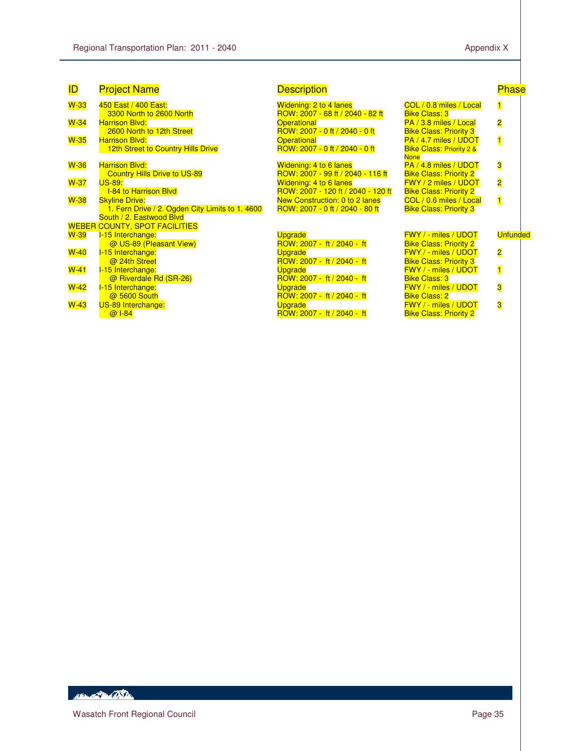| ID | Project Name | Description | | Phase |
|---|---|---|---|---|
| W-33 | 450 East / 400 East:<br>3300 North to 2600 North | Widening: 2 to 4 lanes<br>ROW: 2007 - 68 ft / 2040 - 82 ft | COL / 0.8 miles / Local<br>Bike Class: 3 | 1 |
| W-34 | Harrison Blvd:<br>2600 North to 12th Street | Operational<br>ROW: 2007 - 0 ft / 2040 - 0 ft | PA / 3.8 miles / Local<br>Bike Class: Priority 3 | 2 |
| W-35 | Harrison Blvd:<br>12th Street to Country Hills Drive | Operational<br>ROW: 2007 - 0 ft / 2040 - 0 ft | PA / 4.7 miles / UDOT<br>Bike Class: Priority 2 & None | 1 |
| W-36 | Harrison Blvd:<br>Country Hills Drive to US-89 | Widening: 4 to 6 lanes<br>ROW: 2007 - 99 ft / 2040 - 116 ft | PA / 4.8 miles / UDOT<br>Bike Class: Priority 2 | 3 |
| W-37 | US-89:<br>I-84 to Harrison Blvd | Widening: 4 to 6 lanes<br>ROW: 2007 - 120 ft / 2040 - 120 ft | FWY / 2 miles / UDOT<br>Bike Class: Priority 2 | 2 |
| W-38 | Skyline Drive:<br>1. Fern Drive / 2. Ogden City Limits to 1. 4600 South / 2. Eastwood Blvd | New Construction: 0 to 2 lanes<br>ROW: 2007 - 0 ft / 2040 - 80 ft | COL / 0.6 miles / Local<br>Bike Class: Priority 3 | 1 |
| WEBER COUNTY, SPOT FACILITIES | | | | |
| W-39 | I-15 Interchange:<br>@ US-89 (Pleasant View) | Upgrade<br>ROW: 2007 - ft / 2040 - ft | FWY / - miles / UDOT<br>Bike Class: Priority 2 | Unfunded |
| W-40 | I-15 Interchange:<br>@ 24th Street | Upgrade<br>ROW: 2007 - ft / 2040 - ft | FWY / - miles / UDOT<br>Bike Class: Priority 3 | 2 |
| W-41 | I-15 Interchange:<br>@ Riverdale Rd (SR-26) | Upgrade<br>ROW: 2007 - ft / 2040 - ft | FWY / - miles / UDOT<br>Bike Class: 3 | 1 |
| W-42 | I-15 Interchange:<br>@ 5600 South | Upgrade<br>ROW: 2007 - ft / 2040 - ft | FWY / - miles / UDOT<br>Bike Class: 2 | 3 |
| W-43 | US-89 Interchange:<br>@ I-84 | Upgrade<br>ROW: 2007 - ft / 2040 - ft | FWY / - miles / UDOT<br>Bike Class: Priority 2 | 3 |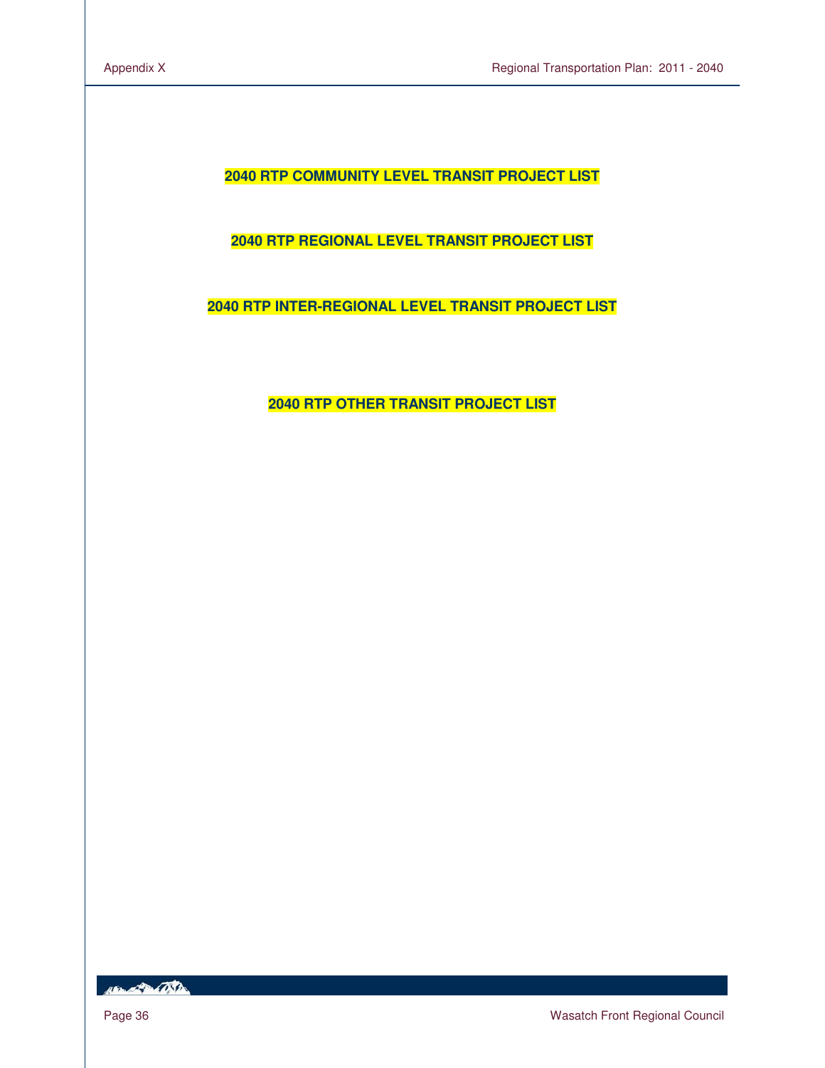## 2040 RTP COMMUNITY LEVEL TRANSIT PROJECT LIST

## 2040 RTP REGIONAL LEVEL TRANSIT PROJECT LIST

## 2040 RTP INTER-REGIONAL LEVEL TRANSIT PROJECT LIST

## 2040 RTP OTHER TRANSIT PROJECT LIST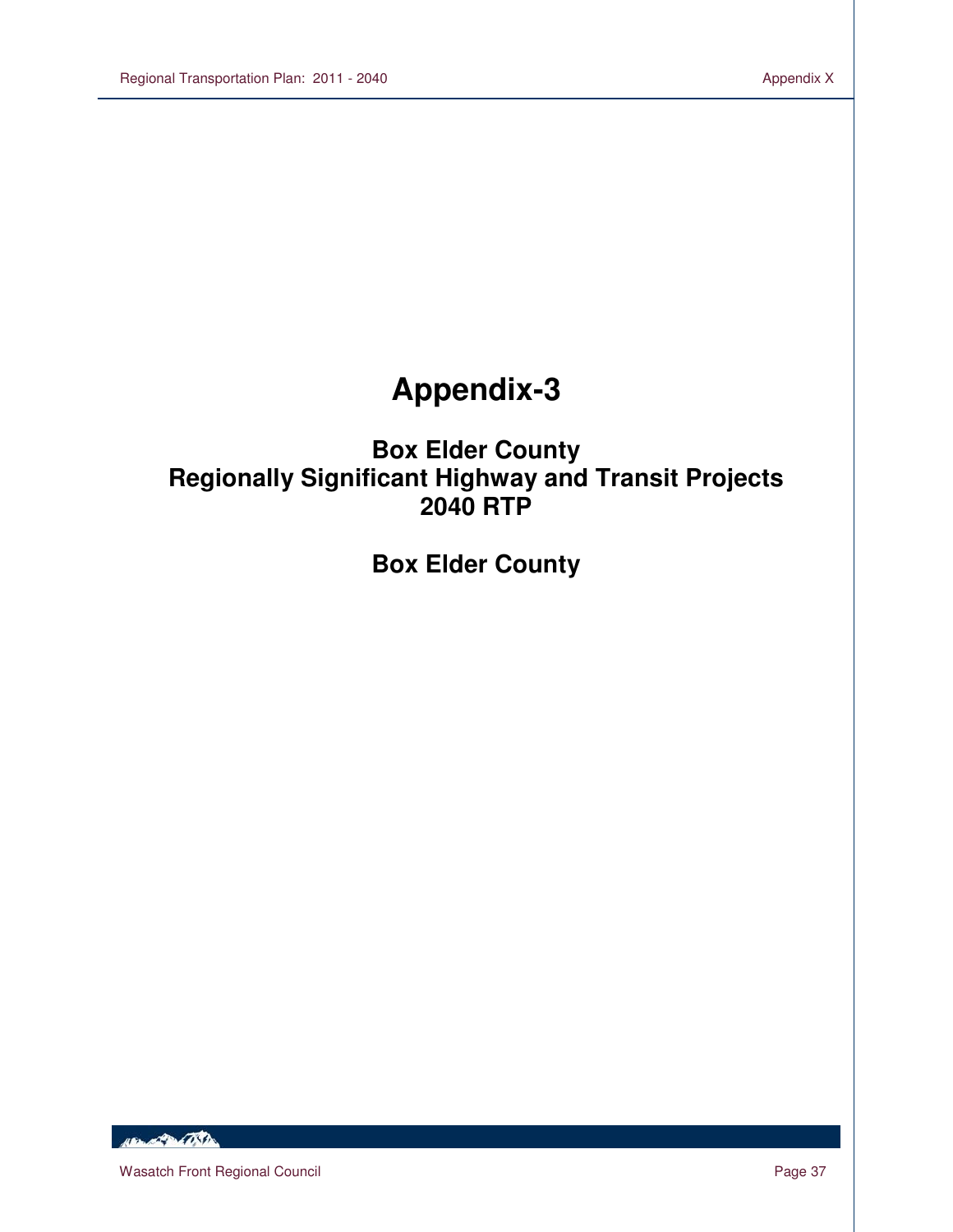# Appendix-3

## Box Elder County
## Regionally Significant Highway and Transit Projects
## 2040 RTP

## Box Elder County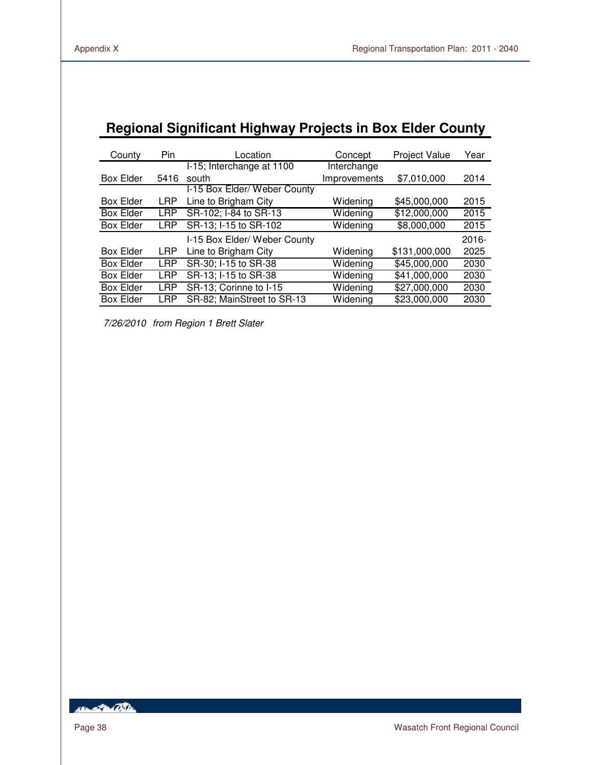## Regional Significant Highway Projects in Box Elder County

| County | Pin | Location | Concept | Project Value | Year |
|---|---|---|---|---|---|
| Box Elder | 5416 | I-15; Interchange at 1100 south | Interchange Improvements | $7,010,000 | 2014 |
| Box Elder | LRP | I-15 Box Elder/ Weber County Line to Brigham City | Widening | $45,000,000 | 2015 |
| Box Elder | LRP | SR-102; I-84 to SR-13 | Widening | $12,000,000 | 2015 |
| Box Elder | LRP | SR-13; I-15 to SR-102 | Widening | $8,000,000 | 2015 |
| Box Elder | LRP | I-15 Box Elder/ Weber County Line to Brigham City | Widening | $131,000,000 | 2016-2025 |
| Box Elder | LRP | SR-30; I-15 to SR-38 | Widening | $45,000,000 | 2030 |
| Box Elder | LRP | SR-13; I-15 to SR-38 | Widening | $41,000,000 | 2030 |
| Box Elder | LRP | SR-13; Corinne to I-15 | Widening | $27,000,000 | 2030 |
| Box Elder | LRP | SR-82; MainStreet to SR-13 | Widening | $23,000,000 | 2030 |

*7/26/2010 from Region 1 Brett Slater*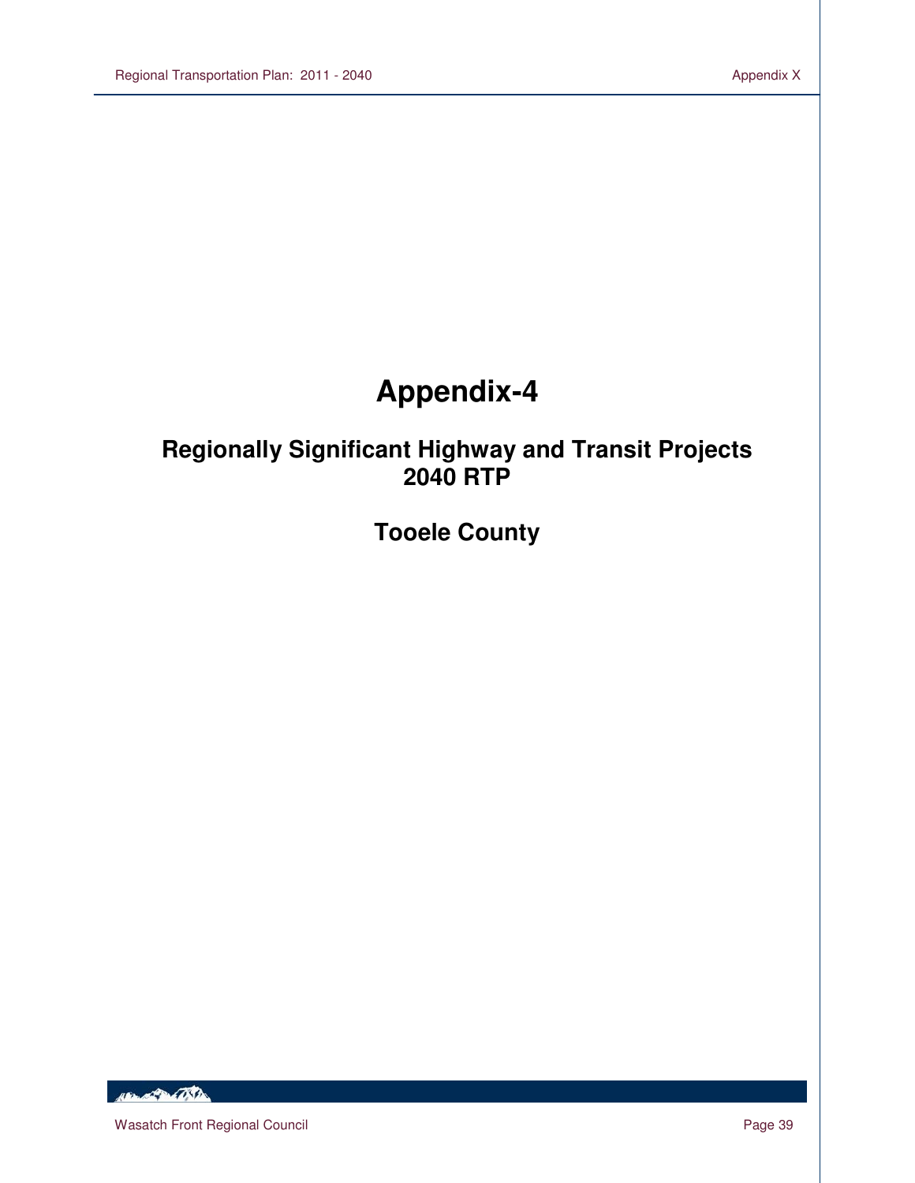# Appendix-4

## Regionally Significant Highway and Transit Projects 2040 RTP

## Tooele County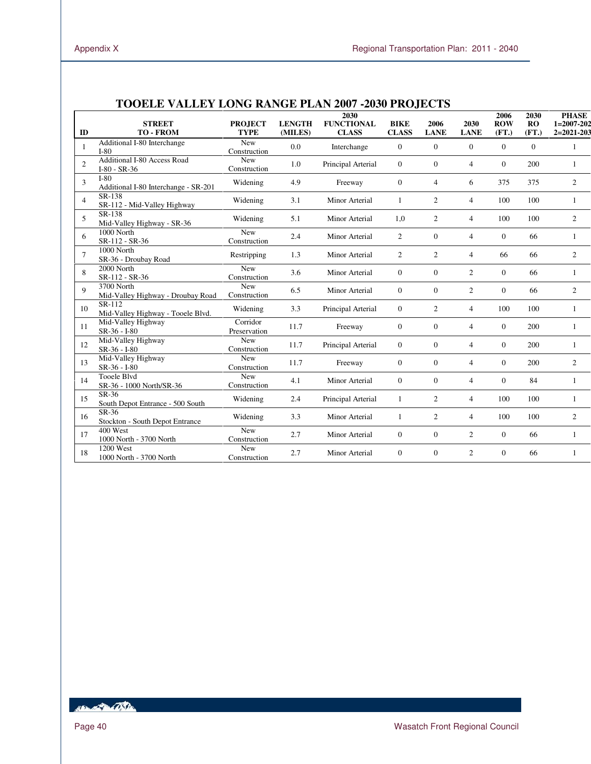## TOOELE VALLEY LONG RANGE PLAN 2007 -2030 PROJECTS

| ID | STREET<br>TO - FROM | PROJECT TYPE | LENGTH (MILES) | 2030 FUNCTIONAL CLASS | BIKE CLASS | 2006 LANE | 2030 LANE | 2006 ROW (FT.) | 2030 RO (FT.) | PHASE 1=2007-202 2=2021-203 |
|---|---|---|---|---|---|---|---|---|---|---|
| 1 | Additional I-80 Interchange<br>I-80 | New Construction | 0.0 | Interchange | 0 | 0 | 0 | 0 | 0 | 1 |
| 2 | Additional I-80 Access Road<br>I-80 - SR-36 | New Construction | 1.0 | Principal Arterial | 0 | 0 | 4 | 0 | 200 | 1 |
| 3 | I-80<br>Additional I-80 Interchange - SR-201 | Widening | 4.9 | Freeway | 0 | 4 | 6 | 375 | 375 | 2 |
| 4 | SR-138<br>SR-112 - Mid-Valley Highway | Widening | 3.1 | Minor Arterial | 1 | 2 | 4 | 100 | 100 | 1 |
| 5 | SR-138<br>Mid-Valley Highway - SR-36 | Widening | 5.1 | Minor Arterial | 1,0 | 2 | 4 | 100 | 100 | 2 |
| 6 | 1000 North<br>SR-112 - SR-36 | New Construction | 2.4 | Minor Arterial | 2 | 0 | 4 | 0 | 66 | 1 |
| 7 | 1000 North<br>SR-36 - Droubay Road | Restripping | 1.3 | Minor Arterial | 2 | 2 | 4 | 66 | 66 | 2 |
| 8 | 2000 North<br>SR-112 - SR-36 | New Construction | 3.6 | Minor Arterial | 0 | 0 | 2 | 0 | 66 | 1 |
| 9 | 3700 North<br>Mid-Valley Highway - Droubay Road | New Construction | 6.5 | Minor Arterial | 0 | 0 | 2 | 0 | 66 | 2 |
| 10 | SR-112<br>Mid-Valley Highway - Tooele Blvd. | Widening | 3.3 | Principal Arterial | 0 | 2 | 4 | 100 | 100 | 1 |
| 11 | Mid-Valley Highway<br>SR-36 - I-80 | Corridor Preservation | 11.7 | Freeway | 0 | 0 | 4 | 0 | 200 | 1 |
| 12 | Mid-Valley Highway<br>SR-36 - I-80 | New Construction | 11.7 | Principal Arterial | 0 | 0 | 4 | 0 | 200 | 1 |
| 13 | Mid-Valley Highway<br>SR-36 - I-80 | New Construction | 11.7 | Freeway | 0 | 0 | 4 | 0 | 200 | 2 |
| 14 | Tooele Blvd<br>SR-36 - 1000 North/SR-36 | New Construction | 4.1 | Minor Arterial | 0 | 0 | 4 | 0 | 84 | 1 |
| 15 | SR-36<br>South Depot Entrance - 500 South | Widening | 2.4 | Principal Arterial | 1 | 2 | 4 | 100 | 100 | 1 |
| 16 | SR-36<br>Stockton - South Depot Entrance | Widening | 3.3 | Minor Arterial | 1 | 2 | 4 | 100 | 100 | 2 |
| 17 | 400 West<br>1000 North - 3700 North | New Construction | 2.7 | Minor Arterial | 0 | 0 | 2 | 0 | 66 | 1 |
| 18 | 1200 West<br>1000 North - 3700 North | New Construction | 2.7 | Minor Arterial | 0 | 0 | 2 | 0 | 66 | 1 |